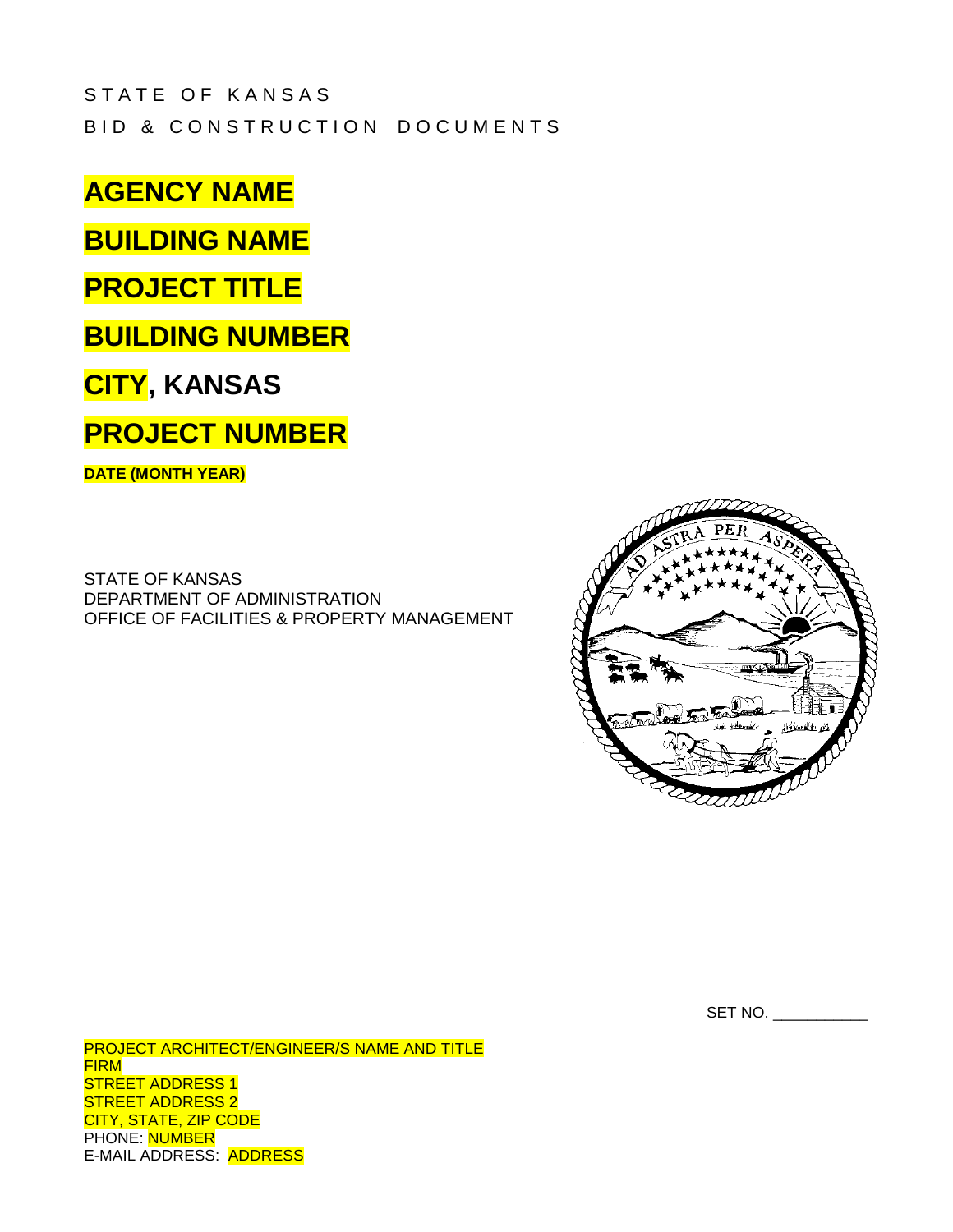STATE OF KANSAS
BID & CONSTRUCTION DOCUMENTS

# AGENCY NAME

# BUILDING NAME

# PROJECT TITLE

# BUILDING NUMBER

# CITY, KANSAS

# PROJECT NUMBER

**DATE (MONTH YEAR)**

STATE OF KANSAS
DEPARTMENT OF ADMINISTRATION
OFFICE OF FACILITIES & PROPERTY MANAGEMENT

SET NO. ___________

PROJECT ARCHITECT/ENGINEER/S NAME AND TITLE
FIRM
STREET ADDRESS 1
STREET ADDRESS 2
CITY, STATE, ZIP CODE
PHONE: NUMBER
E-MAIL ADDRESS: ADDRESS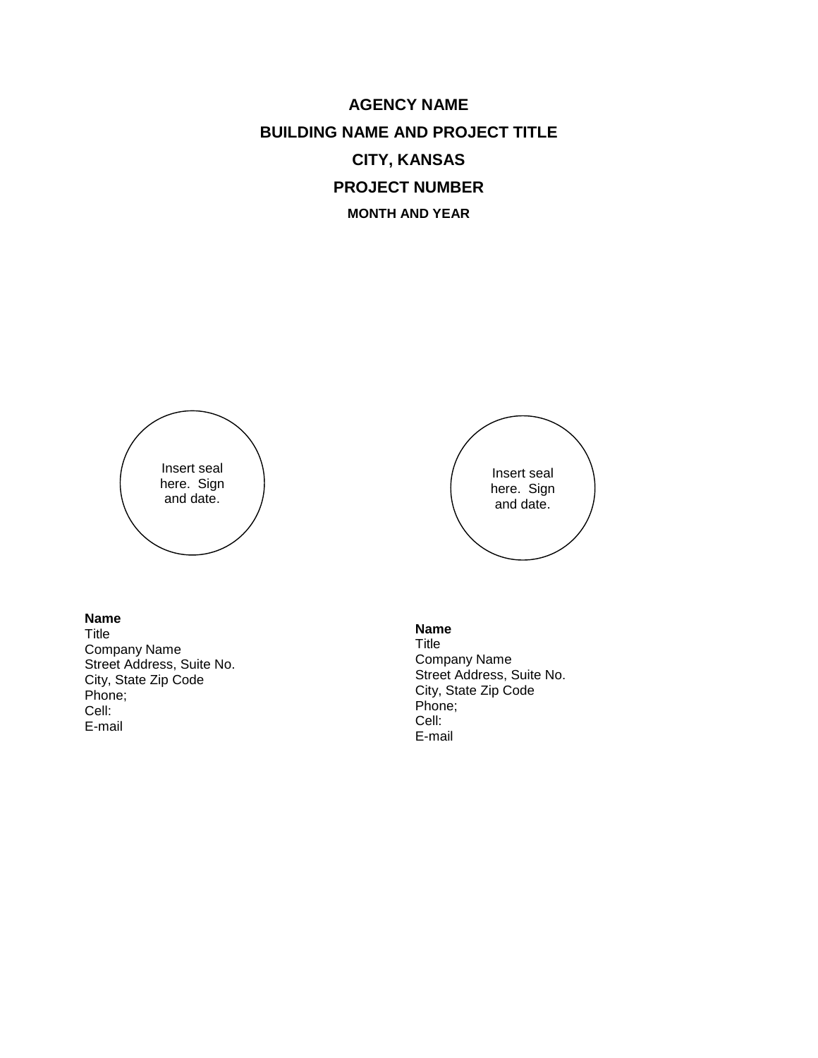**AGENCY NAME**

**BUILDING NAME AND PROJECT TITLE**

**CITY, KANSAS**

**PROJECT NUMBER**

**MONTH AND YEAR**

Insert seal here. Sign and date.

Insert seal here. Sign and date.

**Name**
Title
Company Name
Street Address, Suite No.
City, State Zip Code
Phone;
Cell:
E-mail

**Name**
Title
Company Name
Street Address, Suite No.
City, State Zip Code
Phone;
Cell:
E-mail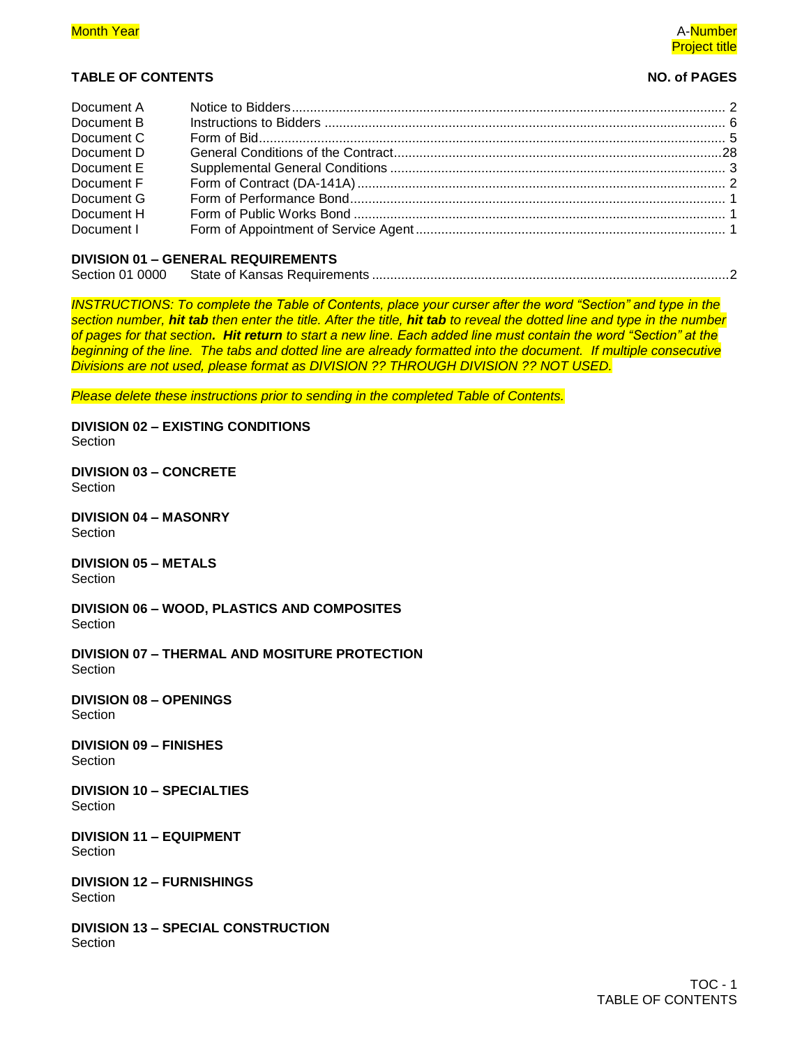Month Year

A-Number
Project title

## TABLE OF CONTENTS

**NO. of PAGES**

| | | |
|---|---|---|
| Document A | Notice to Bidders | 2 |
| Document B | Instructions to Bidders | 6 |
| Document C | Form of Bid | 5 |
| Document D | General Conditions of the Contract | 28 |
| Document E | Supplemental General Conditions | 3 |
| Document F | Form of Contract (DA-141A) | 2 |
| Document G | Form of Performance Bond | 1 |
| Document H | Form of Public Works Bond | 1 |
| Document I | Form of Appointment of Service Agent | 1 |

**DIVISION 01 – GENERAL REQUIREMENTS**

Section 01 0000 State of Kansas Requirements ........ 2

*INSTRUCTIONS: To complete the Table of Contents, place your curser after the word "Section" and type in the section number, **hit tab** then enter the title. After the title, **hit tab** to reveal the dotted line and type in the number of pages for that section**. Hit return** to start a new line. Each added line must contain the word "Section" at the beginning of the line. The tabs and dotted line are already formatted into the document. If multiple consecutive Divisions are not used, please format as DIVISION ?? THROUGH DIVISION ?? NOT USED.*

*Please delete these instructions prior to sending in the completed Table of Contents.*

**DIVISION 02 – EXISTING CONDITIONS**

Section

**DIVISION 03 – CONCRETE**

Section

**DIVISION 04 – MASONRY**

Section

**DIVISION 05 – METALS**

Section

**DIVISION 06 – WOOD, PLASTICS AND COMPOSITES**

Section

**DIVISION 07 – THERMAL AND MOSITURE PROTECTION**

Section

**DIVISION 08 – OPENINGS**

Section

**DIVISION 09 – FINISHES**

Section

**DIVISION 10 – SPECIALTIES**

Section

**DIVISION 11 – EQUIPMENT**

Section

**DIVISION 12 – FURNISHINGS**

Section

**DIVISION 13 – SPECIAL CONSTRUCTION**

Section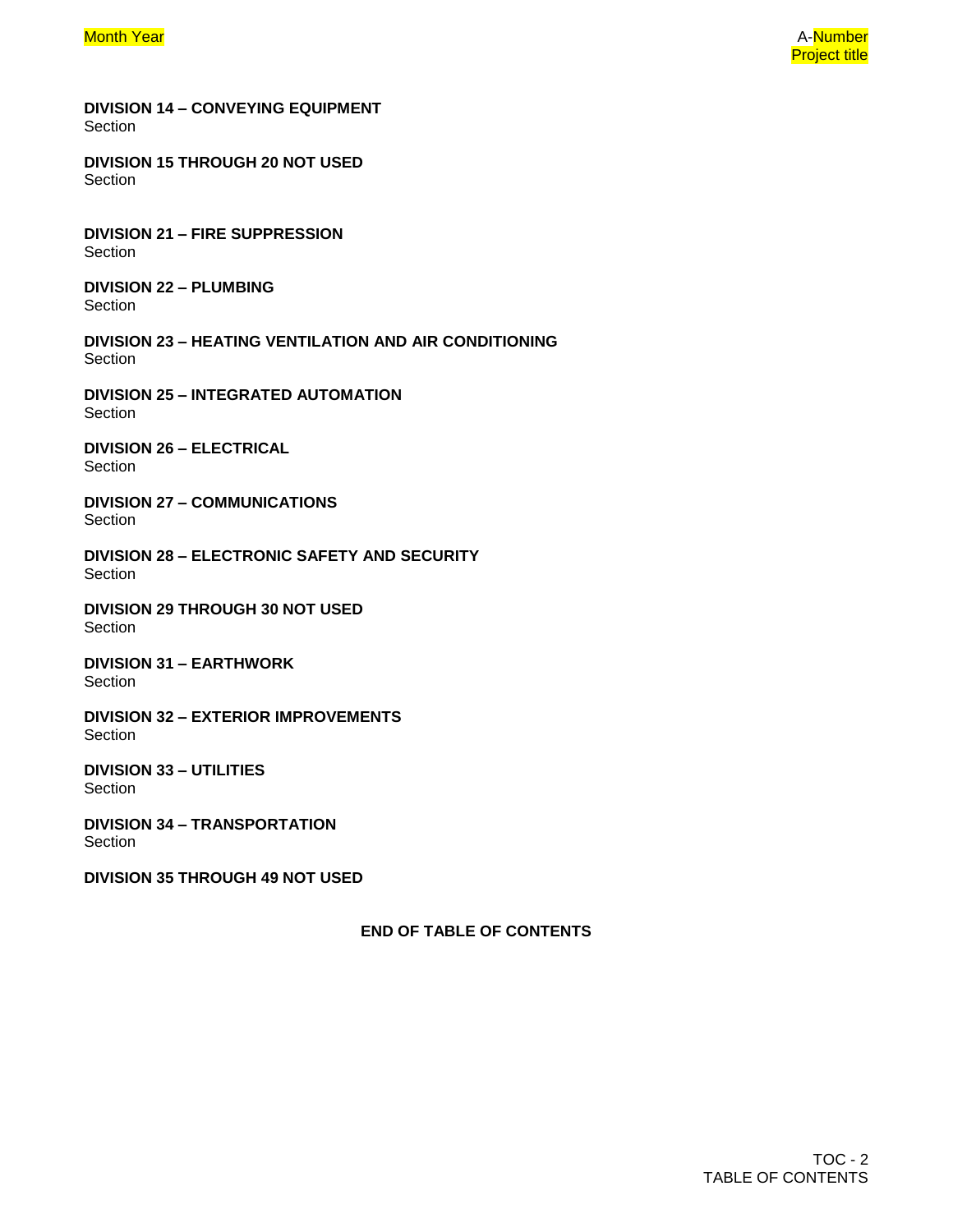**DIVISION 14 – CONVEYING EQUIPMENT**
Section

**DIVISION 15 THROUGH 20 NOT USED**
Section

**DIVISION 21 – FIRE SUPPRESSION**
Section

**DIVISION 22 – PLUMBING**
Section

**DIVISION 23 – HEATING VENTILATION AND AIR CONDITIONING**
Section

**DIVISION 25 – INTEGRATED AUTOMATION**
Section

**DIVISION 26 – ELECTRICAL**
Section

**DIVISION 27 – COMMUNICATIONS**
Section

**DIVISION 28 – ELECTRONIC SAFETY AND SECURITY**
Section

**DIVISION 29 THROUGH 30 NOT USED**
Section

**DIVISION 31 – EARTHWORK**
Section

**DIVISION 32 – EXTERIOR IMPROVEMENTS**
Section

**DIVISION 33 – UTILITIES**
Section

**DIVISION 34 – TRANSPORTATION**
Section

**DIVISION 35 THROUGH 49 NOT USED**

**END OF TABLE OF CONTENTS**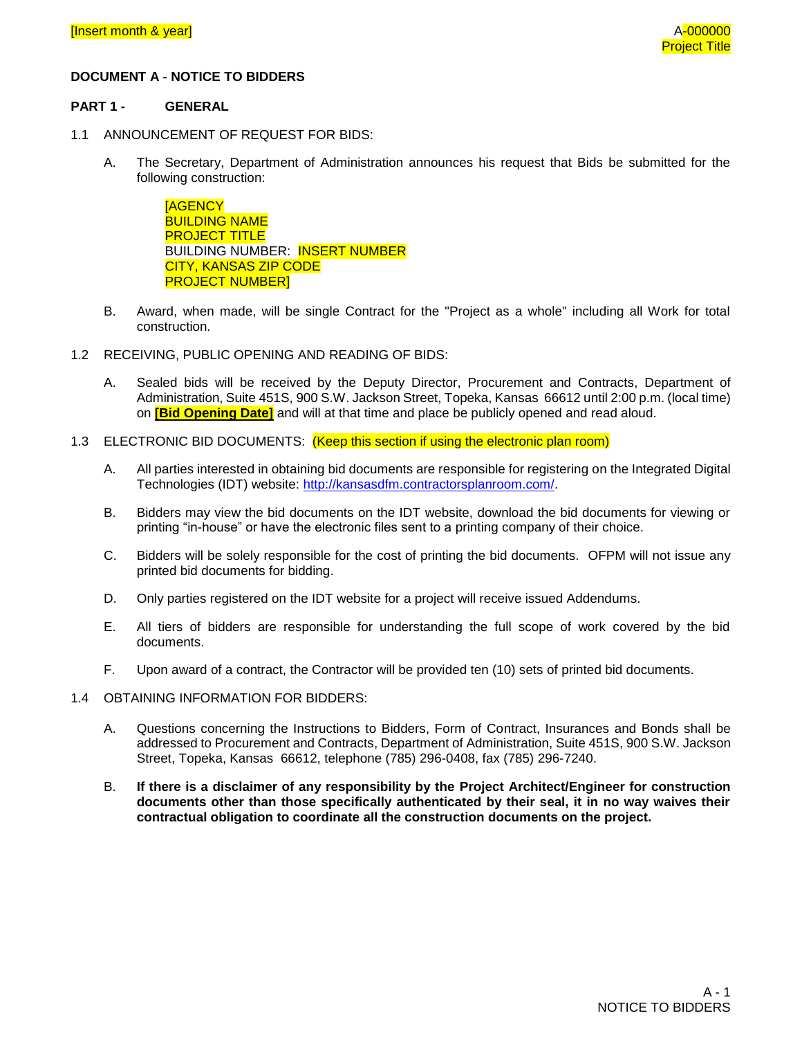# DOCUMENT A - NOTICE TO BIDDERS

## PART 1 - GENERAL

### 1.1 ANNOUNCEMENT OF REQUEST FOR BIDS:

A. The Secretary, Department of Administration announces his request that Bids be submitted for the following construction:

[AGENCY
BUILDING NAME
PROJECT TITLE
BUILDING NUMBER: INSERT NUMBER
CITY, KANSAS ZIP CODE
PROJECT NUMBER]

B. Award, when made, will be single Contract for the "Project as a whole" including all Work for total construction.

### 1.2 RECEIVING, PUBLIC OPENING AND READING OF BIDS:

A. Sealed bids will be received by the Deputy Director, Procurement and Contracts, Department of Administration, Suite 451S, 900 S.W. Jackson Street, Topeka, Kansas 66612 until 2:00 p.m. (local time) on **[Bid Opening Date]** and will at that time and place be publicly opened and read aloud.

### 1.3 ELECTRONIC BID DOCUMENTS: (Keep this section if using the electronic plan room)

A. All parties interested in obtaining bid documents are responsible for registering on the Integrated Digital Technologies (IDT) website: http://kansasdfm.contractorsplanroom.com/.

B. Bidders may view the bid documents on the IDT website, download the bid documents for viewing or printing "in-house" or have the electronic files sent to a printing company of their choice.

C. Bidders will be solely responsible for the cost of printing the bid documents. OFPM will not issue any printed bid documents for bidding.

D. Only parties registered on the IDT website for a project will receive issued Addendums.

E. All tiers of bidders are responsible for understanding the full scope of work covered by the bid documents.

F. Upon award of a contract, the Contractor will be provided ten (10) sets of printed bid documents.

### 1.4 OBTAINING INFORMATION FOR BIDDERS:

A. Questions concerning the Instructions to Bidders, Form of Contract, Insurances and Bonds shall be addressed to Procurement and Contracts, Department of Administration, Suite 451S, 900 S.W. Jackson Street, Topeka, Kansas 66612, telephone (785) 296-0408, fax (785) 296-7240.

B. **If there is a disclaimer of any responsibility by the Project Architect/Engineer for construction documents other than those specifically authenticated by their seal, it in no way waives their contractual obligation to coordinate all the construction documents on the project.**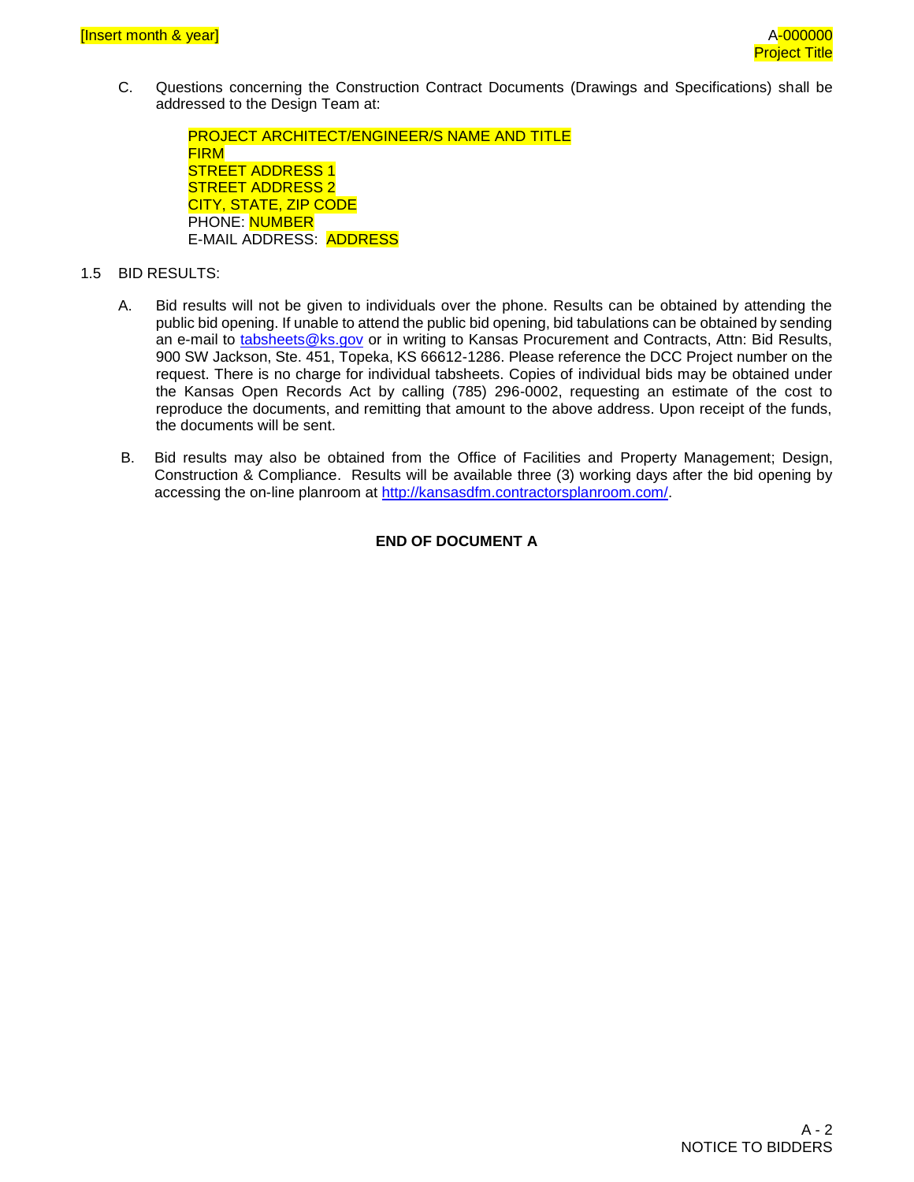C. Questions concerning the Construction Contract Documents (Drawings and Specifications) shall be addressed to the Design Team at:

PROJECT ARCHITECT/ENGINEER/S NAME AND TITLE
FIRM
STREET ADDRESS 1
STREET ADDRESS 2
CITY, STATE, ZIP CODE
PHONE: NUMBER
E-MAIL ADDRESS: ADDRESS

1.5 BID RESULTS:

A. Bid results will not be given to individuals over the phone. Results can be obtained by attending the public bid opening. If unable to attend the public bid opening, bid tabulations can be obtained by sending an e-mail to tabsheets@ks.gov or in writing to Kansas Procurement and Contracts, Attn: Bid Results, 900 SW Jackson, Ste. 451, Topeka, KS 66612-1286. Please reference the DCC Project number on the request. There is no charge for individual tabsheets. Copies of individual bids may be obtained under the Kansas Open Records Act by calling (785) 296-0002, requesting an estimate of the cost to reproduce the documents, and remitting that amount to the above address. Upon receipt of the funds, the documents will be sent.

B. Bid results may also be obtained from the Office of Facilities and Property Management; Design, Construction & Compliance. Results will be available three (3) working days after the bid opening by accessing the on-line planroom at http://kansasdfm.contractorsplanroom.com/.

**END OF DOCUMENT A**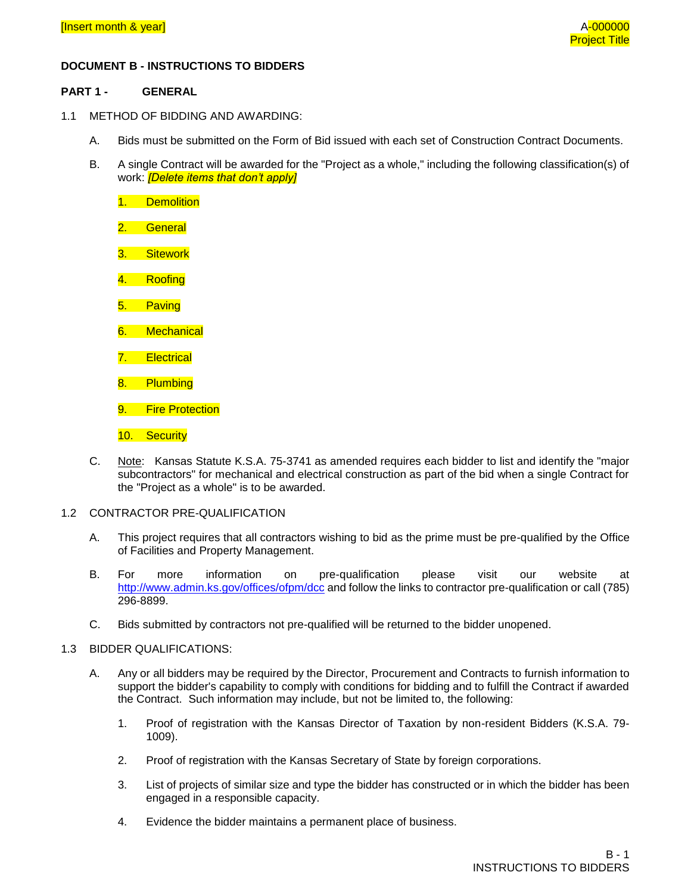# DOCUMENT B - INSTRUCTIONS TO BIDDERS

## PART 1 - GENERAL

### 1.1 METHOD OF BIDDING AND AWARDING:

A. Bids must be submitted on the Form of Bid issued with each set of Construction Contract Documents.

B. A single Contract will be awarded for the "Project as a whole," including the following classification(s) of work: *[Delete items that don't apply]*

1. Demolition
2. General
3. Sitework
4. Roofing
5. Paving
6. Mechanical
7. Electrical
8. Plumbing
9. Fire Protection
10. Security

C. Note: Kansas Statute K.S.A. 75-3741 as amended requires each bidder to list and identify the "major subcontractors" for mechanical and electrical construction as part of the bid when a single Contract for the "Project as a whole" is to be awarded.

### 1.2 CONTRACTOR PRE-QUALIFICATION

A. This project requires that all contractors wishing to bid as the prime must be pre-qualified by the Office of Facilities and Property Management.

B. For more information on pre-qualification please visit our website at http://www.admin.ks.gov/offices/ofpm/dcc and follow the links to contractor pre-qualification or call (785) 296-8899.

C. Bids submitted by contractors not pre-qualified will be returned to the bidder unopened.

### 1.3 BIDDER QUALIFICATIONS:

A. Any or all bidders may be required by the Director, Procurement and Contracts to furnish information to support the bidder's capability to comply with conditions for bidding and to fulfill the Contract if awarded the Contract. Such information may include, but not be limited to, the following:

1. Proof of registration with the Kansas Director of Taxation by non-resident Bidders (K.S.A. 79-1009).
2. Proof of registration with the Kansas Secretary of State by foreign corporations.
3. List of projects of similar size and type the bidder has constructed or in which the bidder has been engaged in a responsible capacity.
4. Evidence the bidder maintains a permanent place of business.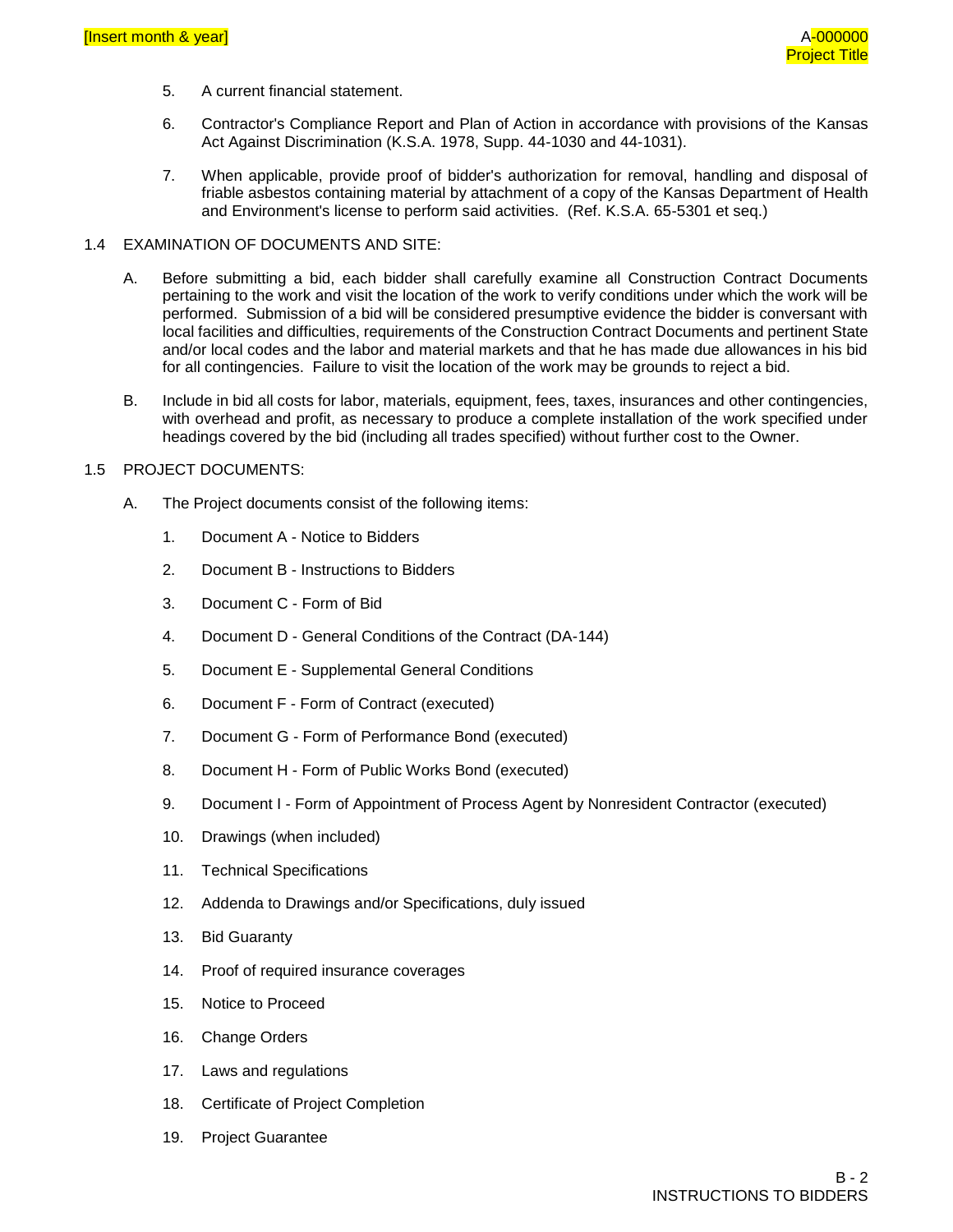5. A current financial statement.

6. Contractor's Compliance Report and Plan of Action in accordance with provisions of the Kansas Act Against Discrimination (K.S.A. 1978, Supp. 44-1030 and 44-1031).

7. When applicable, provide proof of bidder's authorization for removal, handling and disposal of friable asbestos containing material by attachment of a copy of the Kansas Department of Health and Environment's license to perform said activities. (Ref. K.S.A. 65-5301 et seq.)

## 1.4 EXAMINATION OF DOCUMENTS AND SITE:

A. Before submitting a bid, each bidder shall carefully examine all Construction Contract Documents pertaining to the work and visit the location of the work to verify conditions under which the work will be performed. Submission of a bid will be considered presumptive evidence the bidder is conversant with local facilities and difficulties, requirements of the Construction Contract Documents and pertinent State and/or local codes and the labor and material markets and that he has made due allowances in his bid for all contingencies. Failure to visit the location of the work may be grounds to reject a bid.

B. Include in bid all costs for labor, materials, equipment, fees, taxes, insurances and other contingencies, with overhead and profit, as necessary to produce a complete installation of the work specified under headings covered by the bid (including all trades specified) without further cost to the Owner.

## 1.5 PROJECT DOCUMENTS:

A. The Project documents consist of the following items:

1. Document A - Notice to Bidders
2. Document B - Instructions to Bidders
3. Document C - Form of Bid
4. Document D - General Conditions of the Contract (DA-144)
5. Document E - Supplemental General Conditions
6. Document F - Form of Contract (executed)
7. Document G - Form of Performance Bond (executed)
8. Document H - Form of Public Works Bond (executed)
9. Document I - Form of Appointment of Process Agent by Nonresident Contractor (executed)
10. Drawings (when included)
11. Technical Specifications
12. Addenda to Drawings and/or Specifications, duly issued
13. Bid Guaranty
14. Proof of required insurance coverages
15. Notice to Proceed
16. Change Orders
17. Laws and regulations
18. Certificate of Project Completion
19. Project Guarantee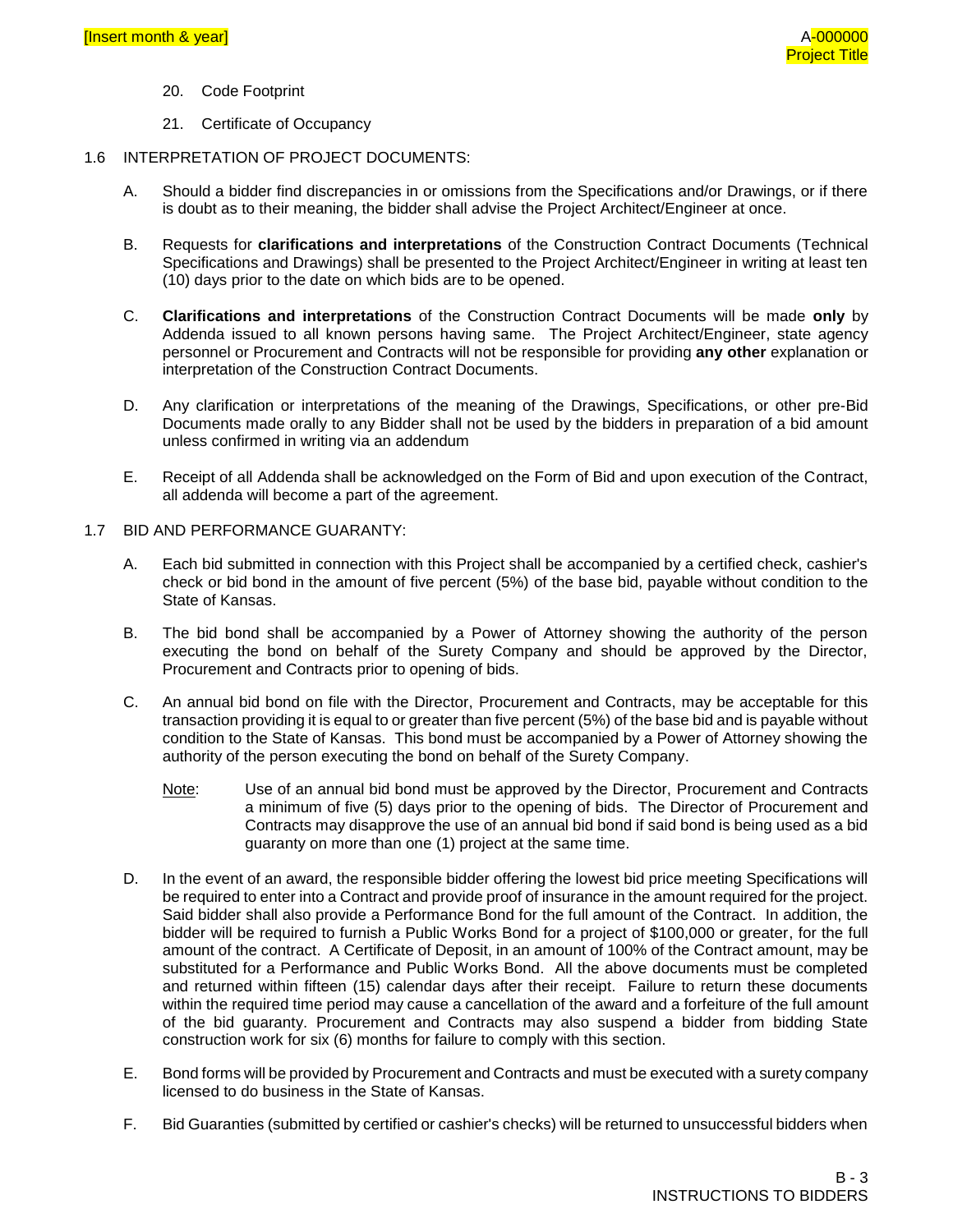20. Code Footprint

21. Certificate of Occupancy

## 1.6 INTERPRETATION OF PROJECT DOCUMENTS:

A. Should a bidder find discrepancies in or omissions from the Specifications and/or Drawings, or if there is doubt as to their meaning, the bidder shall advise the Project Architect/Engineer at once.

B. Requests for **clarifications and interpretations** of the Construction Contract Documents (Technical Specifications and Drawings) shall be presented to the Project Architect/Engineer in writing at least ten (10) days prior to the date on which bids are to be opened.

C. **Clarifications and interpretations** of the Construction Contract Documents will be made **only** by Addenda issued to all known persons having same. The Project Architect/Engineer, state agency personnel or Procurement and Contracts will not be responsible for providing **any other** explanation or interpretation of the Construction Contract Documents.

D. Any clarification or interpretations of the meaning of the Drawings, Specifications, or other pre-Bid Documents made orally to any Bidder shall not be used by the bidders in preparation of a bid amount unless confirmed in writing via an addendum

E. Receipt of all Addenda shall be acknowledged on the Form of Bid and upon execution of the Contract, all addenda will become a part of the agreement.

## 1.7 BID AND PERFORMANCE GUARANTY:

A. Each bid submitted in connection with this Project shall be accompanied by a certified check, cashier's check or bid bond in the amount of five percent (5%) of the base bid, payable without condition to the State of Kansas.

B. The bid bond shall be accompanied by a Power of Attorney showing the authority of the person executing the bond on behalf of the Surety Company and should be approved by the Director, Procurement and Contracts prior to opening of bids.

C. An annual bid bond on file with the Director, Procurement and Contracts, may be acceptable for this transaction providing it is equal to or greater than five percent (5%) of the base bid and is payable without condition to the State of Kansas. This bond must be accompanied by a Power of Attorney showing the authority of the person executing the bond on behalf of the Surety Company.

Note: Use of an annual bid bond must be approved by the Director, Procurement and Contracts a minimum of five (5) days prior to the opening of bids. The Director of Procurement and Contracts may disapprove the use of an annual bid bond if said bond is being used as a bid guaranty on more than one (1) project at the same time.

D. In the event of an award, the responsible bidder offering the lowest bid price meeting Specifications will be required to enter into a Contract and provide proof of insurance in the amount required for the project. Said bidder shall also provide a Performance Bond for the full amount of the Contract. In addition, the bidder will be required to furnish a Public Works Bond for a project of $100,000 or greater, for the full amount of the contract. A Certificate of Deposit, in an amount of 100% of the Contract amount, may be substituted for a Performance and Public Works Bond. All the above documents must be completed and returned within fifteen (15) calendar days after their receipt. Failure to return these documents within the required time period may cause a cancellation of the award and a forfeiture of the full amount of the bid guaranty. Procurement and Contracts may also suspend a bidder from bidding State construction work for six (6) months for failure to comply with this section.

E. Bond forms will be provided by Procurement and Contracts and must be executed with a surety company licensed to do business in the State of Kansas.

F. Bid Guaranties (submitted by certified or cashier's checks) will be returned to unsuccessful bidders when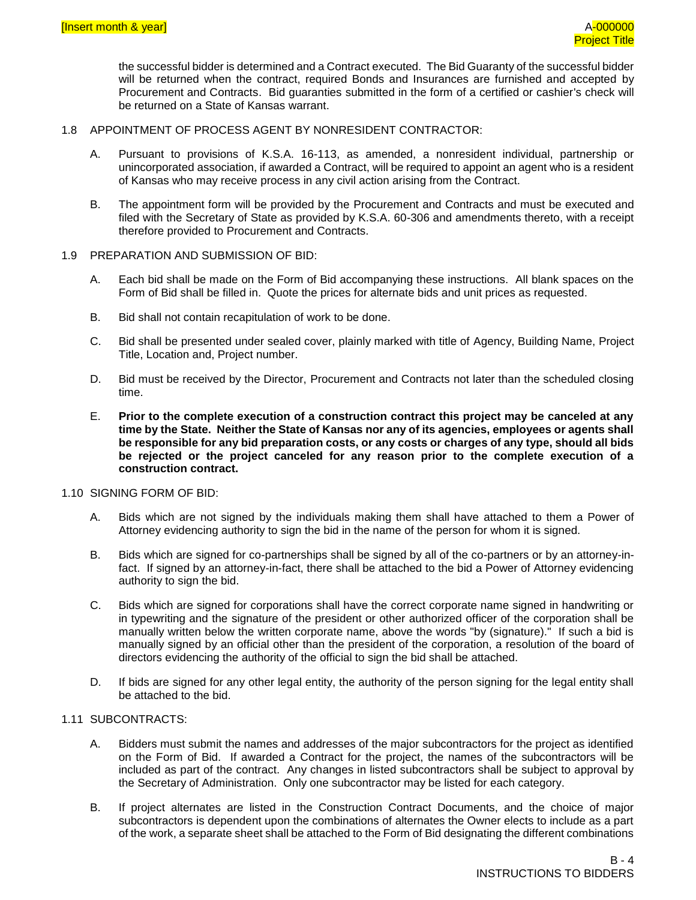the successful bidder is determined and a Contract executed. The Bid Guaranty of the successful bidder will be returned when the contract, required Bonds and Insurances are furnished and accepted by Procurement and Contracts. Bid guaranties submitted in the form of a certified or cashier's check will be returned on a State of Kansas warrant.

1.8 APPOINTMENT OF PROCESS AGENT BY NONRESIDENT CONTRACTOR:

A. Pursuant to provisions of K.S.A. 16-113, as amended, a nonresident individual, partnership or unincorporated association, if awarded a Contract, will be required to appoint an agent who is a resident of Kansas who may receive process in any civil action arising from the Contract.

B. The appointment form will be provided by the Procurement and Contracts and must be executed and filed with the Secretary of State as provided by K.S.A. 60-306 and amendments thereto, with a receipt therefore provided to Procurement and Contracts.

1.9 PREPARATION AND SUBMISSION OF BID:

A. Each bid shall be made on the Form of Bid accompanying these instructions. All blank spaces on the Form of Bid shall be filled in. Quote the prices for alternate bids and unit prices as requested.

B. Bid shall not contain recapitulation of work to be done.

C. Bid shall be presented under sealed cover, plainly marked with title of Agency, Building Name, Project Title, Location and, Project number.

D. Bid must be received by the Director, Procurement and Contracts not later than the scheduled closing time.

E. **Prior to the complete execution of a construction contract this project may be canceled at any time by the State. Neither the State of Kansas nor any of its agencies, employees or agents shall be responsible for any bid preparation costs, or any costs or charges of any type, should all bids be rejected or the project canceled for any reason prior to the complete execution of a construction contract.**

1.10 SIGNING FORM OF BID:

A. Bids which are not signed by the individuals making them shall have attached to them a Power of Attorney evidencing authority to sign the bid in the name of the person for whom it is signed.

B. Bids which are signed for co-partnerships shall be signed by all of the co-partners or by an attorney-in-fact. If signed by an attorney-in-fact, there shall be attached to the bid a Power of Attorney evidencing authority to sign the bid.

C. Bids which are signed for corporations shall have the correct corporate name signed in handwriting or in typewriting and the signature of the president or other authorized officer of the corporation shall be manually written below the written corporate name, above the words "by (signature)." If such a bid is manually signed by an official other than the president of the corporation, a resolution of the board of directors evidencing the authority of the official to sign the bid shall be attached.

D. If bids are signed for any other legal entity, the authority of the person signing for the legal entity shall be attached to the bid.

1.11 SUBCONTRACTS:

A. Bidders must submit the names and addresses of the major subcontractors for the project as identified on the Form of Bid. If awarded a Contract for the project, the names of the subcontractors will be included as part of the contract. Any changes in listed subcontractors shall be subject to approval by the Secretary of Administration. Only one subcontractor may be listed for each category.

B. If project alternates are listed in the Construction Contract Documents, and the choice of major subcontractors is dependent upon the combinations of alternates the Owner elects to include as a part of the work, a separate sheet shall be attached to the Form of Bid designating the different combinations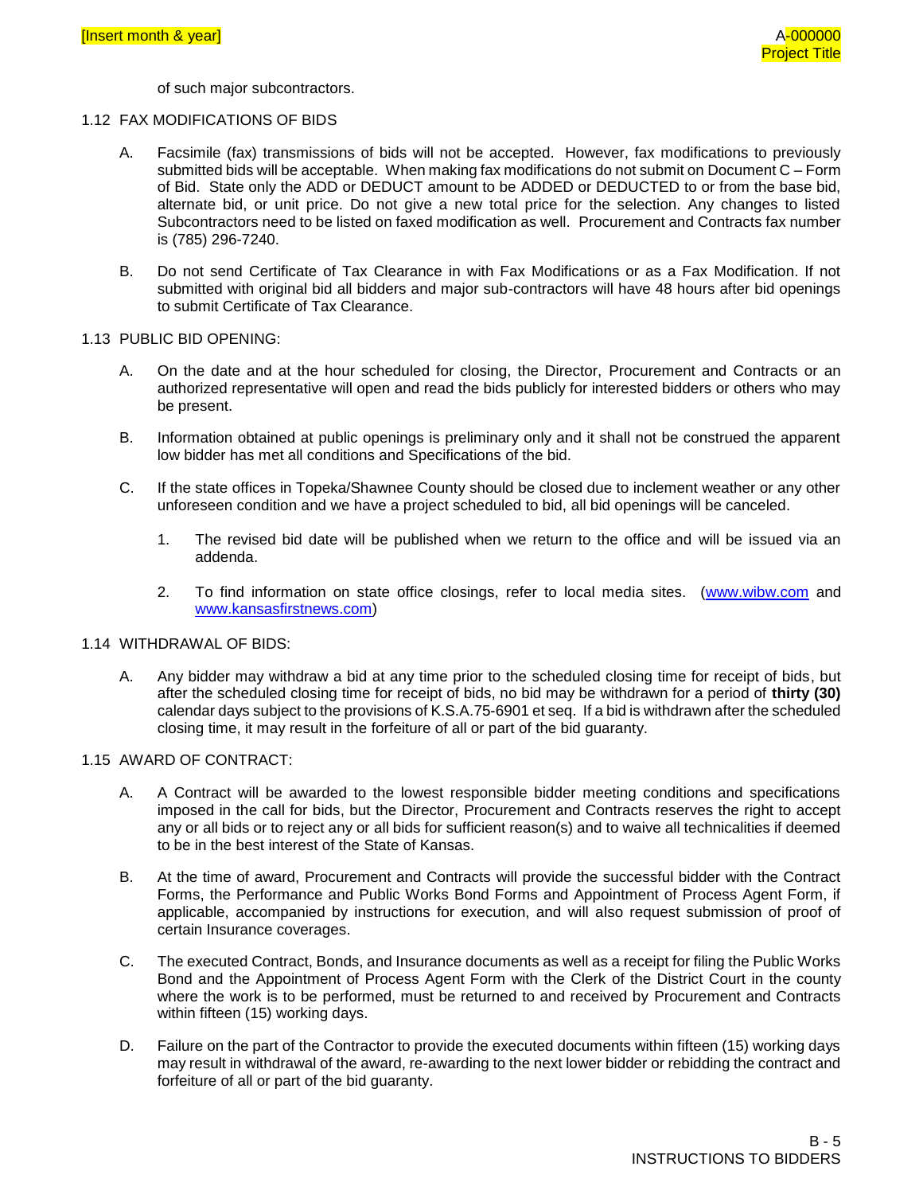of such major subcontractors.

## 1.12 FAX MODIFICATIONS OF BIDS

A. Facsimile (fax) transmissions of bids will not be accepted. However, fax modifications to previously submitted bids will be acceptable. When making fax modifications do not submit on Document C – Form of Bid. State only the ADD or DEDUCT amount to be ADDED or DEDUCTED to or from the base bid, alternate bid, or unit price. Do not give a new total price for the selection. Any changes to listed Subcontractors need to be listed on faxed modification as well. Procurement and Contracts fax number is (785) 296-7240.

B. Do not send Certificate of Tax Clearance in with Fax Modifications or as a Fax Modification. If not submitted with original bid all bidders and major sub-contractors will have 48 hours after bid openings to submit Certificate of Tax Clearance.

## 1.13 PUBLIC BID OPENING:

A. On the date and at the hour scheduled for closing, the Director, Procurement and Contracts or an authorized representative will open and read the bids publicly for interested bidders or others who may be present.

B. Information obtained at public openings is preliminary only and it shall not be construed the apparent low bidder has met all conditions and Specifications of the bid.

C. If the state offices in Topeka/Shawnee County should be closed due to inclement weather or any other unforeseen condition and we have a project scheduled to bid, all bid openings will be canceled.

   1. The revised bid date will be published when we return to the office and will be issued via an addenda.

   2. To find information on state office closings, refer to local media sites. (www.wibw.com and www.kansasfirstnews.com)

## 1.14 WITHDRAWAL OF BIDS:

A. Any bidder may withdraw a bid at any time prior to the scheduled closing time for receipt of bids, but after the scheduled closing time for receipt of bids, no bid may be withdrawn for a period of **thirty (30)** calendar days subject to the provisions of K.S.A.75-6901 et seq. If a bid is withdrawn after the scheduled closing time, it may result in the forfeiture of all or part of the bid guaranty.

## 1.15 AWARD OF CONTRACT:

A. A Contract will be awarded to the lowest responsible bidder meeting conditions and specifications imposed in the call for bids, but the Director, Procurement and Contracts reserves the right to accept any or all bids or to reject any or all bids for sufficient reason(s) and to waive all technicalities if deemed to be in the best interest of the State of Kansas.

B. At the time of award, Procurement and Contracts will provide the successful bidder with the Contract Forms, the Performance and Public Works Bond Forms and Appointment of Process Agent Form, if applicable, accompanied by instructions for execution, and will also request submission of proof of certain Insurance coverages.

C. The executed Contract, Bonds, and Insurance documents as well as a receipt for filing the Public Works Bond and the Appointment of Process Agent Form with the Clerk of the District Court in the county where the work is to be performed, must be returned to and received by Procurement and Contracts within fifteen (15) working days.

D. Failure on the part of the Contractor to provide the executed documents within fifteen (15) working days may result in withdrawal of the award, re-awarding to the next lower bidder or rebidding the contract and forfeiture of all or part of the bid guaranty.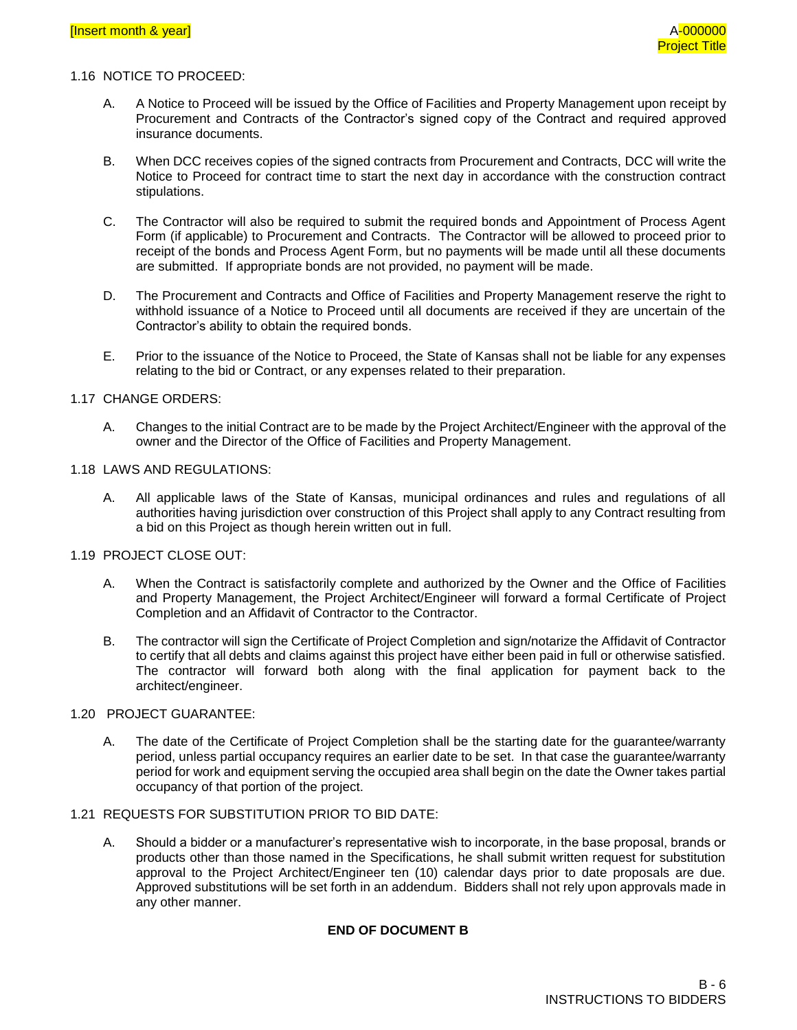## 1.16 NOTICE TO PROCEED:

A. A Notice to Proceed will be issued by the Office of Facilities and Property Management upon receipt by Procurement and Contracts of the Contractor's signed copy of the Contract and required approved insurance documents.

B. When DCC receives copies of the signed contracts from Procurement and Contracts, DCC will write the Notice to Proceed for contract time to start the next day in accordance with the construction contract stipulations.

C. The Contractor will also be required to submit the required bonds and Appointment of Process Agent Form (if applicable) to Procurement and Contracts. The Contractor will be allowed to proceed prior to receipt of the bonds and Process Agent Form, but no payments will be made until all these documents are submitted. If appropriate bonds are not provided, no payment will be made.

D. The Procurement and Contracts and Office of Facilities and Property Management reserve the right to withhold issuance of a Notice to Proceed until all documents are received if they are uncertain of the Contractor's ability to obtain the required bonds.

E. Prior to the issuance of the Notice to Proceed, the State of Kansas shall not be liable for any expenses relating to the bid or Contract, or any expenses related to their preparation.

## 1.17 CHANGE ORDERS:

A. Changes to the initial Contract are to be made by the Project Architect/Engineer with the approval of the owner and the Director of the Office of Facilities and Property Management.

## 1.18 LAWS AND REGULATIONS:

A. All applicable laws of the State of Kansas, municipal ordinances and rules and regulations of all authorities having jurisdiction over construction of this Project shall apply to any Contract resulting from a bid on this Project as though herein written out in full.

## 1.19 PROJECT CLOSE OUT:

A. When the Contract is satisfactorily complete and authorized by the Owner and the Office of Facilities and Property Management, the Project Architect/Engineer will forward a formal Certificate of Project Completion and an Affidavit of Contractor to the Contractor.

B. The contractor will sign the Certificate of Project Completion and sign/notarize the Affidavit of Contractor to certify that all debts and claims against this project have either been paid in full or otherwise satisfied. The contractor will forward both along with the final application for payment back to the architect/engineer.

## 1.20 PROJECT GUARANTEE:

A. The date of the Certificate of Project Completion shall be the starting date for the guarantee/warranty period, unless partial occupancy requires an earlier date to be set. In that case the guarantee/warranty period for work and equipment serving the occupied area shall begin on the date the Owner takes partial occupancy of that portion of the project.

## 1.21 REQUESTS FOR SUBSTITUTION PRIOR TO BID DATE:

A. Should a bidder or a manufacturer's representative wish to incorporate, in the base proposal, brands or products other than those named in the Specifications, he shall submit written request for substitution approval to the Project Architect/Engineer ten (10) calendar days prior to date proposals are due. Approved substitutions will be set forth in an addendum. Bidders shall not rely upon approvals made in any other manner.

**END OF DOCUMENT B**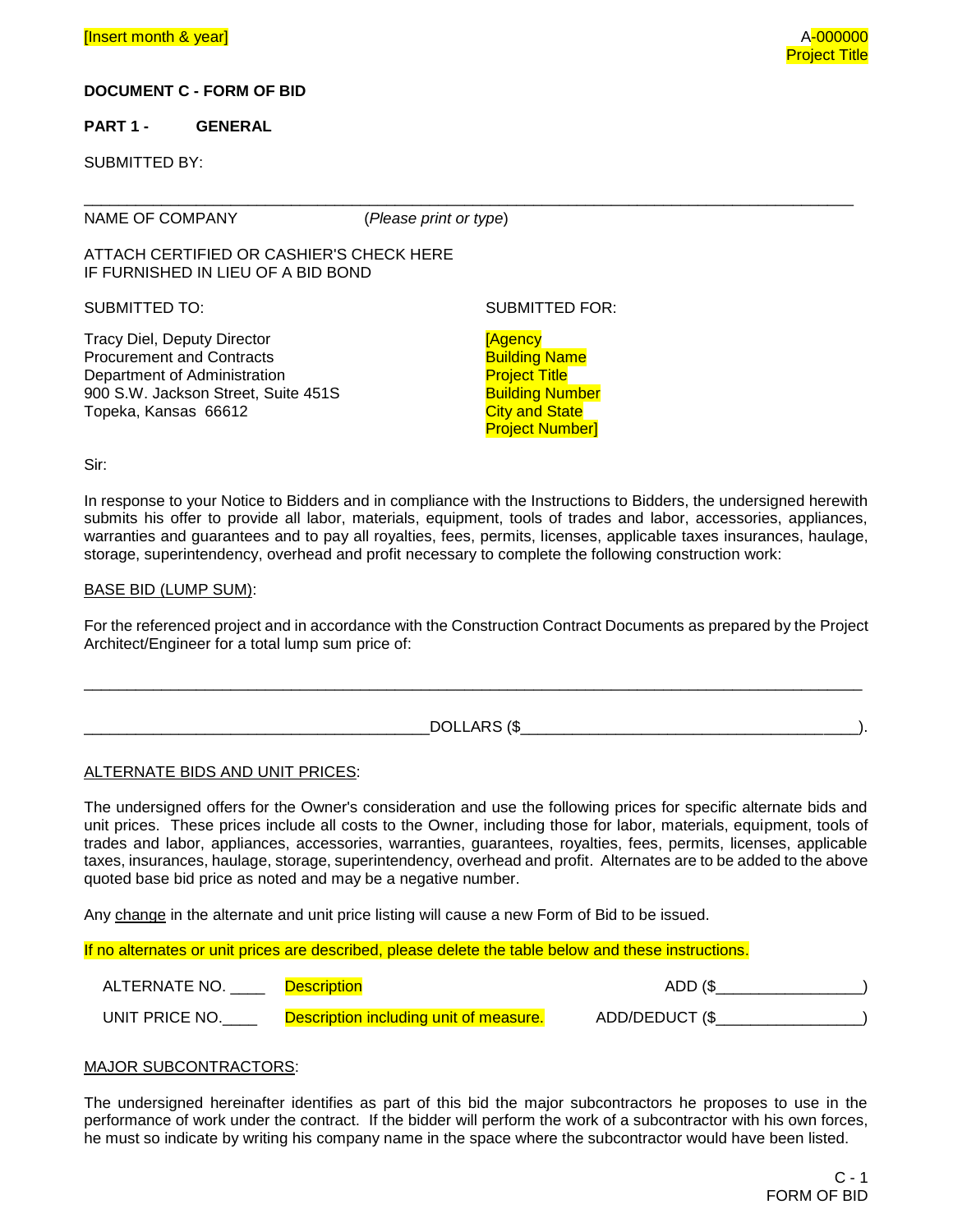# DOCUMENT C - FORM OF BID

## PART 1 - GENERAL

SUBMITTED BY:

_____________________________________________________________________________________

NAME OF COMPANY (*Please print or type*)

ATTACH CERTIFIED OR CASHIER'S CHECK HERE
IF FURNISHED IN LIEU OF A BID BOND

SUBMITTED TO:

Tracy Diel, Deputy Director
Procurement and Contracts
Department of Administration
900 S.W. Jackson Street, Suite 451S
Topeka, Kansas 66612

SUBMITTED FOR:

[Agency
Building Name
Project Title
Building Number
City and State
Project Number]

Sir:

In response to your Notice to Bidders and in compliance with the Instructions to Bidders, the undersigned herewith submits his offer to provide all labor, materials, equipment, tools of trades and labor, accessories, appliances, warranties and guarantees and to pay all royalties, fees, permits, licenses, applicable taxes insurances, haulage, storage, superintendency, overhead and profit necessary to complete the following construction work:

BASE BID (LUMP SUM):

For the referenced project and in accordance with the Construction Contract Documents as prepared by the Project Architect/Engineer for a total lump sum price of:

_____________________________________________________________________________________

________________________________________DOLLARS ($_____________________________________).

ALTERNATE BIDS AND UNIT PRICES:

The undersigned offers for the Owner's consideration and use the following prices for specific alternate bids and unit prices. These prices include all costs to the Owner, including those for labor, materials, equipment, tools of trades and labor, appliances, accessories, warranties, guarantees, royalties, fees, permits, licenses, applicable taxes, insurances, haulage, storage, superintendency, overhead and profit. Alternates are to be added to the above quoted base bid price as noted and may be a negative number.

Any change in the alternate and unit price listing will cause a new Form of Bid to be issued.

If no alternates or unit prices are described, please delete the table below and these instructions.

| | | |
|---|---|---|
| ALTERNATE NO. ____ | Description | ADD ($________________) |
| UNIT PRICE NO.____ | Description including unit of measure. | ADD/DEDUCT ($________________) |

MAJOR SUBCONTRACTORS:

The undersigned hereinafter identifies as part of this bid the major subcontractors he proposes to use in the performance of work under the contract. If the bidder will perform the work of a subcontractor with his own forces, he must so indicate by writing his company name in the space where the subcontractor would have been listed.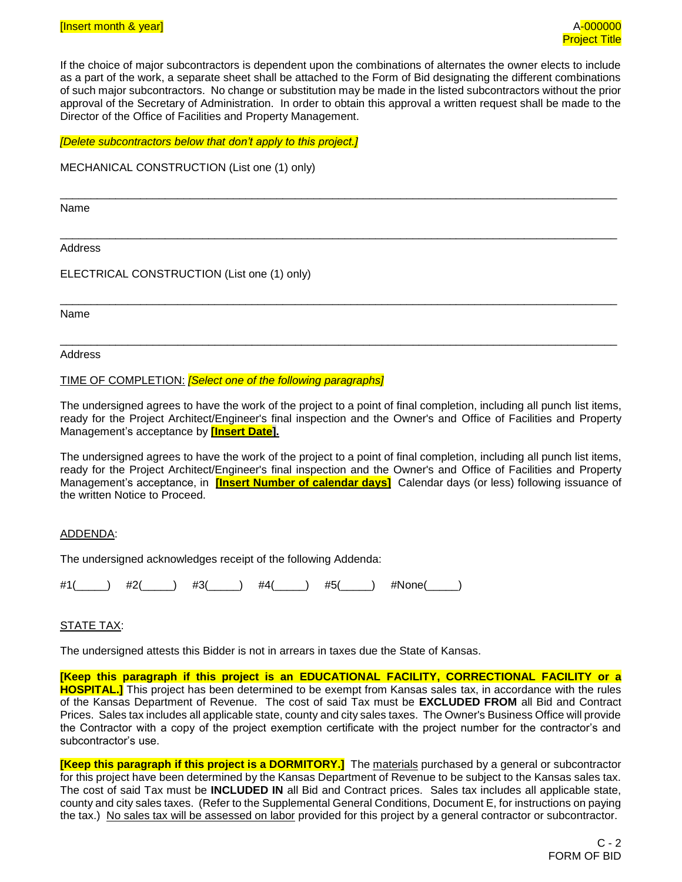If the choice of major subcontractors is dependent upon the combinations of alternates the owner elects to include as a part of the work, a separate sheet shall be attached to the Form of Bid designating the different combinations of such major subcontractors. No change or substitution may be made in the listed subcontractors without the prior approval of the Secretary of Administration. In order to obtain this approval a written request shall be made to the Director of the Office of Facilities and Property Management.

*[Delete subcontractors below that don't apply to this project.]*

MECHANICAL CONSTRUCTION (List one (1) only)

_______________________________________________________________________________

Name

_______________________________________________________________________________

Address

ELECTRICAL CONSTRUCTION (List one (1) only)

_______________________________________________________________________________

Name

_______________________________________________________________________________

Address

TIME OF COMPLETION: *[Select one of the following paragraphs]*

The undersigned agrees to have the work of the project to a point of final completion, including all punch list items, ready for the Project Architect/Engineer's final inspection and the Owner's and Office of Facilities and Property Management's acceptance by **[Insert Date].**

The undersigned agrees to have the work of the project to a point of final completion, including all punch list items, ready for the Project Architect/Engineer's final inspection and the Owner's and Office of Facilities and Property Management's acceptance, in **[Insert Number of calendar days]** Calendar days (or less) following issuance of the written Notice to Proceed.

ADDENDA:

The undersigned acknowledges receipt of the following Addenda:

#1(_____) #2(_____) #3(_____) #4(_____) #5(_____) #None(_____)

STATE TAX:

The undersigned attests this Bidder is not in arrears in taxes due the State of Kansas.

**[Keep this paragraph if this project is an EDUCATIONAL FACILITY, CORRECTIONAL FACILITY or a HOSPITAL.]** This project has been determined to be exempt from Kansas sales tax, in accordance with the rules of the Kansas Department of Revenue. The cost of said Tax must be **EXCLUDED FROM** all Bid and Contract Prices. Sales tax includes all applicable state, county and city sales taxes. The Owner's Business Office will provide the Contractor with a copy of the project exemption certificate with the project number for the contractor's and subcontractor's use.

**[Keep this paragraph if this project is a DORMITORY.]** The materials purchased by a general or subcontractor for this project have been determined by the Kansas Department of Revenue to be subject to the Kansas sales tax. The cost of said Tax must be **INCLUDED IN** all Bid and Contract prices. Sales tax includes all applicable state, county and city sales taxes. (Refer to the Supplemental General Conditions, Document E, for instructions on paying the tax.) No sales tax will be assessed on labor provided for this project by a general contractor or subcontractor.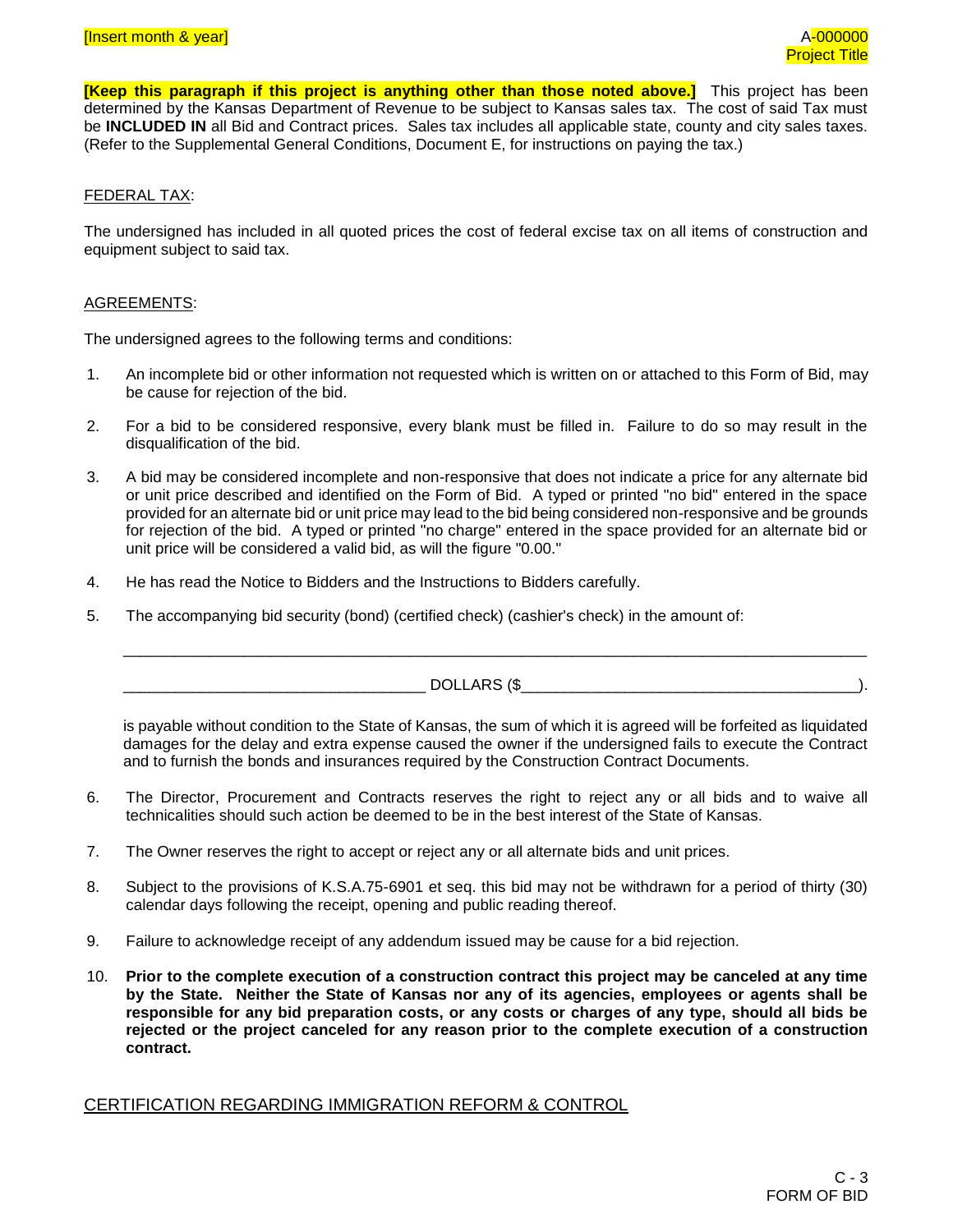**[Keep this paragraph if this project is anything other than those noted above.]** This project has been determined by the Kansas Department of Revenue to be subject to Kansas sales tax. The cost of said Tax must be **INCLUDED IN** all Bid and Contract prices. Sales tax includes all applicable state, county and city sales taxes. (Refer to the Supplemental General Conditions, Document E, for instructions on paying the tax.)

FEDERAL TAX:

The undersigned has included in all quoted prices the cost of federal excise tax on all items of construction and equipment subject to said tax.

AGREEMENTS:

The undersigned agrees to the following terms and conditions:

1. An incomplete bid or other information not requested which is written on or attached to this Form of Bid, may be cause for rejection of the bid.

2. For a bid to be considered responsive, every blank must be filled in. Failure to do so may result in the disqualification of the bid.

3. A bid may be considered incomplete and non-responsive that does not indicate a price for any alternate bid or unit price described and identified on the Form of Bid. A typed or printed "no bid" entered in the space provided for an alternate bid or unit price may lead to the bid being considered non-responsive and be grounds for rejection of the bid. A typed or printed "no charge" entered in the space provided for an alternate bid or unit price will be considered a valid bid, as will the figure "0.00."

4. He has read the Notice to Bidders and the Instructions to Bidders carefully.

5. The accompanying bid security (bond) (certified check) (cashier's check) in the amount of:

   ______________________________________________________________________________

   ________________________________ DOLLARS ($____________________________________).

   is payable without condition to the State of Kansas, the sum of which it is agreed will be forfeited as liquidated damages for the delay and extra expense caused the owner if the undersigned fails to execute the Contract and to furnish the bonds and insurances required by the Construction Contract Documents.

6. The Director, Procurement and Contracts reserves the right to reject any or all bids and to waive all technicalities should such action be deemed to be in the best interest of the State of Kansas.

7. The Owner reserves the right to accept or reject any or all alternate bids and unit prices.

8. Subject to the provisions of K.S.A.75-6901 et seq. this bid may not be withdrawn for a period of thirty (30) calendar days following the receipt, opening and public reading thereof.

9. Failure to acknowledge receipt of any addendum issued may be cause for a bid rejection.

10. **Prior to the complete execution of a construction contract this project may be canceled at any time by the State. Neither the State of Kansas nor any of its agencies, employees or agents shall be responsible for any bid preparation costs, or any costs or charges of any type, should all bids be rejected or the project canceled for any reason prior to the complete execution of a construction contract.**

CERTIFICATION REGARDING IMMIGRATION REFORM & CONTROL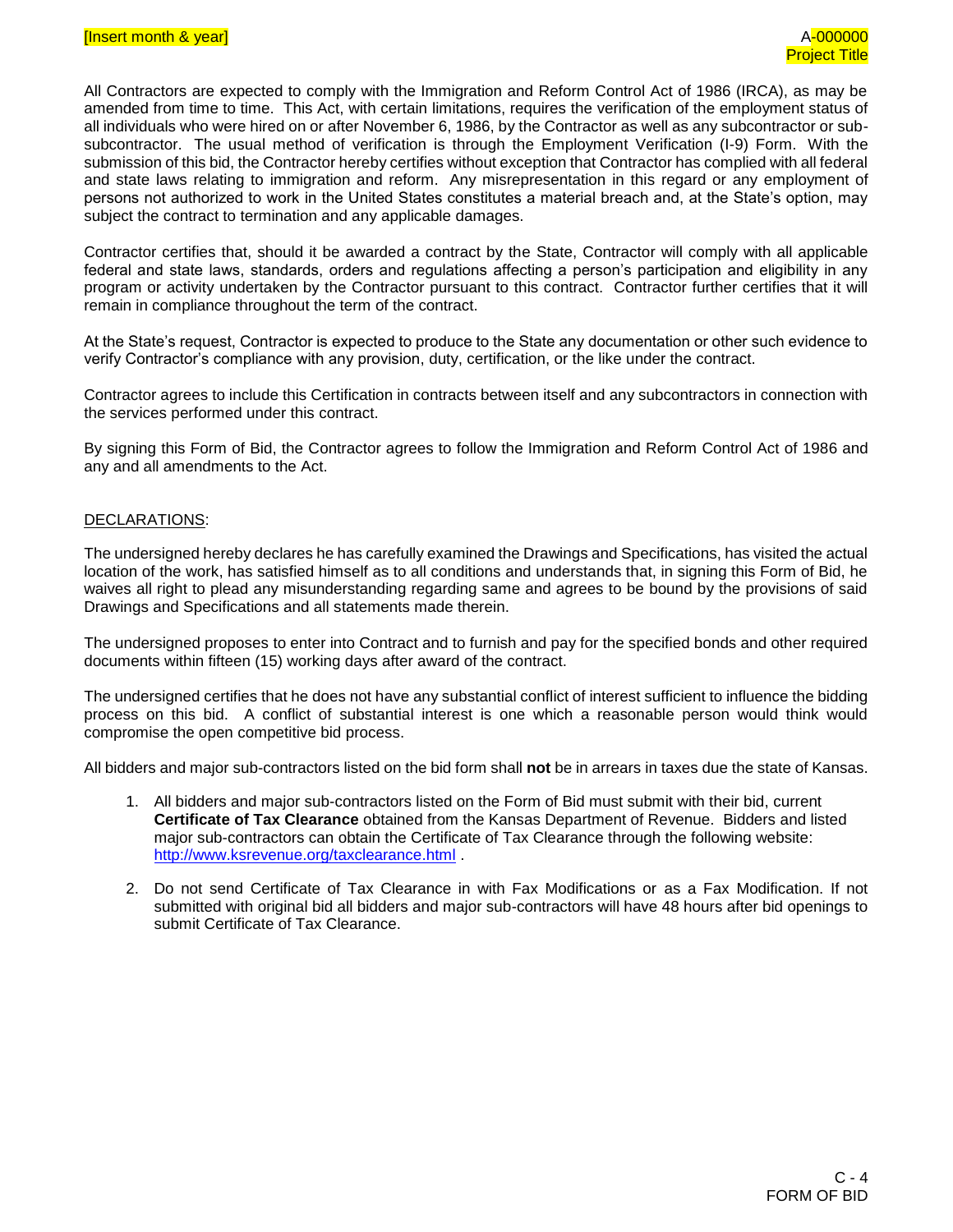All Contractors are expected to comply with the Immigration and Reform Control Act of 1986 (IRCA), as may be amended from time to time. This Act, with certain limitations, requires the verification of the employment status of all individuals who were hired on or after November 6, 1986, by the Contractor as well as any subcontractor or sub-subcontractor. The usual method of verification is through the Employment Verification (I-9) Form. With the submission of this bid, the Contractor hereby certifies without exception that Contractor has complied with all federal and state laws relating to immigration and reform. Any misrepresentation in this regard or any employment of persons not authorized to work in the United States constitutes a material breach and, at the State's option, may subject the contract to termination and any applicable damages.

Contractor certifies that, should it be awarded a contract by the State, Contractor will comply with all applicable federal and state laws, standards, orders and regulations affecting a person's participation and eligibility in any program or activity undertaken by the Contractor pursuant to this contract. Contractor further certifies that it will remain in compliance throughout the term of the contract.

At the State's request, Contractor is expected to produce to the State any documentation or other such evidence to verify Contractor's compliance with any provision, duty, certification, or the like under the contract.

Contractor agrees to include this Certification in contracts between itself and any subcontractors in connection with the services performed under this contract.

By signing this Form of Bid, the Contractor agrees to follow the Immigration and Reform Control Act of 1986 and any and all amendments to the Act.

DECLARATIONS:

The undersigned hereby declares he has carefully examined the Drawings and Specifications, has visited the actual location of the work, has satisfied himself as to all conditions and understands that, in signing this Form of Bid, he waives all right to plead any misunderstanding regarding same and agrees to be bound by the provisions of said Drawings and Specifications and all statements made therein.

The undersigned proposes to enter into Contract and to furnish and pay for the specified bonds and other required documents within fifteen (15) working days after award of the contract.

The undersigned certifies that he does not have any substantial conflict of interest sufficient to influence the bidding process on this bid. A conflict of substantial interest is one which a reasonable person would think would compromise the open competitive bid process.

All bidders and major sub-contractors listed on the bid form shall **not** be in arrears in taxes due the state of Kansas.

1. All bidders and major sub-contractors listed on the Form of Bid must submit with their bid, current **Certificate of Tax Clearance** obtained from the Kansas Department of Revenue. Bidders and listed major sub-contractors can obtain the Certificate of Tax Clearance through the following website: http://www.ksrevenue.org/taxclearance.html .
2. Do not send Certificate of Tax Clearance in with Fax Modifications or as a Fax Modification. If not submitted with original bid all bidders and major sub-contractors will have 48 hours after bid openings to submit Certificate of Tax Clearance.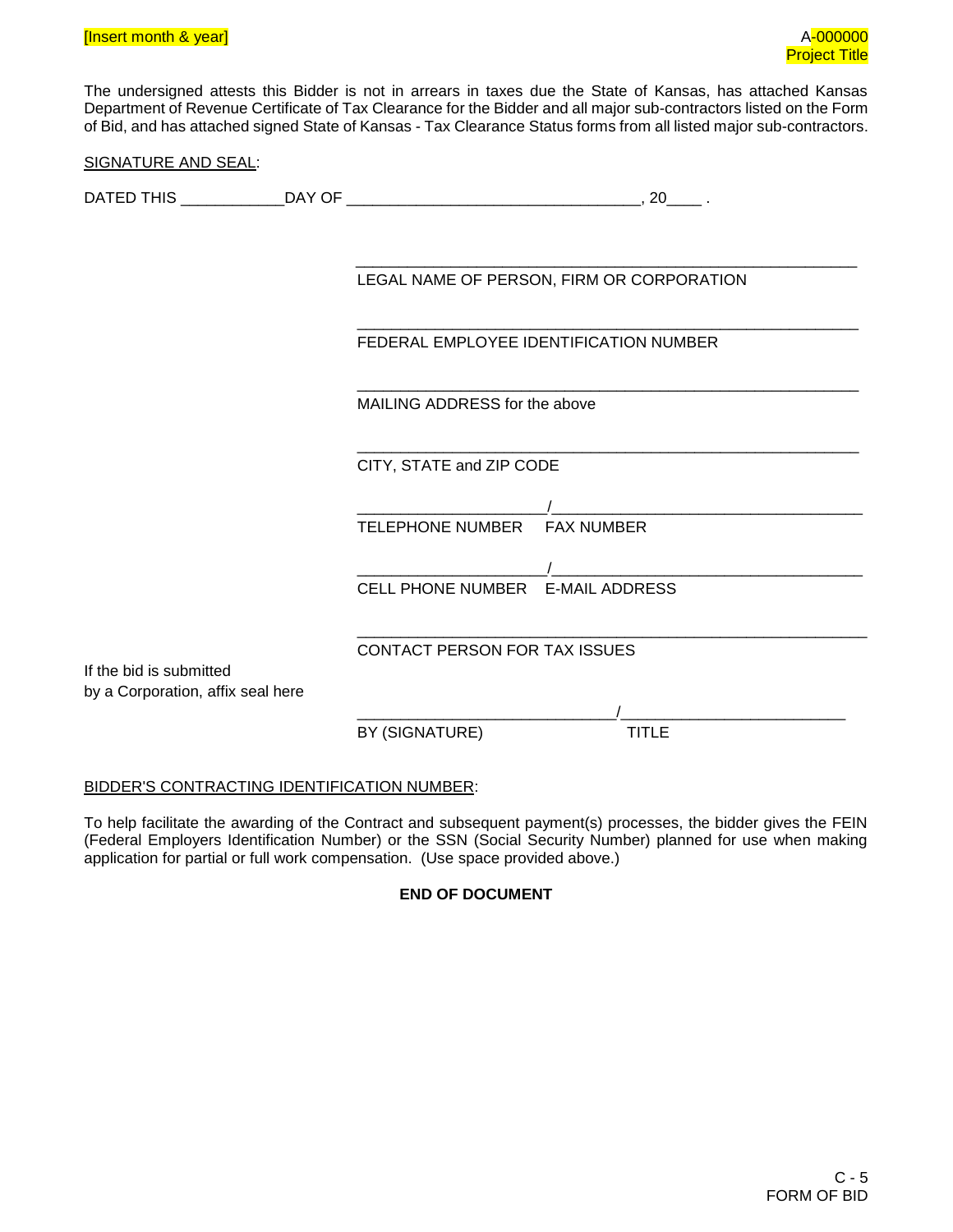The undersigned attests this Bidder is not in arrears in taxes due the State of Kansas, has attached Kansas Department of Revenue Certificate of Tax Clearance for the Bidder and all major sub-contractors listed on the Form of Bid, and has attached signed State of Kansas - Tax Clearance Status forms from all listed major sub-contractors.

SIGNATURE AND SEAL:

DATED THIS ____________DAY OF __________________________________, 20____ .

__________________________________________________________
LEGAL NAME OF PERSON, FIRM OR CORPORATION

__________________________________________________________
FEDERAL EMPLOYEE IDENTIFICATION NUMBER

__________________________________________________________
MAILING ADDRESS for the above

__________________________________________________________
CITY, STATE and ZIP CODE

_____________________/___________________________________
TELEPHONE NUMBER FAX NUMBER

_____________________/___________________________________
CELL PHONE NUMBER E-MAIL ADDRESS

__________________________________________________________
CONTACT PERSON FOR TAX ISSUES

If the bid is submitted
by a Corporation, affix seal here

_____________________________/_________________________
BY (SIGNATURE) TITLE

BIDDER'S CONTRACTING IDENTIFICATION NUMBER:

To help facilitate the awarding of the Contract and subsequent payment(s) processes, the bidder gives the FEIN (Federal Employers Identification Number) or the SSN (Social Security Number) planned for use when making application for partial or full work compensation. (Use space provided above.)

**END OF DOCUMENT**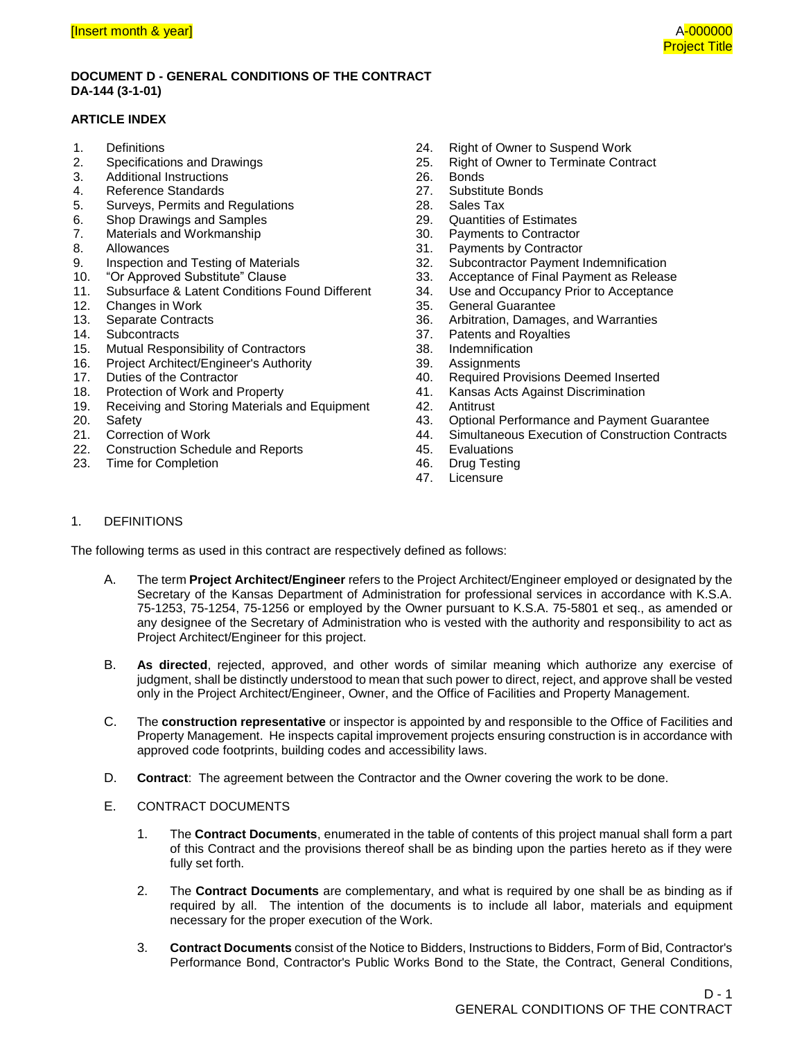**DOCUMENT D - GENERAL CONDITIONS OF THE CONTRACT**
**DA-144 (3-1-01)**

**ARTICLE INDEX**

1. Definitions
2. Specifications and Drawings
3. Additional Instructions
4. Reference Standards
5. Surveys, Permits and Regulations
6. Shop Drawings and Samples
7. Materials and Workmanship
8. Allowances
9. Inspection and Testing of Materials
10. "Or Approved Substitute" Clause
11. Subsurface & Latent Conditions Found Different
12. Changes in Work
13. Separate Contracts
14. Subcontracts
15. Mutual Responsibility of Contractors
16. Project Architect/Engineer's Authority
17. Duties of the Contractor
18. Protection of Work and Property
19. Receiving and Storing Materials and Equipment
20. Safety
21. Correction of Work
22. Construction Schedule and Reports
23. Time for Completion
24. Right of Owner to Suspend Work
25. Right of Owner to Terminate Contract
26. Bonds
27. Substitute Bonds
28. Sales Tax
29. Quantities of Estimates
30. Payments to Contractor
31. Payments by Contractor
32. Subcontractor Payment Indemnification
33. Acceptance of Final Payment as Release
34. Use and Occupancy Prior to Acceptance
35. General Guarantee
36. Arbitration, Damages, and Warranties
37. Patents and Royalties
38. Indemnification
39. Assignments
40. Required Provisions Deemed Inserted
41. Kansas Acts Against Discrimination
42. Antitrust
43. Optional Performance and Payment Guarantee
44. Simultaneous Execution of Construction Contracts
45. Evaluations
46. Drug Testing
47. Licensure

1. DEFINITIONS

The following terms as used in this contract are respectively defined as follows:

A. The term **Project Architect/Engineer** refers to the Project Architect/Engineer employed or designated by the Secretary of the Kansas Department of Administration for professional services in accordance with K.S.A. 75-1253, 75-1254, 75-1256 or employed by the Owner pursuant to K.S.A. 75-5801 et seq., as amended or any designee of the Secretary of Administration who is vested with the authority and responsibility to act as Project Architect/Engineer for this project.

B. **As directed**, rejected, approved, and other words of similar meaning which authorize any exercise of judgment, shall be distinctly understood to mean that such power to direct, reject, and approve shall be vested only in the Project Architect/Engineer, Owner, and the Office of Facilities and Property Management.

C. The **construction representative** or inspector is appointed by and responsible to the Office of Facilities and Property Management. He inspects capital improvement projects ensuring construction is in accordance with approved code footprints, building codes and accessibility laws.

D. **Contract**: The agreement between the Contractor and the Owner covering the work to be done.

E. CONTRACT DOCUMENTS

   1. The **Contract Documents**, enumerated in the table of contents of this project manual shall form a part of this Contract and the provisions thereof shall be as binding upon the parties hereto as if they were fully set forth.

   2. The **Contract Documents** are complementary, and what is required by one shall be as binding as if required by all. The intention of the documents is to include all labor, materials and equipment necessary for the proper execution of the Work.

   3. **Contract Documents** consist of the Notice to Bidders, Instructions to Bidders, Form of Bid, Contractor's Performance Bond, Contractor's Public Works Bond to the State, the Contract, General Conditions,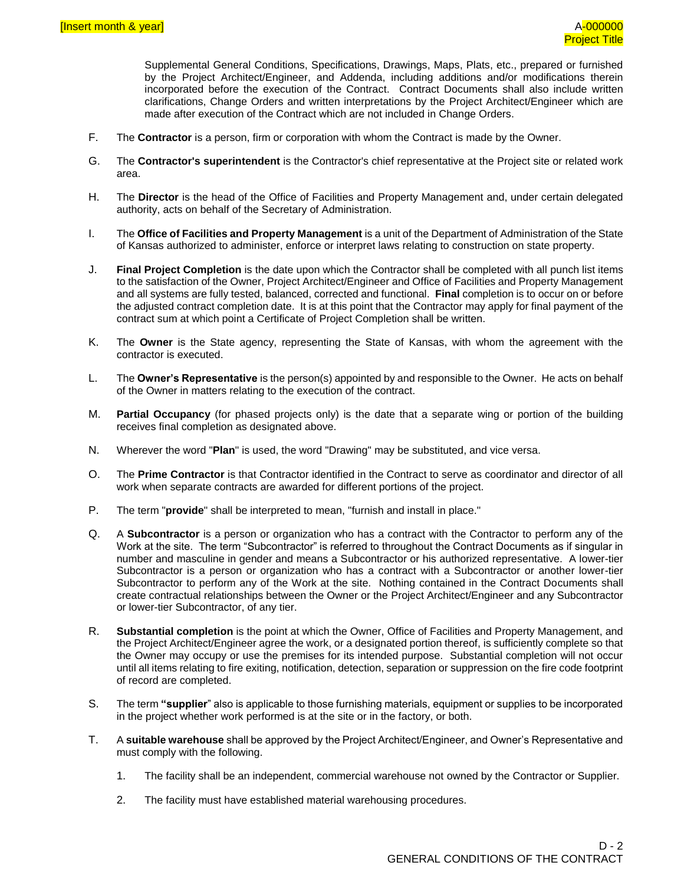Supplemental General Conditions, Specifications, Drawings, Maps, Plats, etc., prepared or furnished by the Project Architect/Engineer, and Addenda, including additions and/or modifications therein incorporated before the execution of the Contract. Contract Documents shall also include written clarifications, Change Orders and written interpretations by the Project Architect/Engineer which are made after execution of the Contract which are not included in Change Orders.

F. The **Contractor** is a person, firm or corporation with whom the Contract is made by the Owner.

G. The **Contractor's superintendent** is the Contractor's chief representative at the Project site or related work area.

H. The **Director** is the head of the Office of Facilities and Property Management and, under certain delegated authority, acts on behalf of the Secretary of Administration.

I. The **Office of Facilities and Property Management** is a unit of the Department of Administration of the State of Kansas authorized to administer, enforce or interpret laws relating to construction on state property.

J. **Final Project Completion** is the date upon which the Contractor shall be completed with all punch list items to the satisfaction of the Owner, Project Architect/Engineer and Office of Facilities and Property Management and all systems are fully tested, balanced, corrected and functional. **Final** completion is to occur on or before the adjusted contract completion date. It is at this point that the Contractor may apply for final payment of the contract sum at which point a Certificate of Project Completion shall be written.

K. The **Owner** is the State agency, representing the State of Kansas, with whom the agreement with the contractor is executed.

L. The **Owner's Representative** is the person(s) appointed by and responsible to the Owner. He acts on behalf of the Owner in matters relating to the execution of the contract.

M. **Partial Occupancy** (for phased projects only) is the date that a separate wing or portion of the building receives final completion as designated above.

N. Wherever the word "**Plan**" is used, the word "Drawing" may be substituted, and vice versa.

O. The **Prime Contractor** is that Contractor identified in the Contract to serve as coordinator and director of all work when separate contracts are awarded for different portions of the project.

P. The term "**provide**" shall be interpreted to mean, "furnish and install in place."

Q. A **Subcontractor** is a person or organization who has a contract with the Contractor to perform any of the Work at the site. The term "Subcontractor" is referred to throughout the Contract Documents as if singular in number and masculine in gender and means a Subcontractor or his authorized representative. A lower-tier Subcontractor is a person or organization who has a contract with a Subcontractor or another lower-tier Subcontractor to perform any of the Work at the site. Nothing contained in the Contract Documents shall create contractual relationships between the Owner or the Project Architect/Engineer and any Subcontractor or lower-tier Subcontractor, of any tier.

R. **Substantial completion** is the point at which the Owner, Office of Facilities and Property Management, and the Project Architect/Engineer agree the work, or a designated portion thereof, is sufficiently complete so that the Owner may occupy or use the premises for its intended purpose. Substantial completion will not occur until all items relating to fire exiting, notification, detection, separation or suppression on the fire code footprint of record are completed.

S. The term **"supplier**" also is applicable to those furnishing materials, equipment or supplies to be incorporated in the project whether work performed is at the site or in the factory, or both.

T. A **suitable warehouse** shall be approved by the Project Architect/Engineer, and Owner's Representative and must comply with the following.

1. The facility shall be an independent, commercial warehouse not owned by the Contractor or Supplier.

2. The facility must have established material warehousing procedures.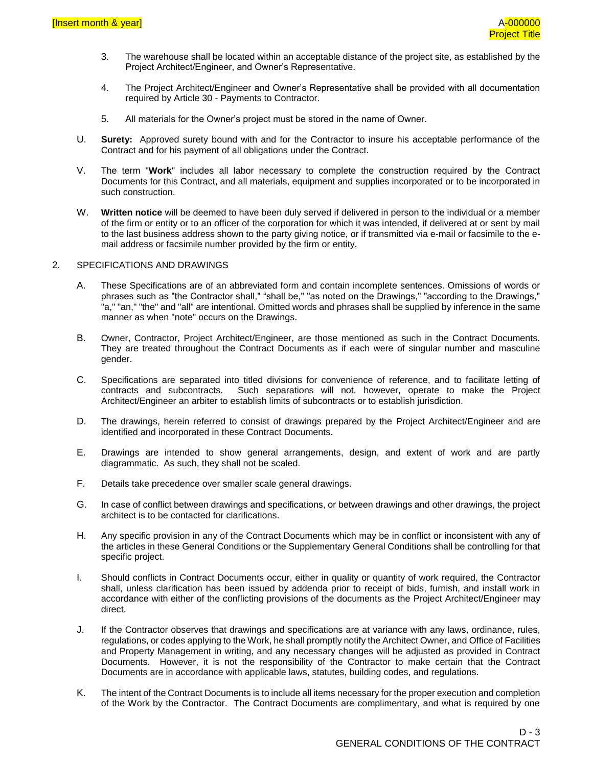3. The warehouse shall be located within an acceptable distance of the project site, as established by the Project Architect/Engineer, and Owner's Representative.

4. The Project Architect/Engineer and Owner's Representative shall be provided with all documentation required by Article 30 - Payments to Contractor.

5. All materials for the Owner's project must be stored in the name of Owner.

U. **Surety:** Approved surety bound with and for the Contractor to insure his acceptable performance of the Contract and for his payment of all obligations under the Contract.

V. The term "**Work**" includes all labor necessary to complete the construction required by the Contract Documents for this Contract, and all materials, equipment and supplies incorporated or to be incorporated in such construction.

W. **Written notice** will be deemed to have been duly served if delivered in person to the individual or a member of the firm or entity or to an officer of the corporation for which it was intended, if delivered at or sent by mail to the last business address shown to the party giving notice, or if transmitted via e-mail or facsimile to the e-mail address or facsimile number provided by the firm or entity.

2. SPECIFICATIONS AND DRAWINGS

A. These Specifications are of an abbreviated form and contain incomplete sentences. Omissions of words or phrases such as "the Contractor shall," "shall be," "as noted on the Drawings," "according to the Drawings," "a," "an," "the" and "all" are intentional. Omitted words and phrases shall be supplied by inference in the same manner as when "note" occurs on the Drawings.

B. Owner, Contractor, Project Architect/Engineer, are those mentioned as such in the Contract Documents. They are treated throughout the Contract Documents as if each were of singular number and masculine gender.

C. Specifications are separated into titled divisions for convenience of reference, and to facilitate letting of contracts and subcontracts. Such separations will not, however, operate to make the Project Architect/Engineer an arbiter to establish limits of subcontracts or to establish jurisdiction.

D. The drawings, herein referred to consist of drawings prepared by the Project Architect/Engineer and are identified and incorporated in these Contract Documents.

E. Drawings are intended to show general arrangements, design, and extent of work and are partly diagrammatic. As such, they shall not be scaled.

F. Details take precedence over smaller scale general drawings.

G. In case of conflict between drawings and specifications, or between drawings and other drawings, the project architect is to be contacted for clarifications.

H. Any specific provision in any of the Contract Documents which may be in conflict or inconsistent with any of the articles in these General Conditions or the Supplementary General Conditions shall be controlling for that specific project.

I. Should conflicts in Contract Documents occur, either in quality or quantity of work required, the Contractor shall, unless clarification has been issued by addenda prior to receipt of bids, furnish, and install work in accordance with either of the conflicting provisions of the documents as the Project Architect/Engineer may direct.

J. If the Contractor observes that drawings and specifications are at variance with any laws, ordinance, rules, regulations, or codes applying to the Work, he shall promptly notify the Architect Owner, and Office of Facilities and Property Management in writing, and any necessary changes will be adjusted as provided in Contract Documents. However, it is not the responsibility of the Contractor to make certain that the Contract Documents are in accordance with applicable laws, statutes, building codes, and regulations.

K. The intent of the Contract Documents is to include all items necessary for the proper execution and completion of the Work by the Contractor. The Contract Documents are complimentary, and what is required by one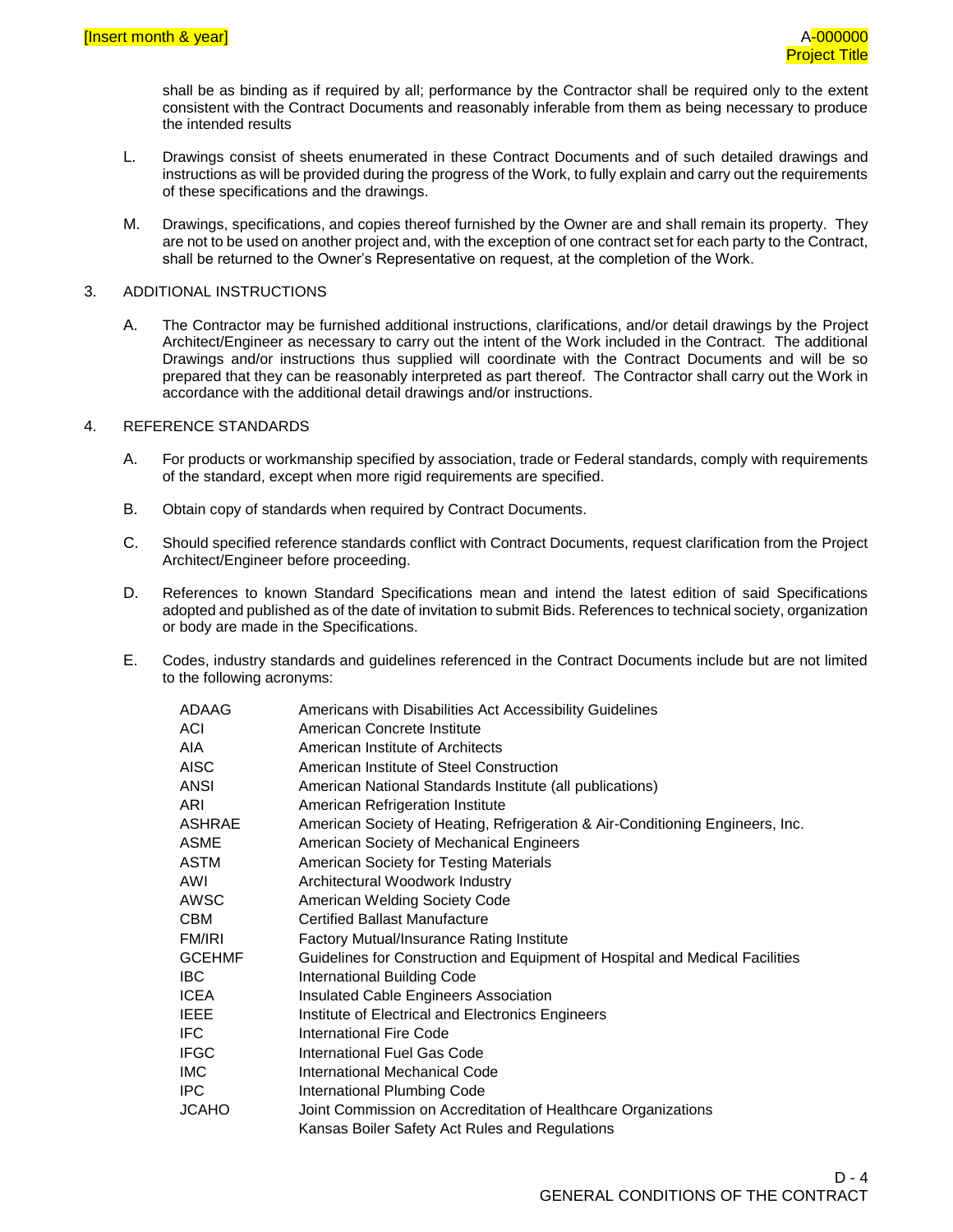shall be as binding as if required by all; performance by the Contractor shall be required only to the extent consistent with the Contract Documents and reasonably inferable from them as being necessary to produce the intended results

L. Drawings consist of sheets enumerated in these Contract Documents and of such detailed drawings and instructions as will be provided during the progress of the Work, to fully explain and carry out the requirements of these specifications and the drawings.

M. Drawings, specifications, and copies thereof furnished by the Owner are and shall remain its property. They are not to be used on another project and, with the exception of one contract set for each party to the Contract, shall be returned to the Owner's Representative on request, at the completion of the Work.

3. ADDITIONAL INSTRUCTIONS

A. The Contractor may be furnished additional instructions, clarifications, and/or detail drawings by the Project Architect/Engineer as necessary to carry out the intent of the Work included in the Contract. The additional Drawings and/or instructions thus supplied will coordinate with the Contract Documents and will be so prepared that they can be reasonably interpreted as part thereof. The Contractor shall carry out the Work in accordance with the additional detail drawings and/or instructions.

4. REFERENCE STANDARDS

A. For products or workmanship specified by association, trade or Federal standards, comply with requirements of the standard, except when more rigid requirements are specified.

B. Obtain copy of standards when required by Contract Documents.

C. Should specified reference standards conflict with Contract Documents, request clarification from the Project Architect/Engineer before proceeding.

D. References to known Standard Specifications mean and intend the latest edition of said Specifications adopted and published as of the date of invitation to submit Bids. References to technical society, organization or body are made in the Specifications.

E. Codes, industry standards and guidelines referenced in the Contract Documents include but are not limited to the following acronyms:

| | |
|---|---|
| ADAAG | Americans with Disabilities Act Accessibility Guidelines |
| ACI | American Concrete Institute |
| AIA | American Institute of Architects |
| AISC | American Institute of Steel Construction |
| ANSI | American National Standards Institute (all publications) |
| ARI | American Refrigeration Institute |
| ASHRAE | American Society of Heating, Refrigeration & Air-Conditioning Engineers, Inc. |
| ASME | American Society of Mechanical Engineers |
| ASTM | American Society for Testing Materials |
| AWI | Architectural Woodwork Industry |
| AWSC | American Welding Society Code |
| CBM | Certified Ballast Manufacture |
| FM/IRI | Factory Mutual/Insurance Rating Institute |
| GCEHMF | Guidelines for Construction and Equipment of Hospital and Medical Facilities |
| IBC | International Building Code |
| ICEA | Insulated Cable Engineers Association |
| IEEE | Institute of Electrical and Electronics Engineers |
| IFC | International Fire Code |
| IFGC | International Fuel Gas Code |
| IMC | International Mechanical Code |
| IPC | International Plumbing Code |
| JCAHO | Joint Commission on Accreditation of Healthcare Organizations |
| | Kansas Boiler Safety Act Rules and Regulations |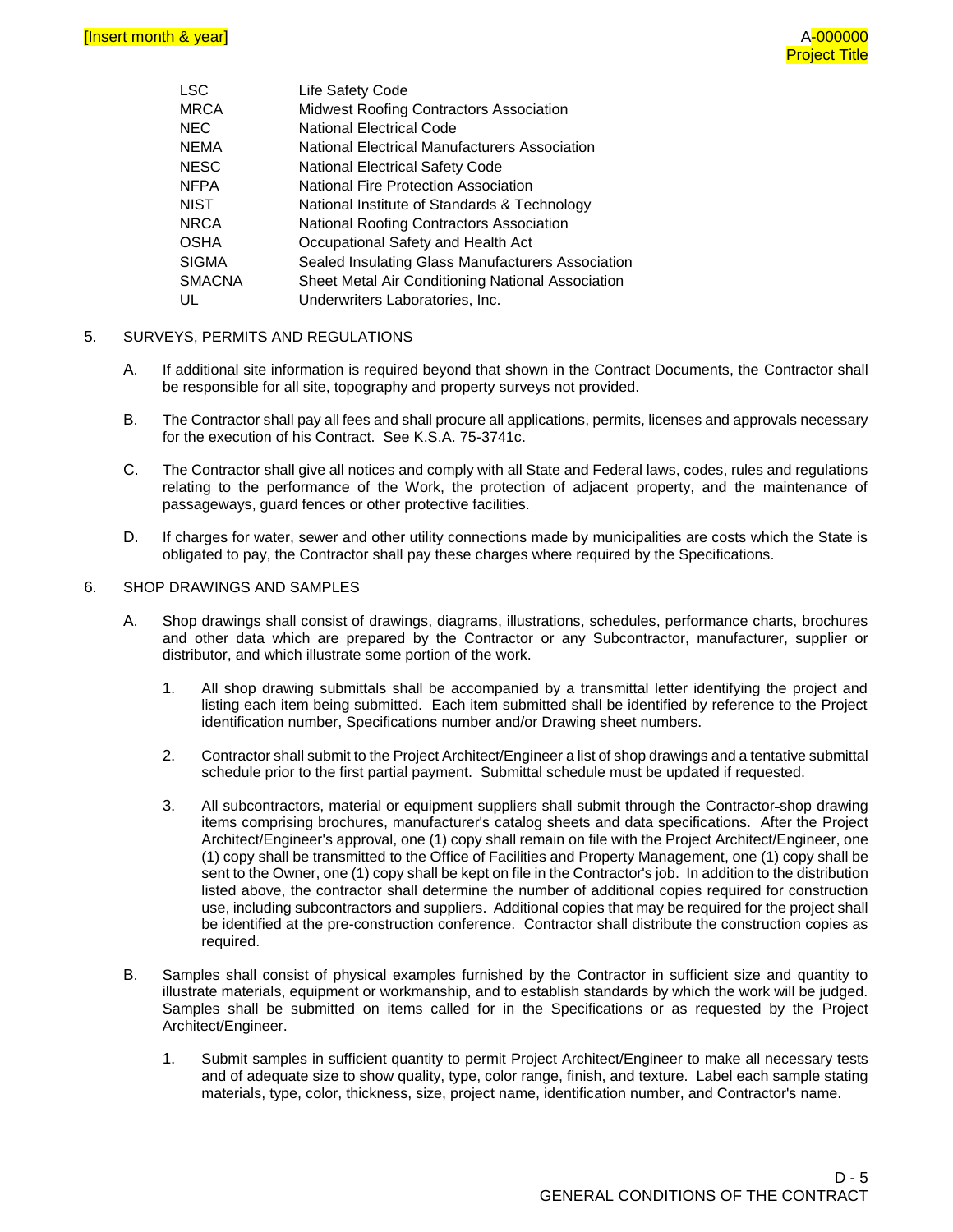| | |
|---|---|
| LSC | Life Safety Code |
| MRCA | Midwest Roofing Contractors Association |
| NEC | National Electrical Code |
| NEMA | National Electrical Manufacturers Association |
| NESC | National Electrical Safety Code |
| NFPA | National Fire Protection Association |
| NIST | National Institute of Standards & Technology |
| NRCA | National Roofing Contractors Association |
| OSHA | Occupational Safety and Health Act |
| SIGMA | Sealed Insulating Glass Manufacturers Association |
| SMACNA | Sheet Metal Air Conditioning National Association |
| UL | Underwriters Laboratories, Inc. |

5. SURVEYS, PERMITS AND REGULATIONS

A. If additional site information is required beyond that shown in the Contract Documents, the Contractor shall be responsible for all site, topography and property surveys not provided.

B. The Contractor shall pay all fees and shall procure all applications, permits, licenses and approvals necessary for the execution of his Contract. See K.S.A. 75-3741c.

C. The Contractor shall give all notices and comply with all State and Federal laws, codes, rules and regulations relating to the performance of the Work, the protection of adjacent property, and the maintenance of passageways, guard fences or other protective facilities.

D. If charges for water, sewer and other utility connections made by municipalities are costs which the State is obligated to pay, the Contractor shall pay these charges where required by the Specifications.

6. SHOP DRAWINGS AND SAMPLES

A. Shop drawings shall consist of drawings, diagrams, illustrations, schedules, performance charts, brochures and other data which are prepared by the Contractor or any Subcontractor, manufacturer, supplier or distributor, and which illustrate some portion of the work.

1. All shop drawing submittals shall be accompanied by a transmittal letter identifying the project and listing each item being submitted. Each item submitted shall be identified by reference to the Project identification number, Specifications number and/or Drawing sheet numbers.

2. Contractor shall submit to the Project Architect/Engineer a list of shop drawings and a tentative submittal schedule prior to the first partial payment. Submittal schedule must be updated if requested.

3. All subcontractors, material or equipment suppliers shall submit through the Contractor shop drawing items comprising brochures, manufacturer's catalog sheets and data specifications. After the Project Architect/Engineer's approval, one (1) copy shall remain on file with the Project Architect/Engineer, one (1) copy shall be transmitted to the Office of Facilities and Property Management, one (1) copy shall be sent to the Owner, one (1) copy shall be kept on file in the Contractor's job. In addition to the distribution listed above, the contractor shall determine the number of additional copies required for construction use, including subcontractors and suppliers. Additional copies that may be required for the project shall be identified at the pre-construction conference. Contractor shall distribute the construction copies as required.

B. Samples shall consist of physical examples furnished by the Contractor in sufficient size and quantity to illustrate materials, equipment or workmanship, and to establish standards by which the work will be judged. Samples shall be submitted on items called for in the Specifications or as requested by the Project Architect/Engineer.

1. Submit samples in sufficient quantity to permit Project Architect/Engineer to make all necessary tests and of adequate size to show quality, type, color range, finish, and texture. Label each sample stating materials, type, color, thickness, size, project name, identification number, and Contractor's name.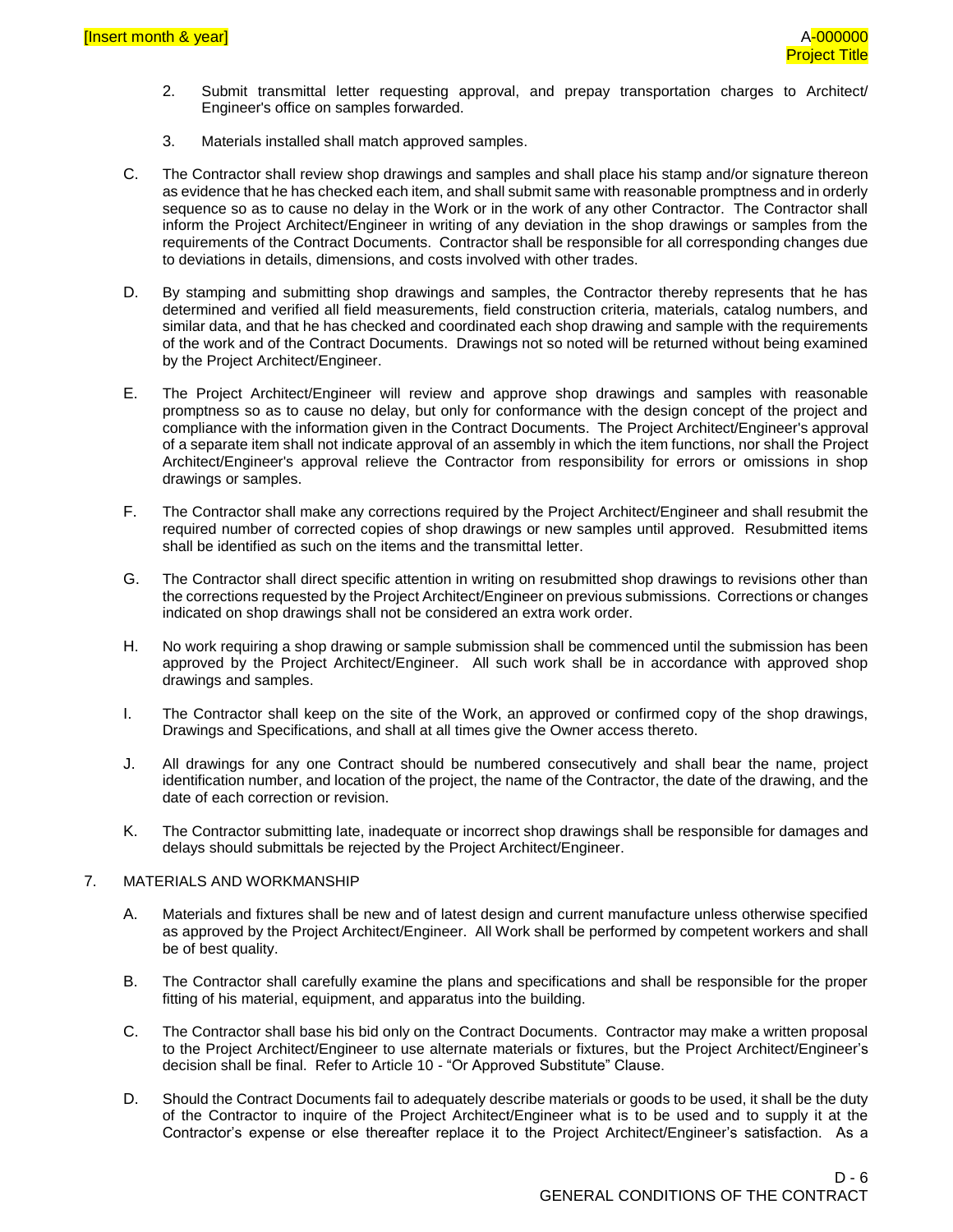2. Submit transmittal letter requesting approval, and prepay transportation charges to Architect/ Engineer's office on samples forwarded.

3. Materials installed shall match approved samples.

C. The Contractor shall review shop drawings and samples and shall place his stamp and/or signature thereon as evidence that he has checked each item, and shall submit same with reasonable promptness and in orderly sequence so as to cause no delay in the Work or in the work of any other Contractor. The Contractor shall inform the Project Architect/Engineer in writing of any deviation in the shop drawings or samples from the requirements of the Contract Documents. Contractor shall be responsible for all corresponding changes due to deviations in details, dimensions, and costs involved with other trades.

D. By stamping and submitting shop drawings and samples, the Contractor thereby represents that he has determined and verified all field measurements, field construction criteria, materials, catalog numbers, and similar data, and that he has checked and coordinated each shop drawing and sample with the requirements of the work and of the Contract Documents. Drawings not so noted will be returned without being examined by the Project Architect/Engineer.

E. The Project Architect/Engineer will review and approve shop drawings and samples with reasonable promptness so as to cause no delay, but only for conformance with the design concept of the project and compliance with the information given in the Contract Documents. The Project Architect/Engineer's approval of a separate item shall not indicate approval of an assembly in which the item functions, nor shall the Project Architect/Engineer's approval relieve the Contractor from responsibility for errors or omissions in shop drawings or samples.

F. The Contractor shall make any corrections required by the Project Architect/Engineer and shall resubmit the required number of corrected copies of shop drawings or new samples until approved. Resubmitted items shall be identified as such on the items and the transmittal letter.

G. The Contractor shall direct specific attention in writing on resubmitted shop drawings to revisions other than the corrections requested by the Project Architect/Engineer on previous submissions. Corrections or changes indicated on shop drawings shall not be considered an extra work order.

H. No work requiring a shop drawing or sample submission shall be commenced until the submission has been approved by the Project Architect/Engineer. All such work shall be in accordance with approved shop drawings and samples.

I. The Contractor shall keep on the site of the Work, an approved or confirmed copy of the shop drawings, Drawings and Specifications, and shall at all times give the Owner access thereto.

J. All drawings for any one Contract should be numbered consecutively and shall bear the name, project identification number, and location of the project, the name of the Contractor, the date of the drawing, and the date of each correction or revision.

K. The Contractor submitting late, inadequate or incorrect shop drawings shall be responsible for damages and delays should submittals be rejected by the Project Architect/Engineer.

7. MATERIALS AND WORKMANSHIP

A. Materials and fixtures shall be new and of latest design and current manufacture unless otherwise specified as approved by the Project Architect/Engineer. All Work shall be performed by competent workers and shall be of best quality.

B. The Contractor shall carefully examine the plans and specifications and shall be responsible for the proper fitting of his material, equipment, and apparatus into the building.

C. The Contractor shall base his bid only on the Contract Documents. Contractor may make a written proposal to the Project Architect/Engineer to use alternate materials or fixtures, but the Project Architect/Engineer's decision shall be final. Refer to Article 10 - "Or Approved Substitute" Clause.

D. Should the Contract Documents fail to adequately describe materials or goods to be used, it shall be the duty of the Contractor to inquire of the Project Architect/Engineer what is to be used and to supply it at the Contractor's expense or else thereafter replace it to the Project Architect/Engineer's satisfaction. As a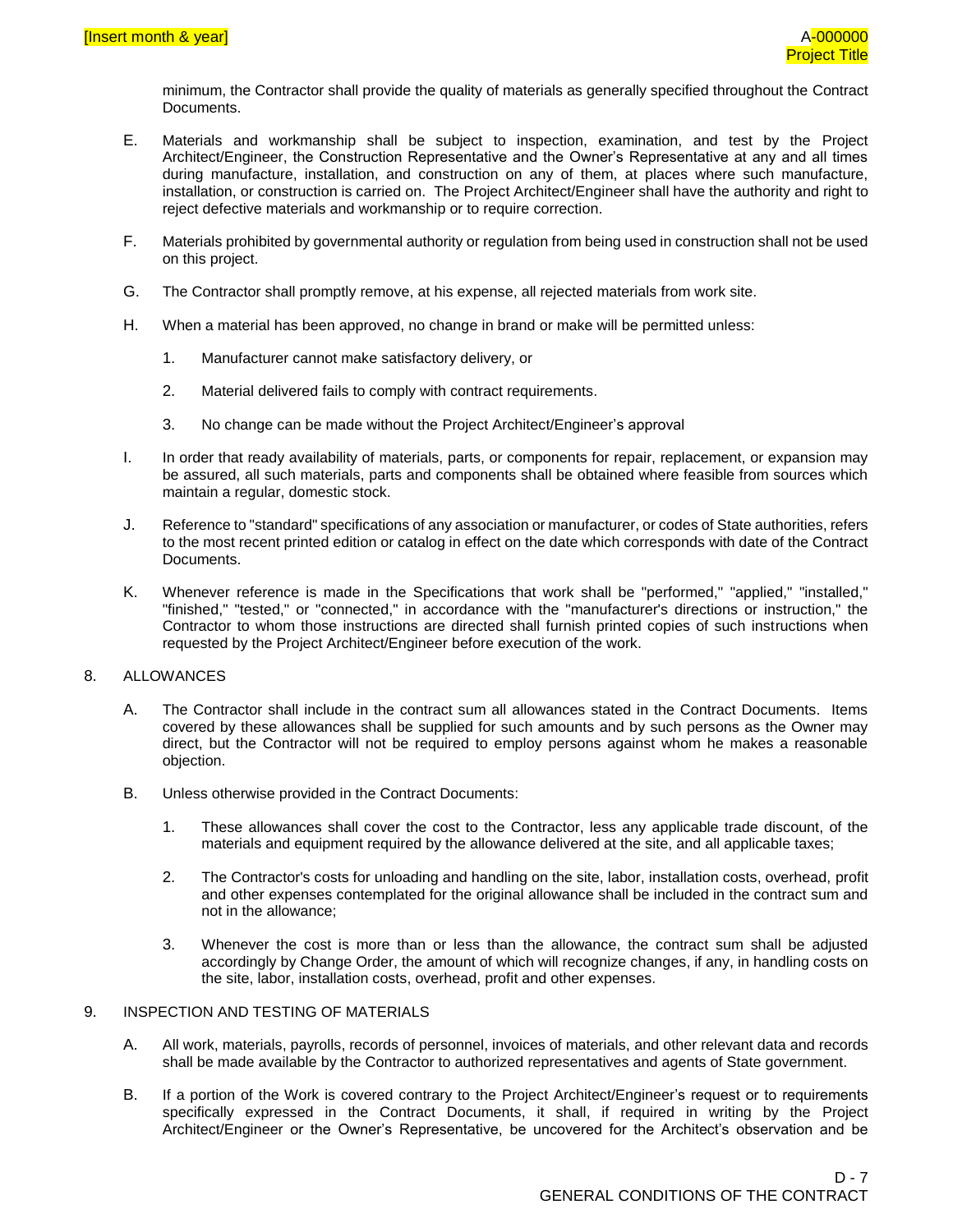minimum, the Contractor shall provide the quality of materials as generally specified throughout the Contract Documents.

E. Materials and workmanship shall be subject to inspection, examination, and test by the Project Architect/Engineer, the Construction Representative and the Owner's Representative at any and all times during manufacture, installation, and construction on any of them, at places where such manufacture, installation, or construction is carried on. The Project Architect/Engineer shall have the authority and right to reject defective materials and workmanship or to require correction.

F. Materials prohibited by governmental authority or regulation from being used in construction shall not be used on this project.

G. The Contractor shall promptly remove, at his expense, all rejected materials from work site.

H. When a material has been approved, no change in brand or make will be permitted unless:

1. Manufacturer cannot make satisfactory delivery, or

2. Material delivered fails to comply with contract requirements.

3. No change can be made without the Project Architect/Engineer's approval

I. In order that ready availability of materials, parts, or components for repair, replacement, or expansion may be assured, all such materials, parts and components shall be obtained where feasible from sources which maintain a regular, domestic stock.

J. Reference to "standard" specifications of any association or manufacturer, or codes of State authorities, refers to the most recent printed edition or catalog in effect on the date which corresponds with date of the Contract Documents.

K. Whenever reference is made in the Specifications that work shall be "performed," "applied," "installed," "finished," "tested," or "connected," in accordance with the "manufacturer's directions or instruction," the Contractor to whom those instructions are directed shall furnish printed copies of such instructions when requested by the Project Architect/Engineer before execution of the work.

## 8. ALLOWANCES

A. The Contractor shall include in the contract sum all allowances stated in the Contract Documents. Items covered by these allowances shall be supplied for such amounts and by such persons as the Owner may direct, but the Contractor will not be required to employ persons against whom he makes a reasonable objection.

B. Unless otherwise provided in the Contract Documents:

1. These allowances shall cover the cost to the Contractor, less any applicable trade discount, of the materials and equipment required by the allowance delivered at the site, and all applicable taxes;

2. The Contractor's costs for unloading and handling on the site, labor, installation costs, overhead, profit and other expenses contemplated for the original allowance shall be included in the contract sum and not in the allowance;

3. Whenever the cost is more than or less than the allowance, the contract sum shall be adjusted accordingly by Change Order, the amount of which will recognize changes, if any, in handling costs on the site, labor, installation costs, overhead, profit and other expenses.

## 9. INSPECTION AND TESTING OF MATERIALS

A. All work, materials, payrolls, records of personnel, invoices of materials, and other relevant data and records shall be made available by the Contractor to authorized representatives and agents of State government.

B. If a portion of the Work is covered contrary to the Project Architect/Engineer's request or to requirements specifically expressed in the Contract Documents, it shall, if required in writing by the Project Architect/Engineer or the Owner's Representative, be uncovered for the Architect's observation and be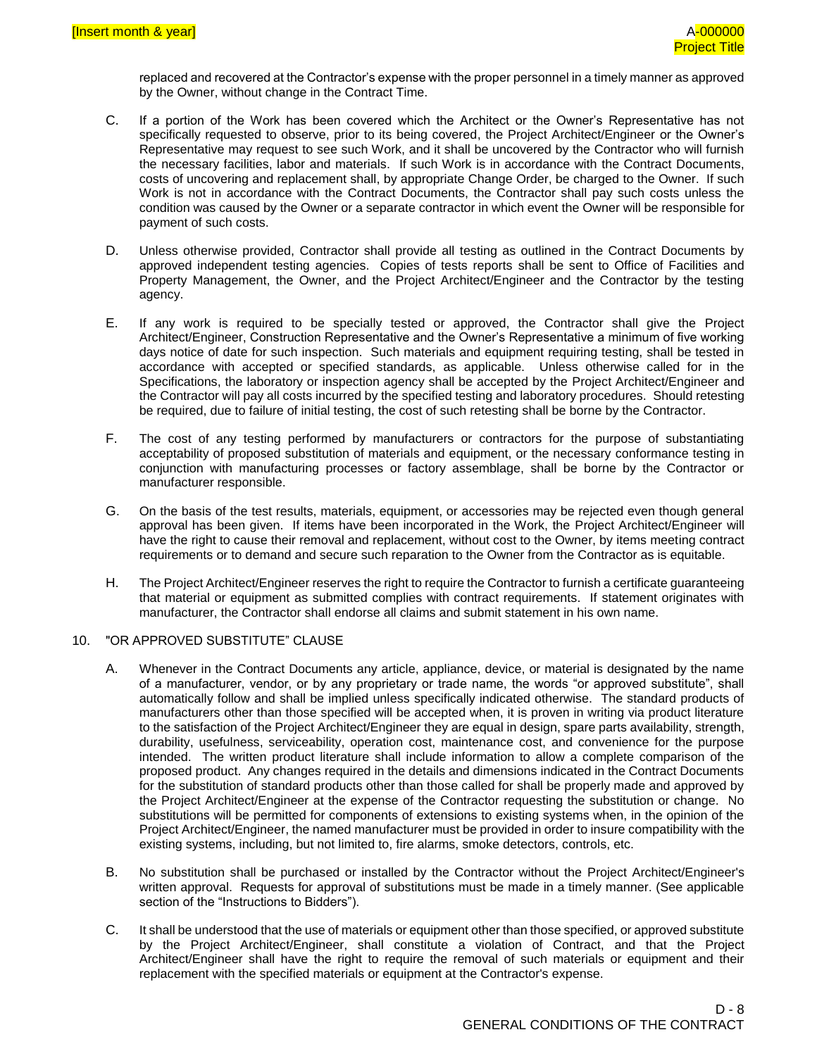replaced and recovered at the Contractor's expense with the proper personnel in a timely manner as approved by the Owner, without change in the Contract Time.

C. If a portion of the Work has been covered which the Architect or the Owner's Representative has not specifically requested to observe, prior to its being covered, the Project Architect/Engineer or the Owner's Representative may request to see such Work, and it shall be uncovered by the Contractor who will furnish the necessary facilities, labor and materials. If such Work is in accordance with the Contract Documents, costs of uncovering and replacement shall, by appropriate Change Order, be charged to the Owner. If such Work is not in accordance with the Contract Documents, the Contractor shall pay such costs unless the condition was caused by the Owner or a separate contractor in which event the Owner will be responsible for payment of such costs.

D. Unless otherwise provided, Contractor shall provide all testing as outlined in the Contract Documents by approved independent testing agencies. Copies of tests reports shall be sent to Office of Facilities and Property Management, the Owner, and the Project Architect/Engineer and the Contractor by the testing agency.

E. If any work is required to be specially tested or approved, the Contractor shall give the Project Architect/Engineer, Construction Representative and the Owner's Representative a minimum of five working days notice of date for such inspection. Such materials and equipment requiring testing, shall be tested in accordance with accepted or specified standards, as applicable. Unless otherwise called for in the Specifications, the laboratory or inspection agency shall be accepted by the Project Architect/Engineer and the Contractor will pay all costs incurred by the specified testing and laboratory procedures. Should retesting be required, due to failure of initial testing, the cost of such retesting shall be borne by the Contractor.

F. The cost of any testing performed by manufacturers or contractors for the purpose of substantiating acceptability of proposed substitution of materials and equipment, or the necessary conformance testing in conjunction with manufacturing processes or factory assemblage, shall be borne by the Contractor or manufacturer responsible.

G. On the basis of the test results, materials, equipment, or accessories may be rejected even though general approval has been given. If items have been incorporated in the Work, the Project Architect/Engineer will have the right to cause their removal and replacement, without cost to the Owner, by items meeting contract requirements or to demand and secure such reparation to the Owner from the Contractor as is equitable.

H. The Project Architect/Engineer reserves the right to require the Contractor to furnish a certificate guaranteeing that material or equipment as submitted complies with contract requirements. If statement originates with manufacturer, the Contractor shall endorse all claims and submit statement in his own name.

10. "OR APPROVED SUBSTITUTE" CLAUSE

A. Whenever in the Contract Documents any article, appliance, device, or material is designated by the name of a manufacturer, vendor, or by any proprietary or trade name, the words "or approved substitute", shall automatically follow and shall be implied unless specifically indicated otherwise. The standard products of manufacturers other than those specified will be accepted when, it is proven in writing via product literature to the satisfaction of the Project Architect/Engineer they are equal in design, spare parts availability, strength, durability, usefulness, serviceability, operation cost, maintenance cost, and convenience for the purpose intended. The written product literature shall include information to allow a complete comparison of the proposed product. Any changes required in the details and dimensions indicated in the Contract Documents for the substitution of standard products other than those called for shall be properly made and approved by the Project Architect/Engineer at the expense of the Contractor requesting the substitution or change. No substitutions will be permitted for components of extensions to existing systems when, in the opinion of the Project Architect/Engineer, the named manufacturer must be provided in order to insure compatibility with the existing systems, including, but not limited to, fire alarms, smoke detectors, controls, etc.

B. No substitution shall be purchased or installed by the Contractor without the Project Architect/Engineer's written approval. Requests for approval of substitutions must be made in a timely manner. (See applicable section of the "Instructions to Bidders").

C. It shall be understood that the use of materials or equipment other than those specified, or approved substitute by the Project Architect/Engineer, shall constitute a violation of Contract, and that the Project Architect/Engineer shall have the right to require the removal of such materials or equipment and their replacement with the specified materials or equipment at the Contractor's expense.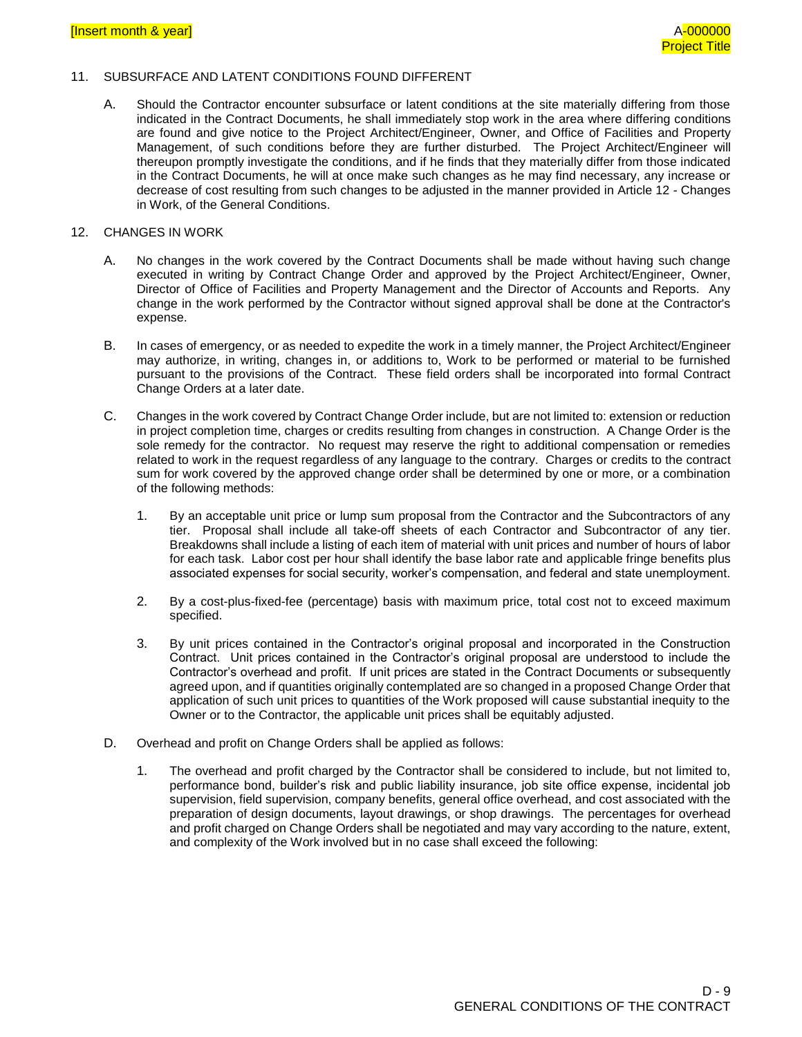## 11. SUBSURFACE AND LATENT CONDITIONS FOUND DIFFERENT

A. Should the Contractor encounter subsurface or latent conditions at the site materially differing from those indicated in the Contract Documents, he shall immediately stop work in the area where differing conditions are found and give notice to the Project Architect/Engineer, Owner, and Office of Facilities and Property Management, of such conditions before they are further disturbed. The Project Architect/Engineer will thereupon promptly investigate the conditions, and if he finds that they materially differ from those indicated in the Contract Documents, he will at once make such changes as he may find necessary, any increase or decrease of cost resulting from such changes to be adjusted in the manner provided in Article 12 - Changes in Work, of the General Conditions.

## 12. CHANGES IN WORK

A. No changes in the work covered by the Contract Documents shall be made without having such change executed in writing by Contract Change Order and approved by the Project Architect/Engineer, Owner, Director of Office of Facilities and Property Management and the Director of Accounts and Reports. Any change in the work performed by the Contractor without signed approval shall be done at the Contractor's expense.

B. In cases of emergency, or as needed to expedite the work in a timely manner, the Project Architect/Engineer may authorize, in writing, changes in, or additions to, Work to be performed or material to be furnished pursuant to the provisions of the Contract. These field orders shall be incorporated into formal Contract Change Orders at a later date.

C. Changes in the work covered by Contract Change Order include, but are not limited to: extension or reduction in project completion time, charges or credits resulting from changes in construction. A Change Order is the sole remedy for the contractor. No request may reserve the right to additional compensation or remedies related to work in the request regardless of any language to the contrary. Charges or credits to the contract sum for work covered by the approved change order shall be determined by one or more, or a combination of the following methods:

1. By an acceptable unit price or lump sum proposal from the Contractor and the Subcontractors of any tier. Proposal shall include all take-off sheets of each Contractor and Subcontractor of any tier. Breakdowns shall include a listing of each item of material with unit prices and number of hours of labor for each task. Labor cost per hour shall identify the base labor rate and applicable fringe benefits plus associated expenses for social security, worker's compensation, and federal and state unemployment.

2. By a cost-plus-fixed-fee (percentage) basis with maximum price, total cost not to exceed maximum specified.

3. By unit prices contained in the Contractor's original proposal and incorporated in the Construction Contract. Unit prices contained in the Contractor's original proposal are understood to include the Contractor's overhead and profit. If unit prices are stated in the Contract Documents or subsequently agreed upon, and if quantities originally contemplated are so changed in a proposed Change Order that application of such unit prices to quantities of the Work proposed will cause substantial inequity to the Owner or to the Contractor, the applicable unit prices shall be equitably adjusted.

D. Overhead and profit on Change Orders shall be applied as follows:

1. The overhead and profit charged by the Contractor shall be considered to include, but not limited to, performance bond, builder's risk and public liability insurance, job site office expense, incidental job supervision, field supervision, company benefits, general office overhead, and cost associated with the preparation of design documents, layout drawings, or shop drawings. The percentages for overhead and profit charged on Change Orders shall be negotiated and may vary according to the nature, extent, and complexity of the Work involved but in no case shall exceed the following: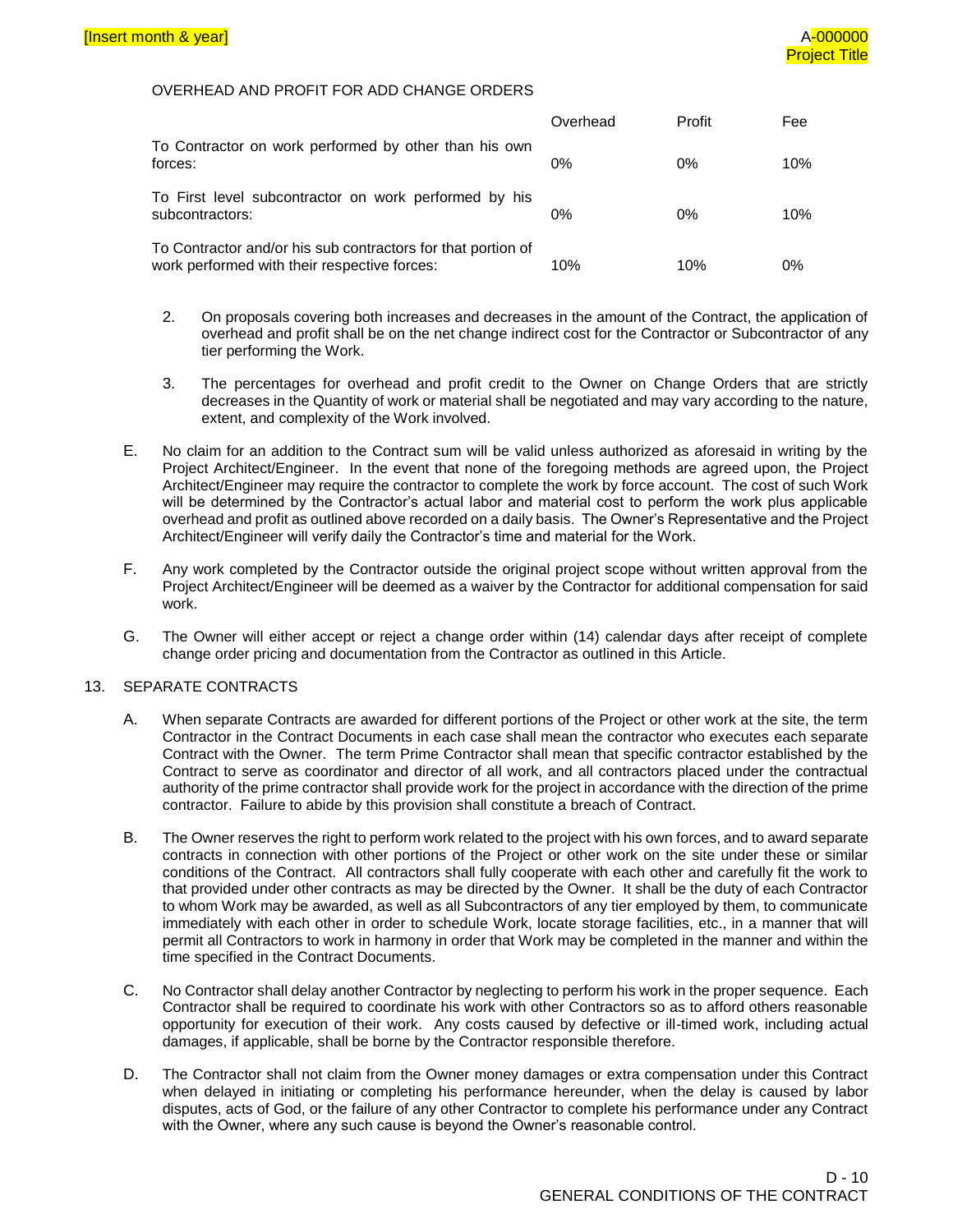OVERHEAD AND PROFIT FOR ADD CHANGE ORDERS

| | Overhead | Profit | Fee |
|---|---|---|---|
| To Contractor on work performed by other than his own forces: | 0% | 0% | 10% |
| To First level subcontractor on work performed by his subcontractors: | 0% | 0% | 10% |
| To Contractor and/or his sub contractors for that portion of work performed with their respective forces: | 10% | 10% | 0% |

2. On proposals covering both increases and decreases in the amount of the Contract, the application of overhead and profit shall be on the net change indirect cost for the Contractor or Subcontractor of any tier performing the Work.

3. The percentages for overhead and profit credit to the Owner on Change Orders that are strictly decreases in the Quantity of work or material shall be negotiated and may vary according to the nature, extent, and complexity of the Work involved.

E. No claim for an addition to the Contract sum will be valid unless authorized as aforesaid in writing by the Project Architect/Engineer. In the event that none of the foregoing methods are agreed upon, the Project Architect/Engineer may require the contractor to complete the work by force account. The cost of such Work will be determined by the Contractor's actual labor and material cost to perform the work plus applicable overhead and profit as outlined above recorded on a daily basis. The Owner's Representative and the Project Architect/Engineer will verify daily the Contractor's time and material for the Work.

F. Any work completed by the Contractor outside the original project scope without written approval from the Project Architect/Engineer will be deemed as a waiver by the Contractor for additional compensation for said work.

G. The Owner will either accept or reject a change order within (14) calendar days after receipt of complete change order pricing and documentation from the Contractor as outlined in this Article.

13. SEPARATE CONTRACTS

A. When separate Contracts are awarded for different portions of the Project or other work at the site, the term Contractor in the Contract Documents in each case shall mean the contractor who executes each separate Contract with the Owner. The term Prime Contractor shall mean that specific contractor established by the Contract to serve as coordinator and director of all work, and all contractors placed under the contractual authority of the prime contractor shall provide work for the project in accordance with the direction of the prime contractor. Failure to abide by this provision shall constitute a breach of Contract.

B. The Owner reserves the right to perform work related to the project with his own forces, and to award separate contracts in connection with other portions of the Project or other work on the site under these or similar conditions of the Contract. All contractors shall fully cooperate with each other and carefully fit the work to that provided under other contracts as may be directed by the Owner. It shall be the duty of each Contractor to whom Work may be awarded, as well as all Subcontractors of any tier employed by them, to communicate immediately with each other in order to schedule Work, locate storage facilities, etc., in a manner that will permit all Contractors to work in harmony in order that Work may be completed in the manner and within the time specified in the Contract Documents.

C. No Contractor shall delay another Contractor by neglecting to perform his work in the proper sequence. Each Contractor shall be required to coordinate his work with other Contractors so as to afford others reasonable opportunity for execution of their work. Any costs caused by defective or ill-timed work, including actual damages, if applicable, shall be borne by the Contractor responsible therefore.

D. The Contractor shall not claim from the Owner money damages or extra compensation under this Contract when delayed in initiating or completing his performance hereunder, when the delay is caused by labor disputes, acts of God, or the failure of any other Contractor to complete his performance under any Contract with the Owner, where any such cause is beyond the Owner's reasonable control.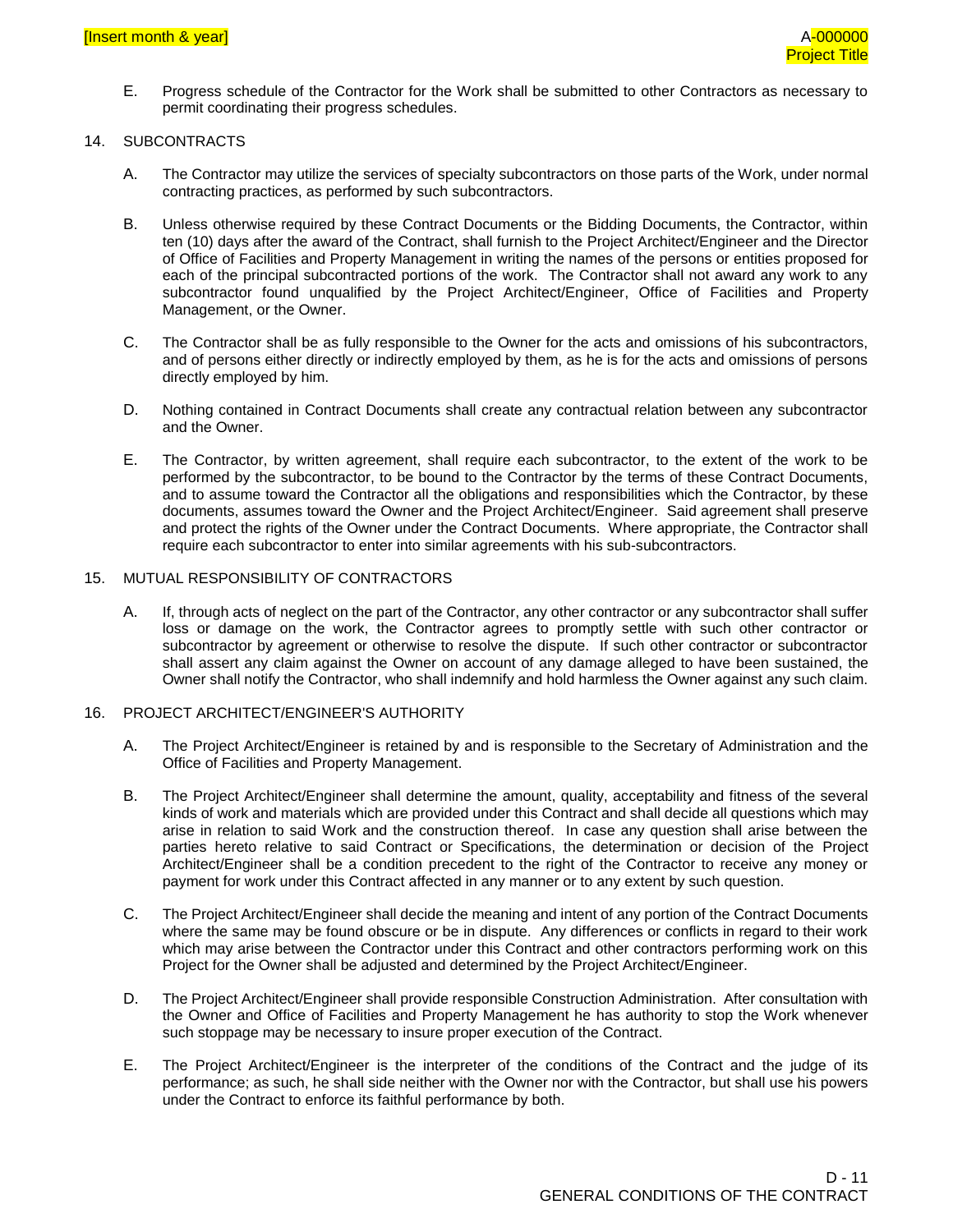E. Progress schedule of the Contractor for the Work shall be submitted to other Contractors as necessary to permit coordinating their progress schedules.

## 14. SUBCONTRACTS

A. The Contractor may utilize the services of specialty subcontractors on those parts of the Work, under normal contracting practices, as performed by such subcontractors.

B. Unless otherwise required by these Contract Documents or the Bidding Documents, the Contractor, within ten (10) days after the award of the Contract, shall furnish to the Project Architect/Engineer and the Director of Office of Facilities and Property Management in writing the names of the persons or entities proposed for each of the principal subcontracted portions of the work. The Contractor shall not award any work to any subcontractor found unqualified by the Project Architect/Engineer, Office of Facilities and Property Management, or the Owner.

C. The Contractor shall be as fully responsible to the Owner for the acts and omissions of his subcontractors, and of persons either directly or indirectly employed by them, as he is for the acts and omissions of persons directly employed by him.

D. Nothing contained in Contract Documents shall create any contractual relation between any subcontractor and the Owner.

E. The Contractor, by written agreement, shall require each subcontractor, to the extent of the work to be performed by the subcontractor, to be bound to the Contractor by the terms of these Contract Documents, and to assume toward the Contractor all the obligations and responsibilities which the Contractor, by these documents, assumes toward the Owner and the Project Architect/Engineer. Said agreement shall preserve and protect the rights of the Owner under the Contract Documents. Where appropriate, the Contractor shall require each subcontractor to enter into similar agreements with his sub-subcontractors.

## 15. MUTUAL RESPONSIBILITY OF CONTRACTORS

A. If, through acts of neglect on the part of the Contractor, any other contractor or any subcontractor shall suffer loss or damage on the work, the Contractor agrees to promptly settle with such other contractor or subcontractor by agreement or otherwise to resolve the dispute. If such other contractor or subcontractor shall assert any claim against the Owner on account of any damage alleged to have been sustained, the Owner shall notify the Contractor, who shall indemnify and hold harmless the Owner against any such claim.

## 16. PROJECT ARCHITECT/ENGINEER'S AUTHORITY

A. The Project Architect/Engineer is retained by and is responsible to the Secretary of Administration and the Office of Facilities and Property Management.

B. The Project Architect/Engineer shall determine the amount, quality, acceptability and fitness of the several kinds of work and materials which are provided under this Contract and shall decide all questions which may arise in relation to said Work and the construction thereof. In case any question shall arise between the parties hereto relative to said Contract or Specifications, the determination or decision of the Project Architect/Engineer shall be a condition precedent to the right of the Contractor to receive any money or payment for work under this Contract affected in any manner or to any extent by such question.

C. The Project Architect/Engineer shall decide the meaning and intent of any portion of the Contract Documents where the same may be found obscure or be in dispute. Any differences or conflicts in regard to their work which may arise between the Contractor under this Contract and other contractors performing work on this Project for the Owner shall be adjusted and determined by the Project Architect/Engineer.

D. The Project Architect/Engineer shall provide responsible Construction Administration. After consultation with the Owner and Office of Facilities and Property Management he has authority to stop the Work whenever such stoppage may be necessary to insure proper execution of the Contract.

E. The Project Architect/Engineer is the interpreter of the conditions of the Contract and the judge of its performance; as such, he shall side neither with the Owner nor with the Contractor, but shall use his powers under the Contract to enforce its faithful performance by both.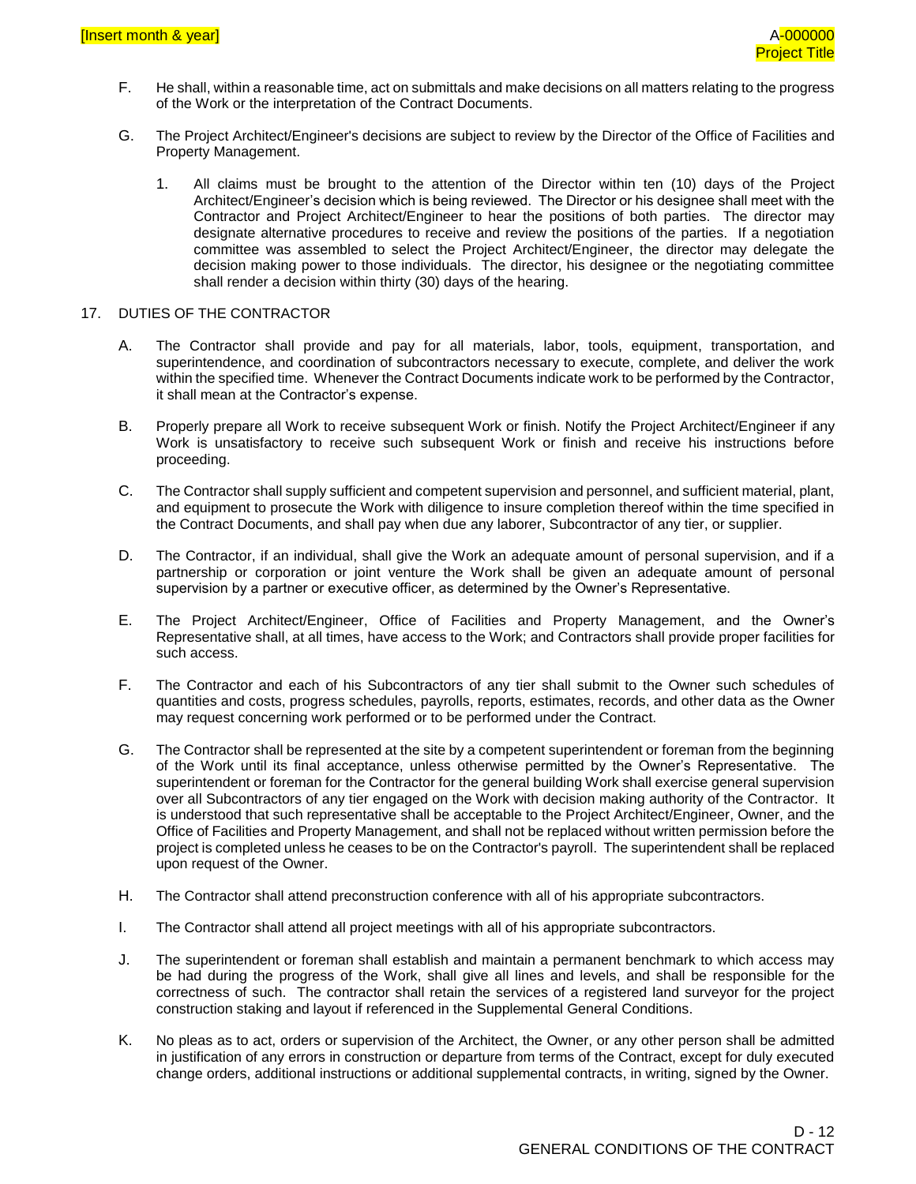F. He shall, within a reasonable time, act on submittals and make decisions on all matters relating to the progress of the Work or the interpretation of the Contract Documents.

G. The Project Architect/Engineer's decisions are subject to review by the Director of the Office of Facilities and Property Management.

   1. All claims must be brought to the attention of the Director within ten (10) days of the Project Architect/Engineer's decision which is being reviewed. The Director or his designee shall meet with the Contractor and Project Architect/Engineer to hear the positions of both parties. The director may designate alternative procedures to receive and review the positions of the parties. If a negotiation committee was assembled to select the Project Architect/Engineer, the director may delegate the decision making power to those individuals. The director, his designee or the negotiating committee shall render a decision within thirty (30) days of the hearing.

## 17. DUTIES OF THE CONTRACTOR

A. The Contractor shall provide and pay for all materials, labor, tools, equipment, transportation, and superintendence, and coordination of subcontractors necessary to execute, complete, and deliver the work within the specified time. Whenever the Contract Documents indicate work to be performed by the Contractor, it shall mean at the Contractor's expense.

B. Properly prepare all Work to receive subsequent Work or finish. Notify the Project Architect/Engineer if any Work is unsatisfactory to receive such subsequent Work or finish and receive his instructions before proceeding.

C. The Contractor shall supply sufficient and competent supervision and personnel, and sufficient material, plant, and equipment to prosecute the Work with diligence to insure completion thereof within the time specified in the Contract Documents, and shall pay when due any laborer, Subcontractor of any tier, or supplier.

D. The Contractor, if an individual, shall give the Work an adequate amount of personal supervision, and if a partnership or corporation or joint venture the Work shall be given an adequate amount of personal supervision by a partner or executive officer, as determined by the Owner's Representative.

E. The Project Architect/Engineer, Office of Facilities and Property Management, and the Owner's Representative shall, at all times, have access to the Work; and Contractors shall provide proper facilities for such access.

F. The Contractor and each of his Subcontractors of any tier shall submit to the Owner such schedules of quantities and costs, progress schedules, payrolls, reports, estimates, records, and other data as the Owner may request concerning work performed or to be performed under the Contract.

G. The Contractor shall be represented at the site by a competent superintendent or foreman from the beginning of the Work until its final acceptance, unless otherwise permitted by the Owner's Representative. The superintendent or foreman for the Contractor for the general building Work shall exercise general supervision over all Subcontractors of any tier engaged on the Work with decision making authority of the Contractor. It is understood that such representative shall be acceptable to the Project Architect/Engineer, Owner, and the Office of Facilities and Property Management, and shall not be replaced without written permission before the project is completed unless he ceases to be on the Contractor's payroll. The superintendent shall be replaced upon request of the Owner.

H. The Contractor shall attend preconstruction conference with all of his appropriate subcontractors.

I. The Contractor shall attend all project meetings with all of his appropriate subcontractors.

J. The superintendent or foreman shall establish and maintain a permanent benchmark to which access may be had during the progress of the Work, shall give all lines and levels, and shall be responsible for the correctness of such. The contractor shall retain the services of a registered land surveyor for the project construction staking and layout if referenced in the Supplemental General Conditions.

K. No pleas as to act, orders or supervision of the Architect, the Owner, or any other person shall be admitted in justification of any errors in construction or departure from terms of the Contract, except for duly executed change orders, additional instructions or additional supplemental contracts, in writing, signed by the Owner.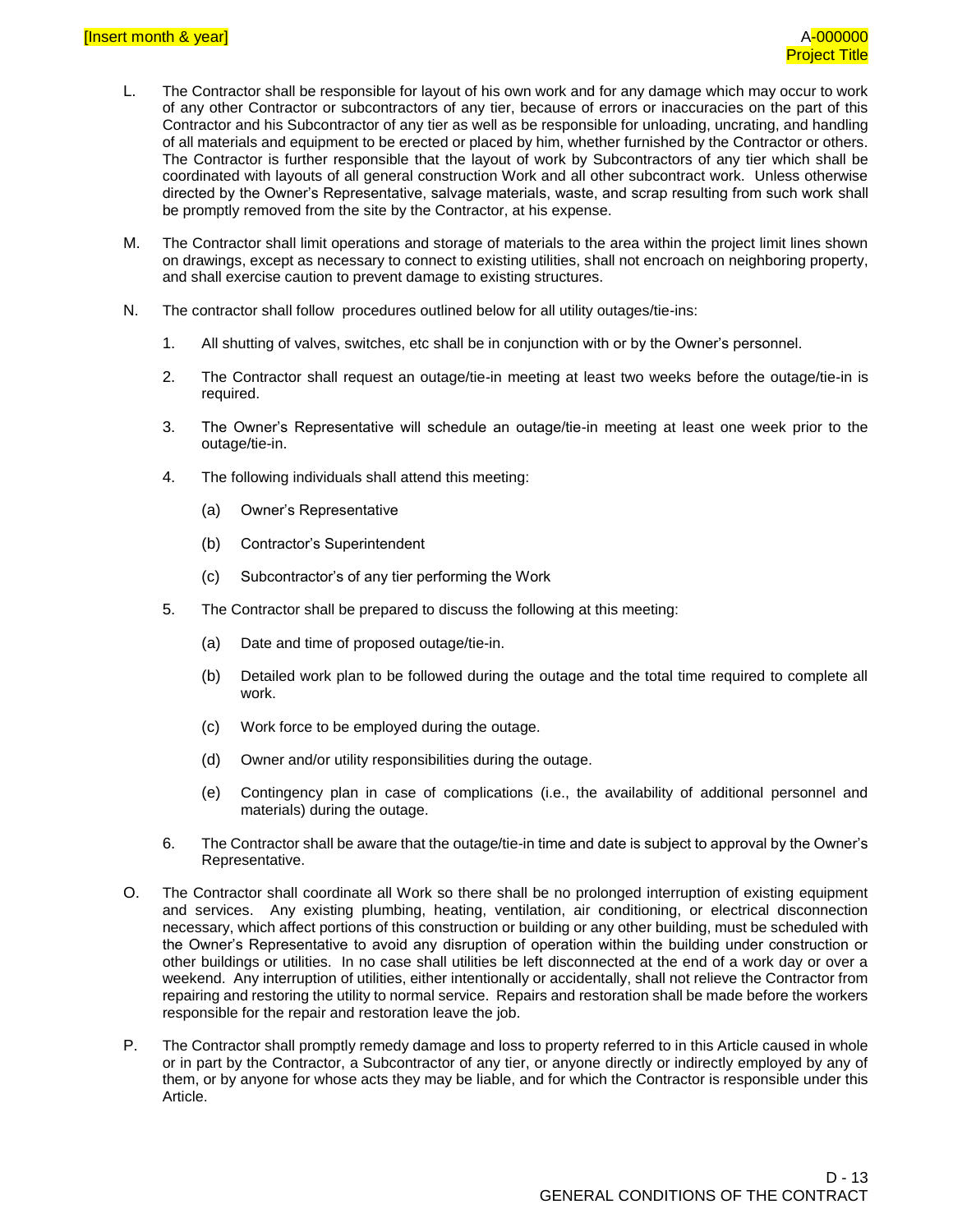L. The Contractor shall be responsible for layout of his own work and for any damage which may occur to work of any other Contractor or subcontractors of any tier, because of errors or inaccuracies on the part of this Contractor and his Subcontractor of any tier as well as be responsible for unloading, uncrating, and handling of all materials and equipment to be erected or placed by him, whether furnished by the Contractor or others. The Contractor is further responsible that the layout of work by Subcontractors of any tier which shall be coordinated with layouts of all general construction Work and all other subcontract work. Unless otherwise directed by the Owner's Representative, salvage materials, waste, and scrap resulting from such work shall be promptly removed from the site by the Contractor, at his expense.

M. The Contractor shall limit operations and storage of materials to the area within the project limit lines shown on drawings, except as necessary to connect to existing utilities, shall not encroach on neighboring property, and shall exercise caution to prevent damage to existing structures.

N. The contractor shall follow procedures outlined below for all utility outages/tie-ins:

1. All shutting of valves, switches, etc shall be in conjunction with or by the Owner's personnel.

2. The Contractor shall request an outage/tie-in meeting at least two weeks before the outage/tie-in is required.

3. The Owner's Representative will schedule an outage/tie-in meeting at least one week prior to the outage/tie-in.

4. The following individuals shall attend this meeting:

   (a) Owner's Representative

   (b) Contractor's Superintendent

   (c) Subcontractor's of any tier performing the Work

5. The Contractor shall be prepared to discuss the following at this meeting:

   (a) Date and time of proposed outage/tie-in.

   (b) Detailed work plan to be followed during the outage and the total time required to complete all work.

   (c) Work force to be employed during the outage.

   (d) Owner and/or utility responsibilities during the outage.

   (e) Contingency plan in case of complications (i.e., the availability of additional personnel and materials) during the outage.

6. The Contractor shall be aware that the outage/tie-in time and date is subject to approval by the Owner's Representative.

O. The Contractor shall coordinate all Work so there shall be no prolonged interruption of existing equipment and services. Any existing plumbing, heating, ventilation, air conditioning, or electrical disconnection necessary, which affect portions of this construction or building or any other building, must be scheduled with the Owner's Representative to avoid any disruption of operation within the building under construction or other buildings or utilities. In no case shall utilities be left disconnected at the end of a work day or over a weekend. Any interruption of utilities, either intentionally or accidentally, shall not relieve the Contractor from repairing and restoring the utility to normal service. Repairs and restoration shall be made before the workers responsible for the repair and restoration leave the job.

P. The Contractor shall promptly remedy damage and loss to property referred to in this Article caused in whole or in part by the Contractor, a Subcontractor of any tier, or anyone directly or indirectly employed by any of them, or by anyone for whose acts they may be liable, and for which the Contractor is responsible under this Article.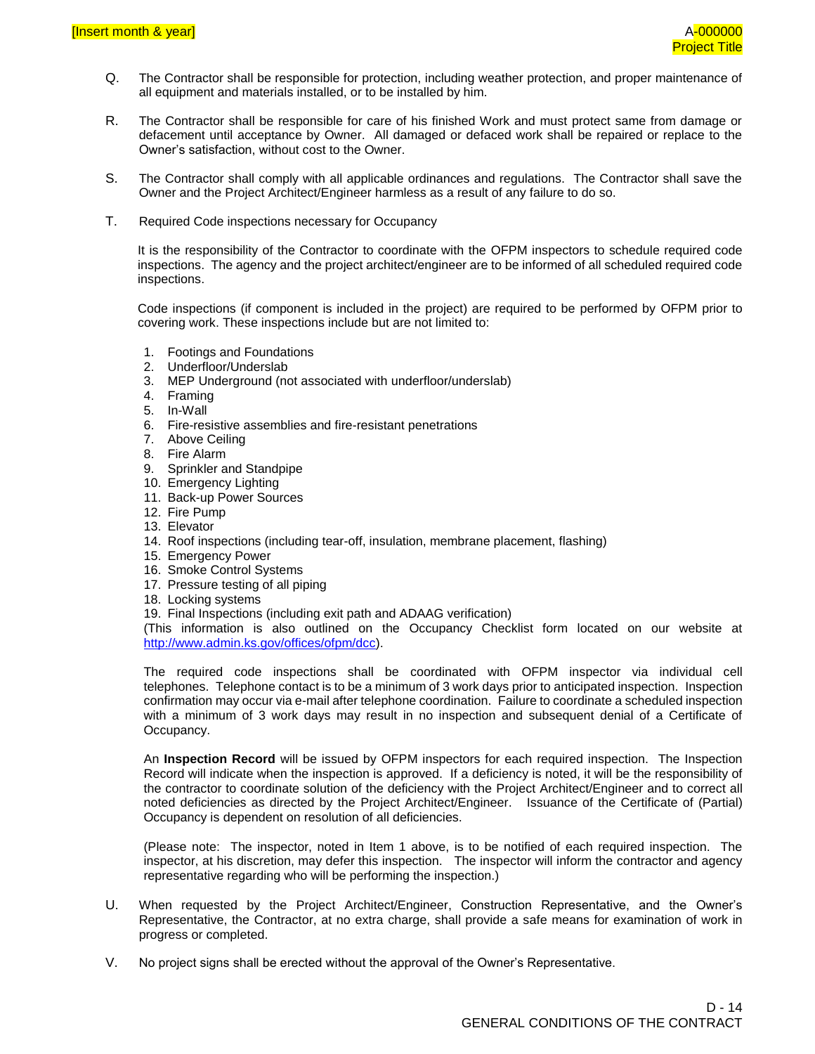Q. The Contractor shall be responsible for protection, including weather protection, and proper maintenance of all equipment and materials installed, or to be installed by him.

R. The Contractor shall be responsible for care of his finished Work and must protect same from damage or defacement until acceptance by Owner. All damaged or defaced work shall be repaired or replace to the Owner's satisfaction, without cost to the Owner.

S. The Contractor shall comply with all applicable ordinances and regulations. The Contractor shall save the Owner and the Project Architect/Engineer harmless as a result of any failure to do so.

T. Required Code inspections necessary for Occupancy

It is the responsibility of the Contractor to coordinate with the OFPM inspectors to schedule required code inspections. The agency and the project architect/engineer are to be informed of all scheduled required code inspections.

Code inspections (if component is included in the project) are required to be performed by OFPM prior to covering work. These inspections include but are not limited to:

1. Footings and Foundations
2. Underfloor/Underslab
3. MEP Underground (not associated with underfloor/underslab)
4. Framing
5. In-Wall
6. Fire-resistive assemblies and fire-resistant penetrations
7. Above Ceiling
8. Fire Alarm
9. Sprinkler and Standpipe
10. Emergency Lighting
11. Back-up Power Sources
12. Fire Pump
13. Elevator
14. Roof inspections (including tear-off, insulation, membrane placement, flashing)
15. Emergency Power
16. Smoke Control Systems
17. Pressure testing of all piping
18. Locking systems
19. Final Inspections (including exit path and ADAAG verification)

(This information is also outlined on the Occupancy Checklist form located on our website at [http://www.admin.ks.gov/offices/ofpm/dcc](http://www.admin.ks.gov/offices/ofpm/dcc)).

The required code inspections shall be coordinated with OFPM inspector via individual cell telephones. Telephone contact is to be a minimum of 3 work days prior to anticipated inspection. Inspection confirmation may occur via e-mail after telephone coordination. Failure to coordinate a scheduled inspection with a minimum of 3 work days may result in no inspection and subsequent denial of a Certificate of Occupancy.

An **Inspection Record** will be issued by OFPM inspectors for each required inspection. The Inspection Record will indicate when the inspection is approved. If a deficiency is noted, it will be the responsibility of the contractor to coordinate solution of the deficiency with the Project Architect/Engineer and to correct all noted deficiencies as directed by the Project Architect/Engineer. Issuance of the Certificate of (Partial) Occupancy is dependent on resolution of all deficiencies.

(Please note: The inspector, noted in Item 1 above, is to be notified of each required inspection. The inspector, at his discretion, may defer this inspection. The inspector will inform the contractor and agency representative regarding who will be performing the inspection.)

U. When requested by the Project Architect/Engineer, Construction Representative, and the Owner's Representative, the Contractor, at no extra charge, shall provide a safe means for examination of work in progress or completed.

V. No project signs shall be erected without the approval of the Owner's Representative.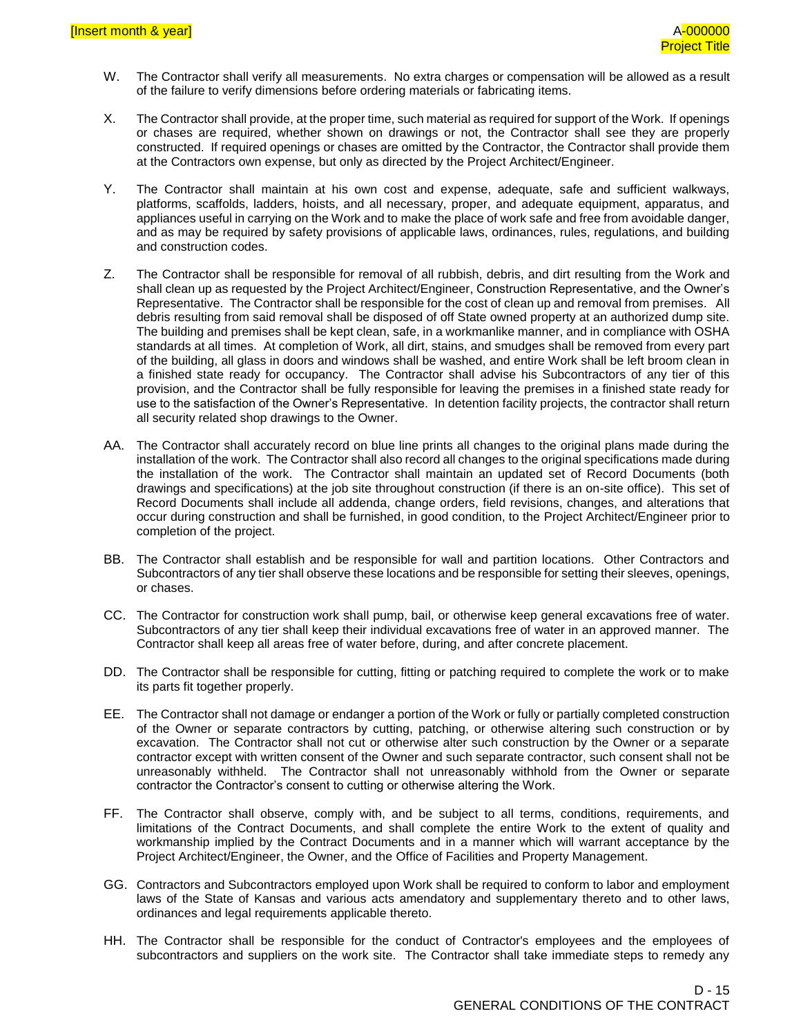W. The Contractor shall verify all measurements. No extra charges or compensation will be allowed as a result of the failure to verify dimensions before ordering materials or fabricating items.

X. The Contractor shall provide, at the proper time, such material as required for support of the Work. If openings or chases are required, whether shown on drawings or not, the Contractor shall see they are properly constructed. If required openings or chases are omitted by the Contractor, the Contractor shall provide them at the Contractors own expense, but only as directed by the Project Architect/Engineer.

Y. The Contractor shall maintain at his own cost and expense, adequate, safe and sufficient walkways, platforms, scaffolds, ladders, hoists, and all necessary, proper, and adequate equipment, apparatus, and appliances useful in carrying on the Work and to make the place of work safe and free from avoidable danger, and as may be required by safety provisions of applicable laws, ordinances, rules, regulations, and building and construction codes.

Z. The Contractor shall be responsible for removal of all rubbish, debris, and dirt resulting from the Work and shall clean up as requested by the Project Architect/Engineer, Construction Representative, and the Owner's Representative. The Contractor shall be responsible for the cost of clean up and removal from premises. All debris resulting from said removal shall be disposed of off State owned property at an authorized dump site. The building and premises shall be kept clean, safe, in a workmanlike manner, and in compliance with OSHA standards at all times. At completion of Work, all dirt, stains, and smudges shall be removed from every part of the building, all glass in doors and windows shall be washed, and entire Work shall be left broom clean in a finished state ready for occupancy. The Contractor shall advise his Subcontractors of any tier of this provision, and the Contractor shall be fully responsible for leaving the premises in a finished state ready for use to the satisfaction of the Owner's Representative. In detention facility projects, the contractor shall return all security related shop drawings to the Owner.

AA. The Contractor shall accurately record on blue line prints all changes to the original plans made during the installation of the work. The Contractor shall also record all changes to the original specifications made during the installation of the work. The Contractor shall maintain an updated set of Record Documents (both drawings and specifications) at the job site throughout construction (if there is an on-site office). This set of Record Documents shall include all addenda, change orders, field revisions, changes, and alterations that occur during construction and shall be furnished, in good condition, to the Project Architect/Engineer prior to completion of the project.

BB. The Contractor shall establish and be responsible for wall and partition locations. Other Contractors and Subcontractors of any tier shall observe these locations and be responsible for setting their sleeves, openings, or chases.

CC. The Contractor for construction work shall pump, bail, or otherwise keep general excavations free of water. Subcontractors of any tier shall keep their individual excavations free of water in an approved manner. The Contractor shall keep all areas free of water before, during, and after concrete placement.

DD. The Contractor shall be responsible for cutting, fitting or patching required to complete the work or to make its parts fit together properly.

EE. The Contractor shall not damage or endanger a portion of the Work or fully or partially completed construction of the Owner or separate contractors by cutting, patching, or otherwise altering such construction or by excavation. The Contractor shall not cut or otherwise alter such construction by the Owner or a separate contractor except with written consent of the Owner and such separate contractor, such consent shall not be unreasonably withheld. The Contractor shall not unreasonably withhold from the Owner or separate contractor the Contractor's consent to cutting or otherwise altering the Work.

FF. The Contractor shall observe, comply with, and be subject to all terms, conditions, requirements, and limitations of the Contract Documents, and shall complete the entire Work to the extent of quality and workmanship implied by the Contract Documents and in a manner which will warrant acceptance by the Project Architect/Engineer, the Owner, and the Office of Facilities and Property Management.

GG. Contractors and Subcontractors employed upon Work shall be required to conform to labor and employment laws of the State of Kansas and various acts amendatory and supplementary thereto and to other laws, ordinances and legal requirements applicable thereto.

HH. The Contractor shall be responsible for the conduct of Contractor's employees and the employees of subcontractors and suppliers on the work site. The Contractor shall take immediate steps to remedy any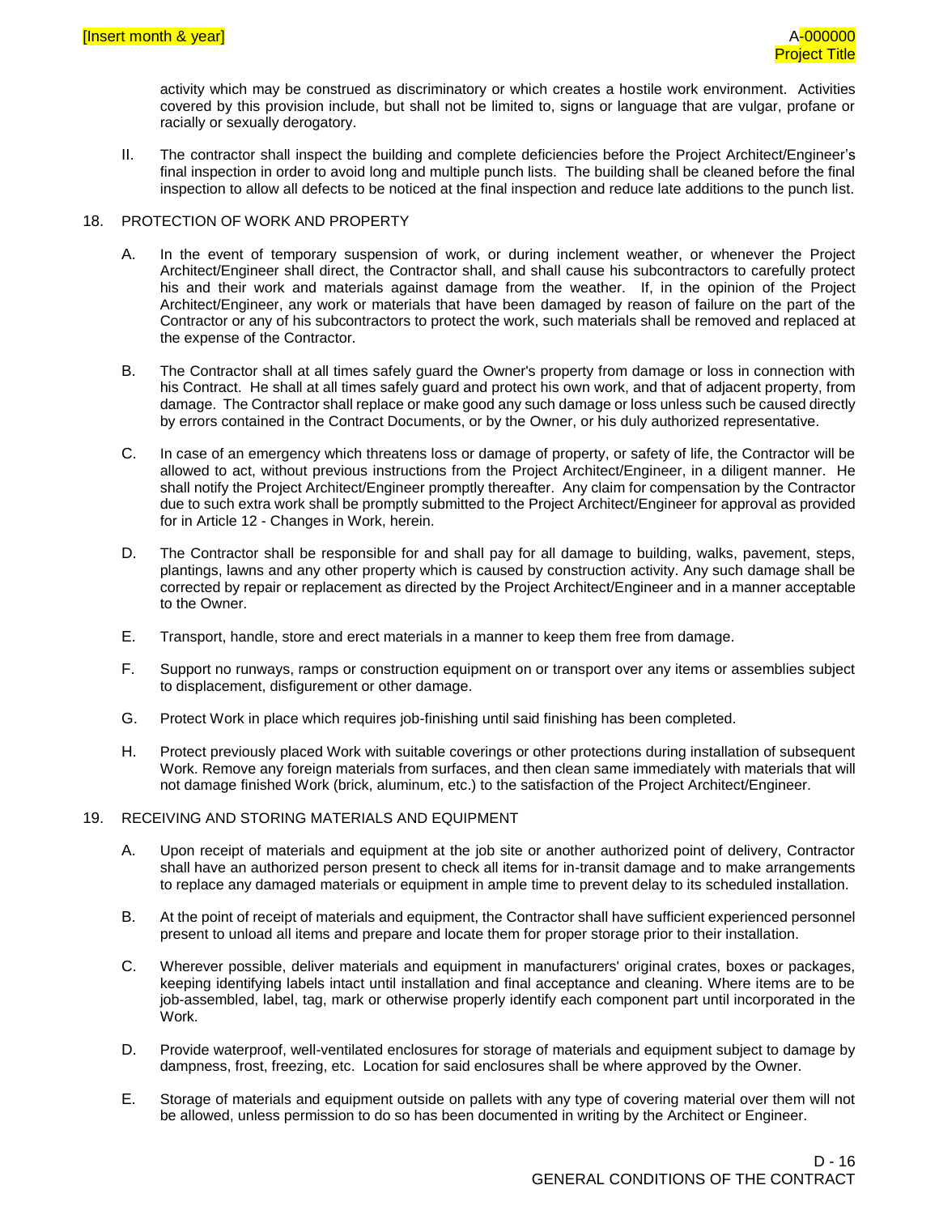activity which may be construed as discriminatory or which creates a hostile work environment. Activities covered by this provision include, but shall not be limited to, signs or language that are vulgar, profane or racially or sexually derogatory.

II. The contractor shall inspect the building and complete deficiencies before the Project Architect/Engineer's final inspection in order to avoid long and multiple punch lists. The building shall be cleaned before the final inspection to allow all defects to be noticed at the final inspection and reduce late additions to the punch list.

## 18. PROTECTION OF WORK AND PROPERTY

A. In the event of temporary suspension of work, or during inclement weather, or whenever the Project Architect/Engineer shall direct, the Contractor shall, and shall cause his subcontractors to carefully protect his and their work and materials against damage from the weather. If, in the opinion of the Project Architect/Engineer, any work or materials that have been damaged by reason of failure on the part of the Contractor or any of his subcontractors to protect the work, such materials shall be removed and replaced at the expense of the Contractor.

B. The Contractor shall at all times safely guard the Owner's property from damage or loss in connection with his Contract. He shall at all times safely guard and protect his own work, and that of adjacent property, from damage. The Contractor shall replace or make good any such damage or loss unless such be caused directly by errors contained in the Contract Documents, or by the Owner, or his duly authorized representative.

C. In case of an emergency which threatens loss or damage of property, or safety of life, the Contractor will be allowed to act, without previous instructions from the Project Architect/Engineer, in a diligent manner. He shall notify the Project Architect/Engineer promptly thereafter. Any claim for compensation by the Contractor due to such extra work shall be promptly submitted to the Project Architect/Engineer for approval as provided for in Article 12 - Changes in Work, herein.

D. The Contractor shall be responsible for and shall pay for all damage to building, walks, pavement, steps, plantings, lawns and any other property which is caused by construction activity. Any such damage shall be corrected by repair or replacement as directed by the Project Architect/Engineer and in a manner acceptable to the Owner.

E. Transport, handle, store and erect materials in a manner to keep them free from damage.

F. Support no runways, ramps or construction equipment on or transport over any items or assemblies subject to displacement, disfigurement or other damage.

G. Protect Work in place which requires job-finishing until said finishing has been completed.

H. Protect previously placed Work with suitable coverings or other protections during installation of subsequent Work. Remove any foreign materials from surfaces, and then clean same immediately with materials that will not damage finished Work (brick, aluminum, etc.) to the satisfaction of the Project Architect/Engineer.

## 19. RECEIVING AND STORING MATERIALS AND EQUIPMENT

A. Upon receipt of materials and equipment at the job site or another authorized point of delivery, Contractor shall have an authorized person present to check all items for in-transit damage and to make arrangements to replace any damaged materials or equipment in ample time to prevent delay to its scheduled installation.

B. At the point of receipt of materials and equipment, the Contractor shall have sufficient experienced personnel present to unload all items and prepare and locate them for proper storage prior to their installation.

C. Wherever possible, deliver materials and equipment in manufacturers' original crates, boxes or packages, keeping identifying labels intact until installation and final acceptance and cleaning. Where items are to be job-assembled, label, tag, mark or otherwise properly identify each component part until incorporated in the Work.

D. Provide waterproof, well-ventilated enclosures for storage of materials and equipment subject to damage by dampness, frost, freezing, etc. Location for said enclosures shall be where approved by the Owner.

E. Storage of materials and equipment outside on pallets with any type of covering material over them will not be allowed, unless permission to do so has been documented in writing by the Architect or Engineer.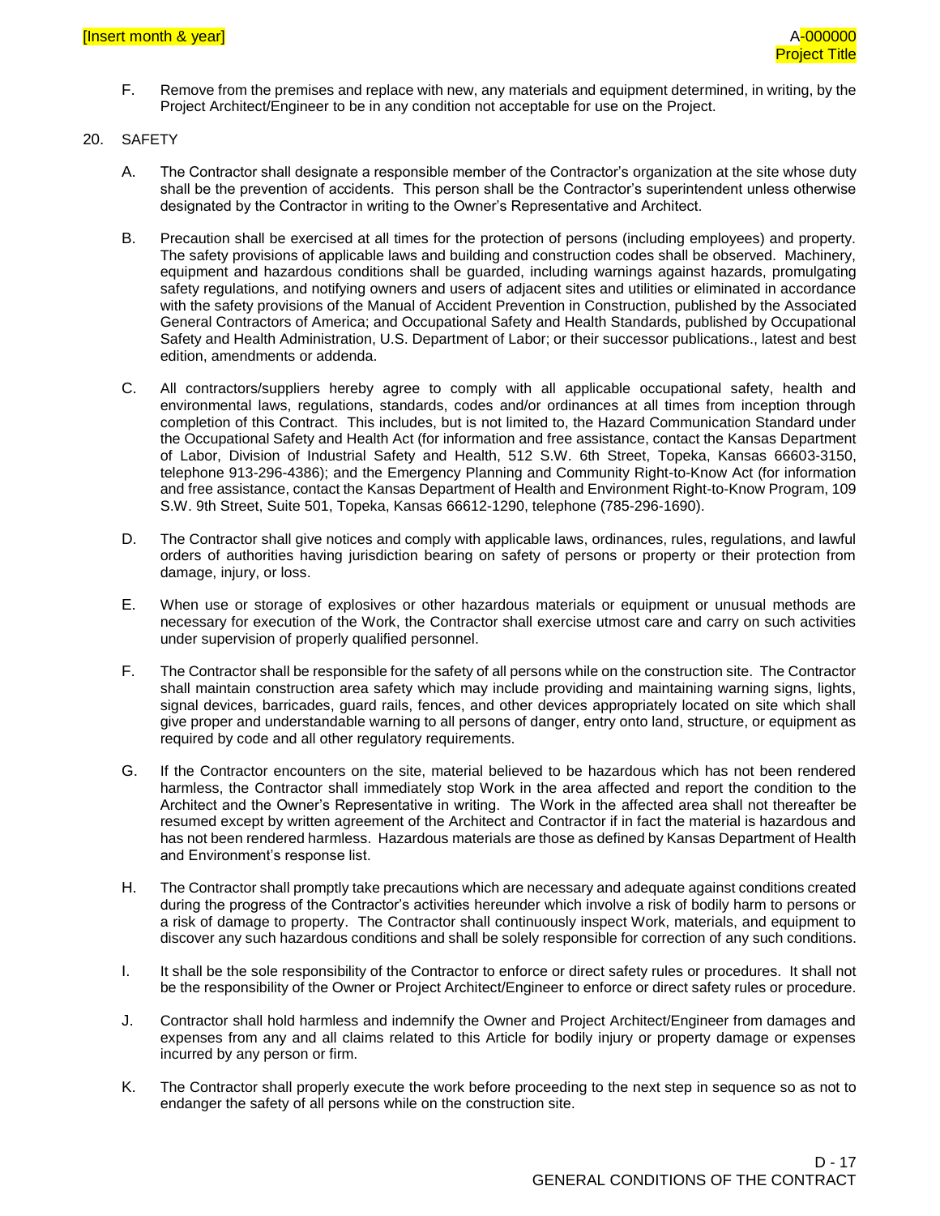F. Remove from the premises and replace with new, any materials and equipment determined, in writing, by the Project Architect/Engineer to be in any condition not acceptable for use on the Project.

20. SAFETY

A. The Contractor shall designate a responsible member of the Contractor's organization at the site whose duty shall be the prevention of accidents. This person shall be the Contractor's superintendent unless otherwise designated by the Contractor in writing to the Owner's Representative and Architect.

B. Precaution shall be exercised at all times for the protection of persons (including employees) and property. The safety provisions of applicable laws and building and construction codes shall be observed. Machinery, equipment and hazardous conditions shall be guarded, including warnings against hazards, promulgating safety regulations, and notifying owners and users of adjacent sites and utilities or eliminated in accordance with the safety provisions of the Manual of Accident Prevention in Construction, published by the Associated General Contractors of America; and Occupational Safety and Health Standards, published by Occupational Safety and Health Administration, U.S. Department of Labor; or their successor publications., latest and best edition, amendments or addenda.

C. All contractors/suppliers hereby agree to comply with all applicable occupational safety, health and environmental laws, regulations, standards, codes and/or ordinances at all times from inception through completion of this Contract. This includes, but is not limited to, the Hazard Communication Standard under the Occupational Safety and Health Act (for information and free assistance, contact the Kansas Department of Labor, Division of Industrial Safety and Health, 512 S.W. 6th Street, Topeka, Kansas 66603-3150, telephone 913-296-4386); and the Emergency Planning and Community Right-to-Know Act (for information and free assistance, contact the Kansas Department of Health and Environment Right-to-Know Program, 109 S.W. 9th Street, Suite 501, Topeka, Kansas 66612-1290, telephone (785-296-1690).

D. The Contractor shall give notices and comply with applicable laws, ordinances, rules, regulations, and lawful orders of authorities having jurisdiction bearing on safety of persons or property or their protection from damage, injury, or loss.

E. When use or storage of explosives or other hazardous materials or equipment or unusual methods are necessary for execution of the Work, the Contractor shall exercise utmost care and carry on such activities under supervision of properly qualified personnel.

F. The Contractor shall be responsible for the safety of all persons while on the construction site. The Contractor shall maintain construction area safety which may include providing and maintaining warning signs, lights, signal devices, barricades, guard rails, fences, and other devices appropriately located on site which shall give proper and understandable warning to all persons of danger, entry onto land, structure, or equipment as required by code and all other regulatory requirements.

G. If the Contractor encounters on the site, material believed to be hazardous which has not been rendered harmless, the Contractor shall immediately stop Work in the area affected and report the condition to the Architect and the Owner's Representative in writing. The Work in the affected area shall not thereafter be resumed except by written agreement of the Architect and Contractor if in fact the material is hazardous and has not been rendered harmless. Hazardous materials are those as defined by Kansas Department of Health and Environment's response list.

H. The Contractor shall promptly take precautions which are necessary and adequate against conditions created during the progress of the Contractor's activities hereunder which involve a risk of bodily harm to persons or a risk of damage to property. The Contractor shall continuously inspect Work, materials, and equipment to discover any such hazardous conditions and shall be solely responsible for correction of any such conditions.

I. It shall be the sole responsibility of the Contractor to enforce or direct safety rules or procedures. It shall not be the responsibility of the Owner or Project Architect/Engineer to enforce or direct safety rules or procedure.

J. Contractor shall hold harmless and indemnify the Owner and Project Architect/Engineer from damages and expenses from any and all claims related to this Article for bodily injury or property damage or expenses incurred by any person or firm.

K. The Contractor shall properly execute the work before proceeding to the next step in sequence so as not to endanger the safety of all persons while on the construction site.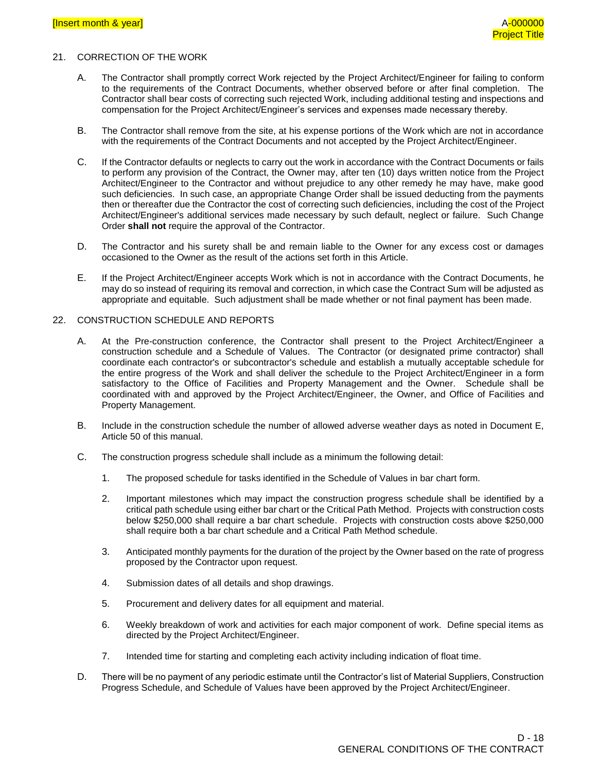## 21. CORRECTION OF THE WORK

A. The Contractor shall promptly correct Work rejected by the Project Architect/Engineer for failing to conform to the requirements of the Contract Documents, whether observed before or after final completion. The Contractor shall bear costs of correcting such rejected Work, including additional testing and inspections and compensation for the Project Architect/Engineer's services and expenses made necessary thereby.

B. The Contractor shall remove from the site, at his expense portions of the Work which are not in accordance with the requirements of the Contract Documents and not accepted by the Project Architect/Engineer.

C. If the Contractor defaults or neglects to carry out the work in accordance with the Contract Documents or fails to perform any provision of the Contract, the Owner may, after ten (10) days written notice from the Project Architect/Engineer to the Contractor and without prejudice to any other remedy he may have, make good such deficiencies. In such case, an appropriate Change Order shall be issued deducting from the payments then or thereafter due the Contractor the cost of correcting such deficiencies, including the cost of the Project Architect/Engineer's additional services made necessary by such default, neglect or failure. Such Change Order **shall not** require the approval of the Contractor.

D. The Contractor and his surety shall be and remain liable to the Owner for any excess cost or damages occasioned to the Owner as the result of the actions set forth in this Article.

E. If the Project Architect/Engineer accepts Work which is not in accordance with the Contract Documents, he may do so instead of requiring its removal and correction, in which case the Contract Sum will be adjusted as appropriate and equitable. Such adjustment shall be made whether or not final payment has been made.

## 22. CONSTRUCTION SCHEDULE AND REPORTS

A. At the Pre-construction conference, the Contractor shall present to the Project Architect/Engineer a construction schedule and a Schedule of Values. The Contractor (or designated prime contractor) shall coordinate each contractor's or subcontractor's schedule and establish a mutually acceptable schedule for the entire progress of the Work and shall deliver the schedule to the Project Architect/Engineer in a form satisfactory to the Office of Facilities and Property Management and the Owner. Schedule shall be coordinated with and approved by the Project Architect/Engineer, the Owner, and Office of Facilities and Property Management.

B. Include in the construction schedule the number of allowed adverse weather days as noted in Document E, Article 50 of this manual.

C. The construction progress schedule shall include as a minimum the following detail:

1. The proposed schedule for tasks identified in the Schedule of Values in bar chart form.

2. Important milestones which may impact the construction progress schedule shall be identified by a critical path schedule using either bar chart or the Critical Path Method. Projects with construction costs below $250,000 shall require a bar chart schedule. Projects with construction costs above $250,000 shall require both a bar chart schedule and a Critical Path Method schedule.

3. Anticipated monthly payments for the duration of the project by the Owner based on the rate of progress proposed by the Contractor upon request.

4. Submission dates of all details and shop drawings.

5. Procurement and delivery dates for all equipment and material.

6. Weekly breakdown of work and activities for each major component of work. Define special items as directed by the Project Architect/Engineer.

7. Intended time for starting and completing each activity including indication of float time.

D. There will be no payment of any periodic estimate until the Contractor's list of Material Suppliers, Construction Progress Schedule, and Schedule of Values have been approved by the Project Architect/Engineer.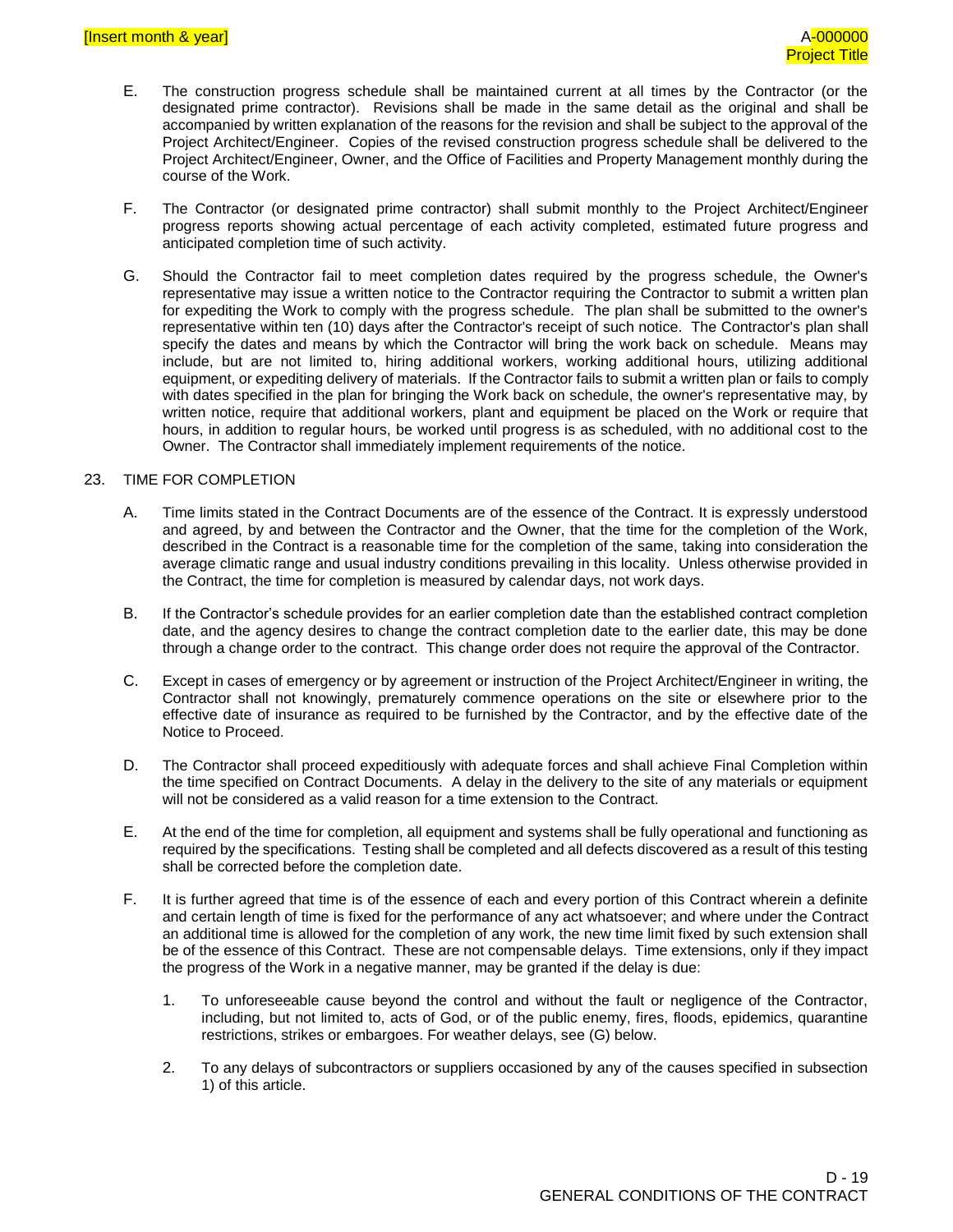E. The construction progress schedule shall be maintained current at all times by the Contractor (or the designated prime contractor). Revisions shall be made in the same detail as the original and shall be accompanied by written explanation of the reasons for the revision and shall be subject to the approval of the Project Architect/Engineer. Copies of the revised construction progress schedule shall be delivered to the Project Architect/Engineer, Owner, and the Office of Facilities and Property Management monthly during the course of the Work.

F. The Contractor (or designated prime contractor) shall submit monthly to the Project Architect/Engineer progress reports showing actual percentage of each activity completed, estimated future progress and anticipated completion time of such activity.

G. Should the Contractor fail to meet completion dates required by the progress schedule, the Owner's representative may issue a written notice to the Contractor requiring the Contractor to submit a written plan for expediting the Work to comply with the progress schedule. The plan shall be submitted to the owner's representative within ten (10) days after the Contractor's receipt of such notice. The Contractor's plan shall specify the dates and means by which the Contractor will bring the work back on schedule. Means may include, but are not limited to, hiring additional workers, working additional hours, utilizing additional equipment, or expediting delivery of materials. If the Contractor fails to submit a written plan or fails to comply with dates specified in the plan for bringing the Work back on schedule, the owner's representative may, by written notice, require that additional workers, plant and equipment be placed on the Work or require that hours, in addition to regular hours, be worked until progress is as scheduled, with no additional cost to the Owner. The Contractor shall immediately implement requirements of the notice.

23. TIME FOR COMPLETION

A. Time limits stated in the Contract Documents are of the essence of the Contract. It is expressly understood and agreed, by and between the Contractor and the Owner, that the time for the completion of the Work, described in the Contract is a reasonable time for the completion of the same, taking into consideration the average climatic range and usual industry conditions prevailing in this locality. Unless otherwise provided in the Contract, the time for completion is measured by calendar days, not work days.

B. If the Contractor's schedule provides for an earlier completion date than the established contract completion date, and the agency desires to change the contract completion date to the earlier date, this may be done through a change order to the contract. This change order does not require the approval of the Contractor.

C. Except in cases of emergency or by agreement or instruction of the Project Architect/Engineer in writing, the Contractor shall not knowingly, prematurely commence operations on the site or elsewhere prior to the effective date of insurance as required to be furnished by the Contractor, and by the effective date of the Notice to Proceed.

D. The Contractor shall proceed expeditiously with adequate forces and shall achieve Final Completion within the time specified on Contract Documents. A delay in the delivery to the site of any materials or equipment will not be considered as a valid reason for a time extension to the Contract.

E. At the end of the time for completion, all equipment and systems shall be fully operational and functioning as required by the specifications. Testing shall be completed and all defects discovered as a result of this testing shall be corrected before the completion date.

F. It is further agreed that time is of the essence of each and every portion of this Contract wherein a definite and certain length of time is fixed for the performance of any act whatsoever; and where under the Contract an additional time is allowed for the completion of any work, the new time limit fixed by such extension shall be of the essence of this Contract. These are not compensable delays. Time extensions, only if they impact the progress of the Work in a negative manner, may be granted if the delay is due:

   1. To unforeseeable cause beyond the control and without the fault or negligence of the Contractor, including, but not limited to, acts of God, or of the public enemy, fires, floods, epidemics, quarantine restrictions, strikes or embargoes. For weather delays, see (G) below.

   2. To any delays of subcontractors or suppliers occasioned by any of the causes specified in subsection 1) of this article.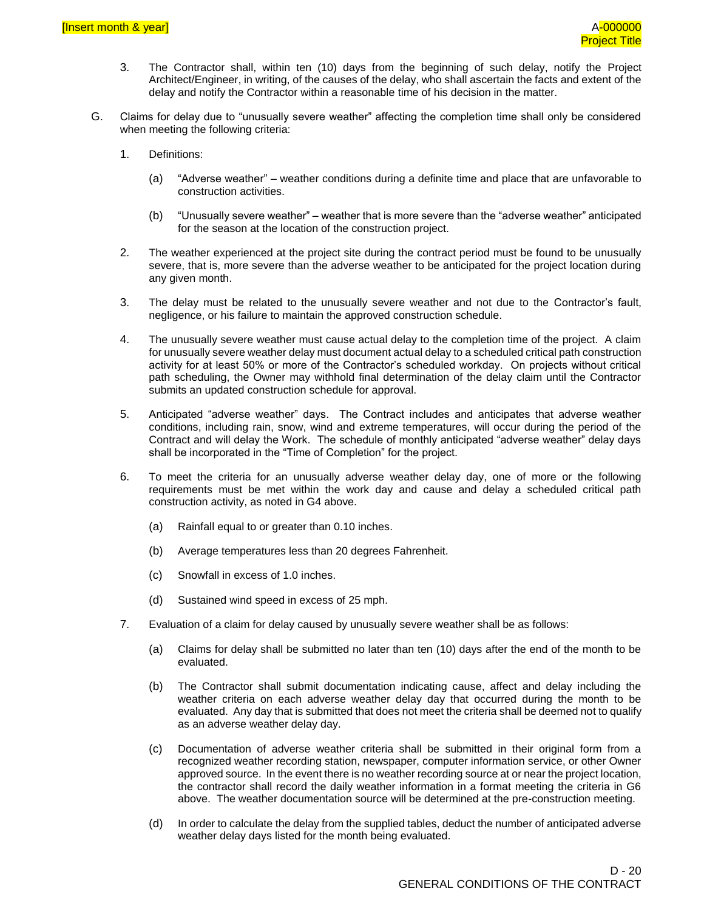3. The Contractor shall, within ten (10) days from the beginning of such delay, notify the Project Architect/Engineer, in writing, of the causes of the delay, who shall ascertain the facts and extent of the delay and notify the Contractor within a reasonable time of his decision in the matter.

G. Claims for delay due to "unusually severe weather" affecting the completion time shall only be considered when meeting the following criteria:

1. Definitions:

   (a) "Adverse weather" – weather conditions during a definite time and place that are unfavorable to construction activities.

   (b) "Unusually severe weather" – weather that is more severe than the "adverse weather" anticipated for the season at the location of the construction project.

2. The weather experienced at the project site during the contract period must be found to be unusually severe, that is, more severe than the adverse weather to be anticipated for the project location during any given month.

3. The delay must be related to the unusually severe weather and not due to the Contractor's fault, negligence, or his failure to maintain the approved construction schedule.

4. The unusually severe weather must cause actual delay to the completion time of the project. A claim for unusually severe weather delay must document actual delay to a scheduled critical path construction activity for at least 50% or more of the Contractor's scheduled workday. On projects without critical path scheduling, the Owner may withhold final determination of the delay claim until the Contractor submits an updated construction schedule for approval.

5. Anticipated "adverse weather" days. The Contract includes and anticipates that adverse weather conditions, including rain, snow, wind and extreme temperatures, will occur during the period of the Contract and will delay the Work. The schedule of monthly anticipated "adverse weather" delay days shall be incorporated in the "Time of Completion" for the project.

6. To meet the criteria for an unusually adverse weather delay day, one of more or the following requirements must be met within the work day and cause and delay a scheduled critical path construction activity, as noted in G4 above.

   (a) Rainfall equal to or greater than 0.10 inches.

   (b) Average temperatures less than 20 degrees Fahrenheit.

   (c) Snowfall in excess of 1.0 inches.

   (d) Sustained wind speed in excess of 25 mph.

7. Evaluation of a claim for delay caused by unusually severe weather shall be as follows:

   (a) Claims for delay shall be submitted no later than ten (10) days after the end of the month to be evaluated.

   (b) The Contractor shall submit documentation indicating cause, affect and delay including the weather criteria on each adverse weather delay day that occurred during the month to be evaluated. Any day that is submitted that does not meet the criteria shall be deemed not to qualify as an adverse weather delay day.

   (c) Documentation of adverse weather criteria shall be submitted in their original form from a recognized weather recording station, newspaper, computer information service, or other Owner approved source. In the event there is no weather recording source at or near the project location, the contractor shall record the daily weather information in a format meeting the criteria in G6 above. The weather documentation source will be determined at the pre-construction meeting.

   (d) In order to calculate the delay from the supplied tables, deduct the number of anticipated adverse weather delay days listed for the month being evaluated.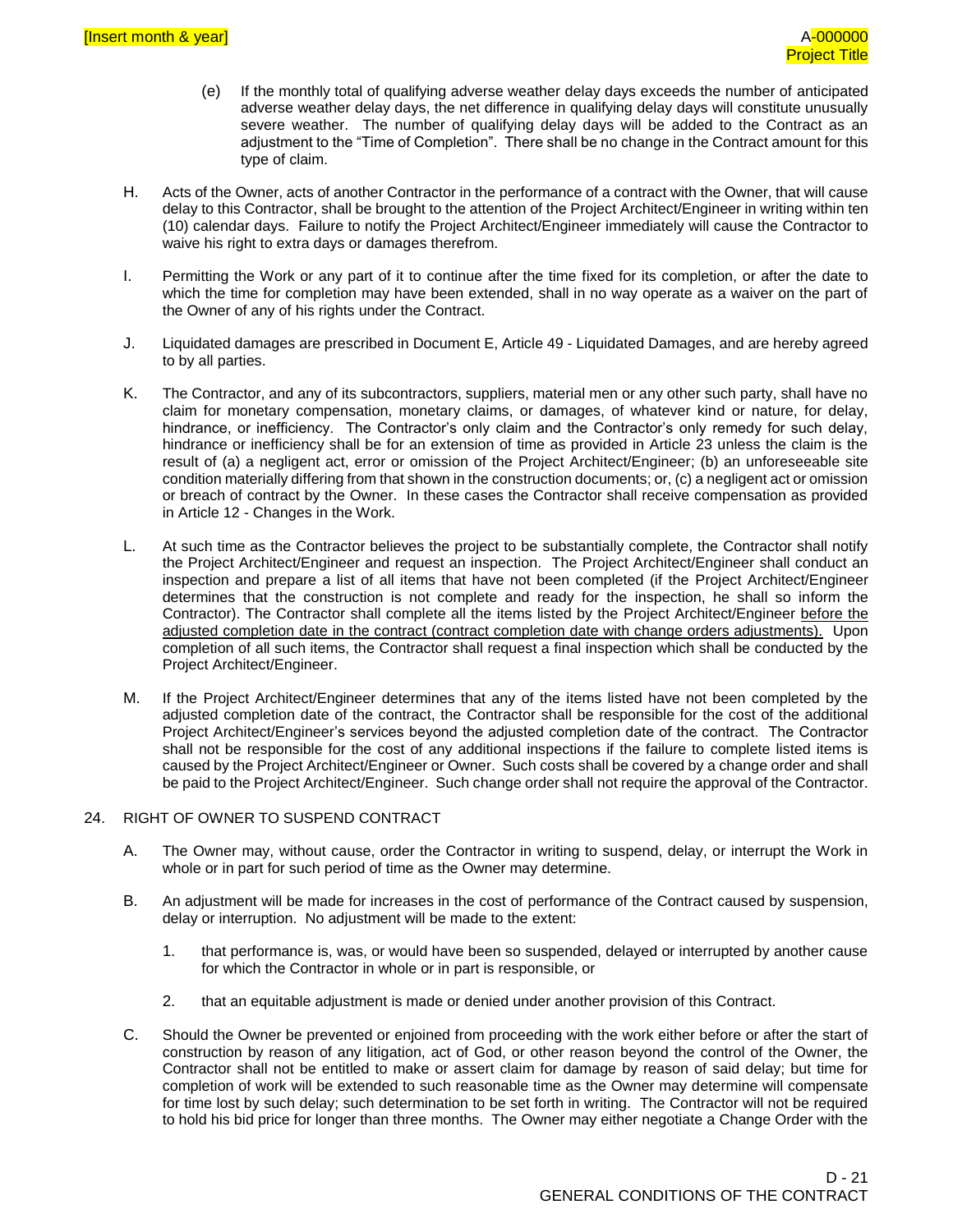(e) If the monthly total of qualifying adverse weather delay days exceeds the number of anticipated adverse weather delay days, the net difference in qualifying delay days will constitute unusually severe weather. The number of qualifying delay days will be added to the Contract as an adjustment to the "Time of Completion". There shall be no change in the Contract amount for this type of claim.

H. Acts of the Owner, acts of another Contractor in the performance of a contract with the Owner, that will cause delay to this Contractor, shall be brought to the attention of the Project Architect/Engineer in writing within ten (10) calendar days. Failure to notify the Project Architect/Engineer immediately will cause the Contractor to waive his right to extra days or damages therefrom.

I. Permitting the Work or any part of it to continue after the time fixed for its completion, or after the date to which the time for completion may have been extended, shall in no way operate as a waiver on the part of the Owner of any of his rights under the Contract.

J. Liquidated damages are prescribed in Document E, Article 49 - Liquidated Damages, and are hereby agreed to by all parties.

K. The Contractor, and any of its subcontractors, suppliers, material men or any other such party, shall have no claim for monetary compensation, monetary claims, or damages, of whatever kind or nature, for delay, hindrance, or inefficiency. The Contractor's only claim and the Contractor's only remedy for such delay, hindrance or inefficiency shall be for an extension of time as provided in Article 23 unless the claim is the result of (a) a negligent act, error or omission of the Project Architect/Engineer; (b) an unforeseeable site condition materially differing from that shown in the construction documents; or, (c) a negligent act or omission or breach of contract by the Owner. In these cases the Contractor shall receive compensation as provided in Article 12 - Changes in the Work.

L. At such time as the Contractor believes the project to be substantially complete, the Contractor shall notify the Project Architect/Engineer and request an inspection. The Project Architect/Engineer shall conduct an inspection and prepare a list of all items that have not been completed (if the Project Architect/Engineer determines that the construction is not complete and ready for the inspection, he shall so inform the Contractor). The Contractor shall complete all the items listed by the Project Architect/Engineer <u>before the adjusted completion date in the contract (contract completion date with change orders adjustments).</u> Upon completion of all such items, the Contractor shall request a final inspection which shall be conducted by the Project Architect/Engineer.

M. If the Project Architect/Engineer determines that any of the items listed have not been completed by the adjusted completion date of the contract, the Contractor shall be responsible for the cost of the additional Project Architect/Engineer's services beyond the adjusted completion date of the contract. The Contractor shall not be responsible for the cost of any additional inspections if the failure to complete listed items is caused by the Project Architect/Engineer or Owner. Such costs shall be covered by a change order and shall be paid to the Project Architect/Engineer. Such change order shall not require the approval of the Contractor.

## 24. RIGHT OF OWNER TO SUSPEND CONTRACT

A. The Owner may, without cause, order the Contractor in writing to suspend, delay, or interrupt the Work in whole or in part for such period of time as the Owner may determine.

B. An adjustment will be made for increases in the cost of performance of the Contract caused by suspension, delay or interruption. No adjustment will be made to the extent:

1. that performance is, was, or would have been so suspended, delayed or interrupted by another cause for which the Contractor in whole or in part is responsible, or

2. that an equitable adjustment is made or denied under another provision of this Contract.

C. Should the Owner be prevented or enjoined from proceeding with the work either before or after the start of construction by reason of any litigation, act of God, or other reason beyond the control of the Owner, the Contractor shall not be entitled to make or assert claim for damage by reason of said delay; but time for completion of work will be extended to such reasonable time as the Owner may determine will compensate for time lost by such delay; such determination to be set forth in writing. The Contractor will not be required to hold his bid price for longer than three months. The Owner may either negotiate a Change Order with the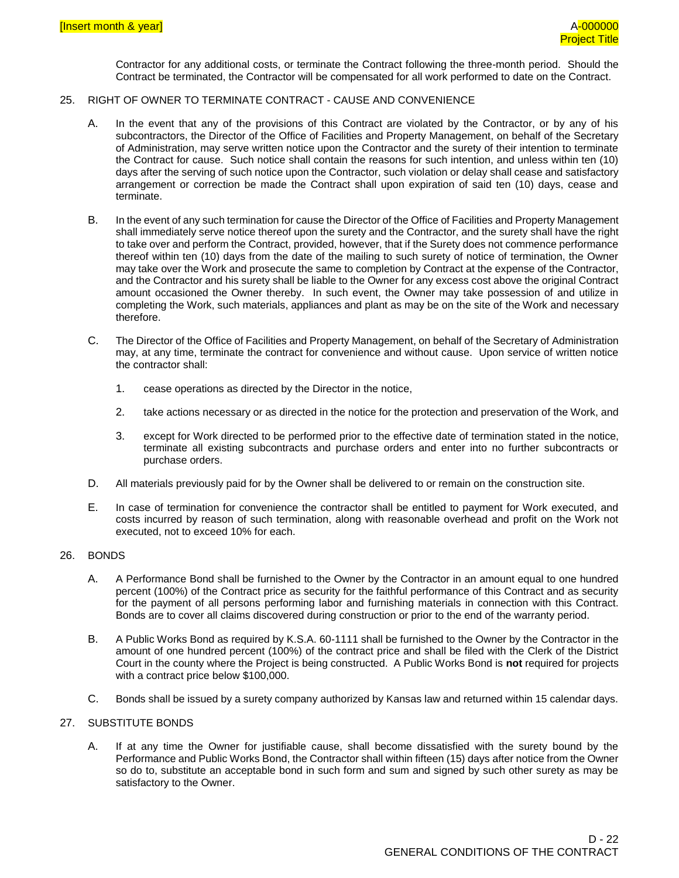Contractor for any additional costs, or terminate the Contract following the three-month period. Should the Contract be terminated, the Contractor will be compensated for all work performed to date on the Contract.

25. RIGHT OF OWNER TO TERMINATE CONTRACT - CAUSE AND CONVENIENCE

A. In the event that any of the provisions of this Contract are violated by the Contractor, or by any of his subcontractors, the Director of the Office of Facilities and Property Management, on behalf of the Secretary of Administration, may serve written notice upon the Contractor and the surety of their intention to terminate the Contract for cause. Such notice shall contain the reasons for such intention, and unless within ten (10) days after the serving of such notice upon the Contractor, such violation or delay shall cease and satisfactory arrangement or correction be made the Contract shall upon expiration of said ten (10) days, cease and terminate.

B. In the event of any such termination for cause the Director of the Office of Facilities and Property Management shall immediately serve notice thereof upon the surety and the Contractor, and the surety shall have the right to take over and perform the Contract, provided, however, that if the Surety does not commence performance thereof within ten (10) days from the date of the mailing to such surety of notice of termination, the Owner may take over the Work and prosecute the same to completion by Contract at the expense of the Contractor, and the Contractor and his surety shall be liable to the Owner for any excess cost above the original Contract amount occasioned the Owner thereby. In such event, the Owner may take possession of and utilize in completing the Work, such materials, appliances and plant as may be on the site of the Work and necessary therefore.

C. The Director of the Office of Facilities and Property Management, on behalf of the Secretary of Administration may, at any time, terminate the contract for convenience and without cause. Upon service of written notice the contractor shall:

   1. cease operations as directed by the Director in the notice,

   2. take actions necessary or as directed in the notice for the protection and preservation of the Work, and

   3. except for Work directed to be performed prior to the effective date of termination stated in the notice, terminate all existing subcontracts and purchase orders and enter into no further subcontracts or purchase orders.

D. All materials previously paid for by the Owner shall be delivered to or remain on the construction site.

E. In case of termination for convenience the contractor shall be entitled to payment for Work executed, and costs incurred by reason of such termination, along with reasonable overhead and profit on the Work not executed, not to exceed 10% for each.

26. BONDS

A. A Performance Bond shall be furnished to the Owner by the Contractor in an amount equal to one hundred percent (100%) of the Contract price as security for the faithful performance of this Contract and as security for the payment of all persons performing labor and furnishing materials in connection with this Contract. Bonds are to cover all claims discovered during construction or prior to the end of the warranty period.

B. A Public Works Bond as required by K.S.A. 60-1111 shall be furnished to the Owner by the Contractor in the amount of one hundred percent (100%) of the contract price and shall be filed with the Clerk of the District Court in the county where the Project is being constructed. A Public Works Bond is **not** required for projects with a contract price below $100,000.

C. Bonds shall be issued by a surety company authorized by Kansas law and returned within 15 calendar days.

27. SUBSTITUTE BONDS

A. If at any time the Owner for justifiable cause, shall become dissatisfied with the surety bound by the Performance and Public Works Bond, the Contractor shall within fifteen (15) days after notice from the Owner so do to, substitute an acceptable bond in such form and sum and signed by such other surety as may be satisfactory to the Owner.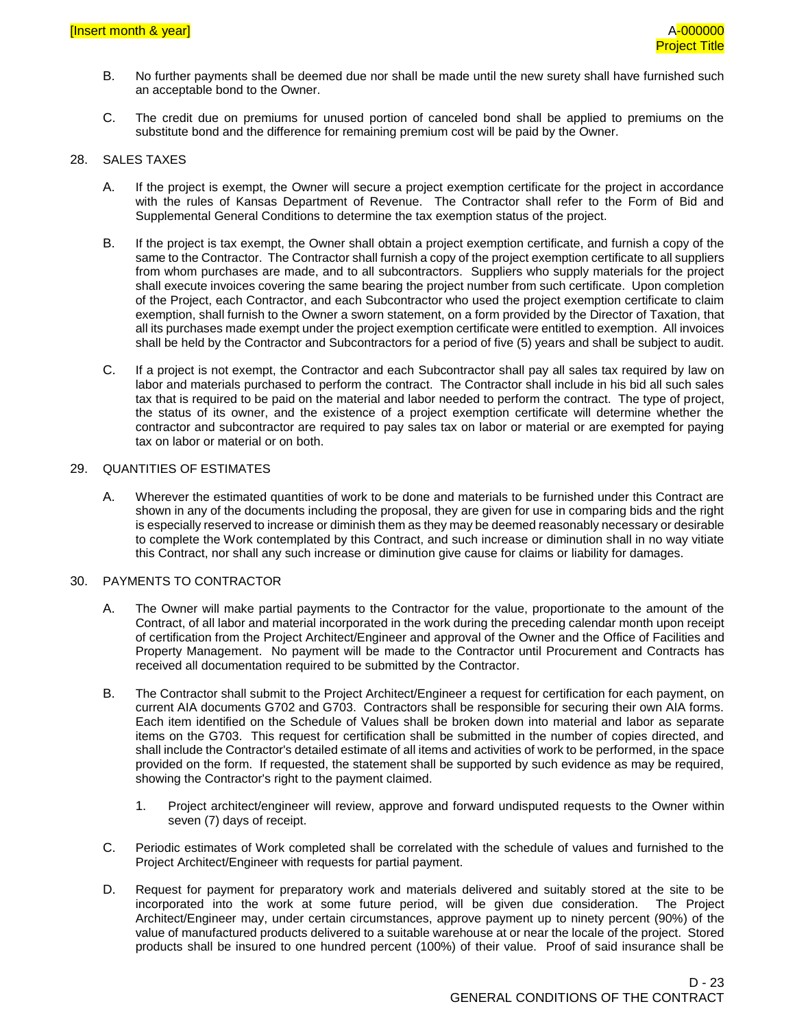B. No further payments shall be deemed due nor shall be made until the new surety shall have furnished such an acceptable bond to the Owner.

C. The credit due on premiums for unused portion of canceled bond shall be applied to premiums on the substitute bond and the difference for remaining premium cost will be paid by the Owner.

28. SALES TAXES

A. If the project is exempt, the Owner will secure a project exemption certificate for the project in accordance with the rules of Kansas Department of Revenue. The Contractor shall refer to the Form of Bid and Supplemental General Conditions to determine the tax exemption status of the project.

B. If the project is tax exempt, the Owner shall obtain a project exemption certificate, and furnish a copy of the same to the Contractor. The Contractor shall furnish a copy of the project exemption certificate to all suppliers from whom purchases are made, and to all subcontractors. Suppliers who supply materials for the project shall execute invoices covering the same bearing the project number from such certificate. Upon completion of the Project, each Contractor, and each Subcontractor who used the project exemption certificate to claim exemption, shall furnish to the Owner a sworn statement, on a form provided by the Director of Taxation, that all its purchases made exempt under the project exemption certificate were entitled to exemption. All invoices shall be held by the Contractor and Subcontractors for a period of five (5) years and shall be subject to audit.

C. If a project is not exempt, the Contractor and each Subcontractor shall pay all sales tax required by law on labor and materials purchased to perform the contract. The Contractor shall include in his bid all such sales tax that is required to be paid on the material and labor needed to perform the contract. The type of project, the status of its owner, and the existence of a project exemption certificate will determine whether the contractor and subcontractor are required to pay sales tax on labor or material or are exempted for paying tax on labor or material or on both.

29. QUANTITIES OF ESTIMATES

A. Wherever the estimated quantities of work to be done and materials to be furnished under this Contract are shown in any of the documents including the proposal, they are given for use in comparing bids and the right is especially reserved to increase or diminish them as they may be deemed reasonably necessary or desirable to complete the Work contemplated by this Contract, and such increase or diminution shall in no way vitiate this Contract, nor shall any such increase or diminution give cause for claims or liability for damages.

30. PAYMENTS TO CONTRACTOR

A. The Owner will make partial payments to the Contractor for the value, proportionate to the amount of the Contract, of all labor and material incorporated in the work during the preceding calendar month upon receipt of certification from the Project Architect/Engineer and approval of the Owner and the Office of Facilities and Property Management. No payment will be made to the Contractor until Procurement and Contracts has received all documentation required to be submitted by the Contractor.

B. The Contractor shall submit to the Project Architect/Engineer a request for certification for each payment, on current AIA documents G702 and G703. Contractors shall be responsible for securing their own AIA forms. Each item identified on the Schedule of Values shall be broken down into material and labor as separate items on the G703. This request for certification shall be submitted in the number of copies directed, and shall include the Contractor's detailed estimate of all items and activities of work to be performed, in the space provided on the form. If requested, the statement shall be supported by such evidence as may be required, showing the Contractor's right to the payment claimed.

   1. Project architect/engineer will review, approve and forward undisputed requests to the Owner within seven (7) days of receipt.

C. Periodic estimates of Work completed shall be correlated with the schedule of values and furnished to the Project Architect/Engineer with requests for partial payment.

D. Request for payment for preparatory work and materials delivered and suitably stored at the site to be incorporated into the work at some future period, will be given due consideration. The Project Architect/Engineer may, under certain circumstances, approve payment up to ninety percent (90%) of the value of manufactured products delivered to a suitable warehouse at or near the locale of the project. Stored products shall be insured to one hundred percent (100%) of their value. Proof of said insurance shall be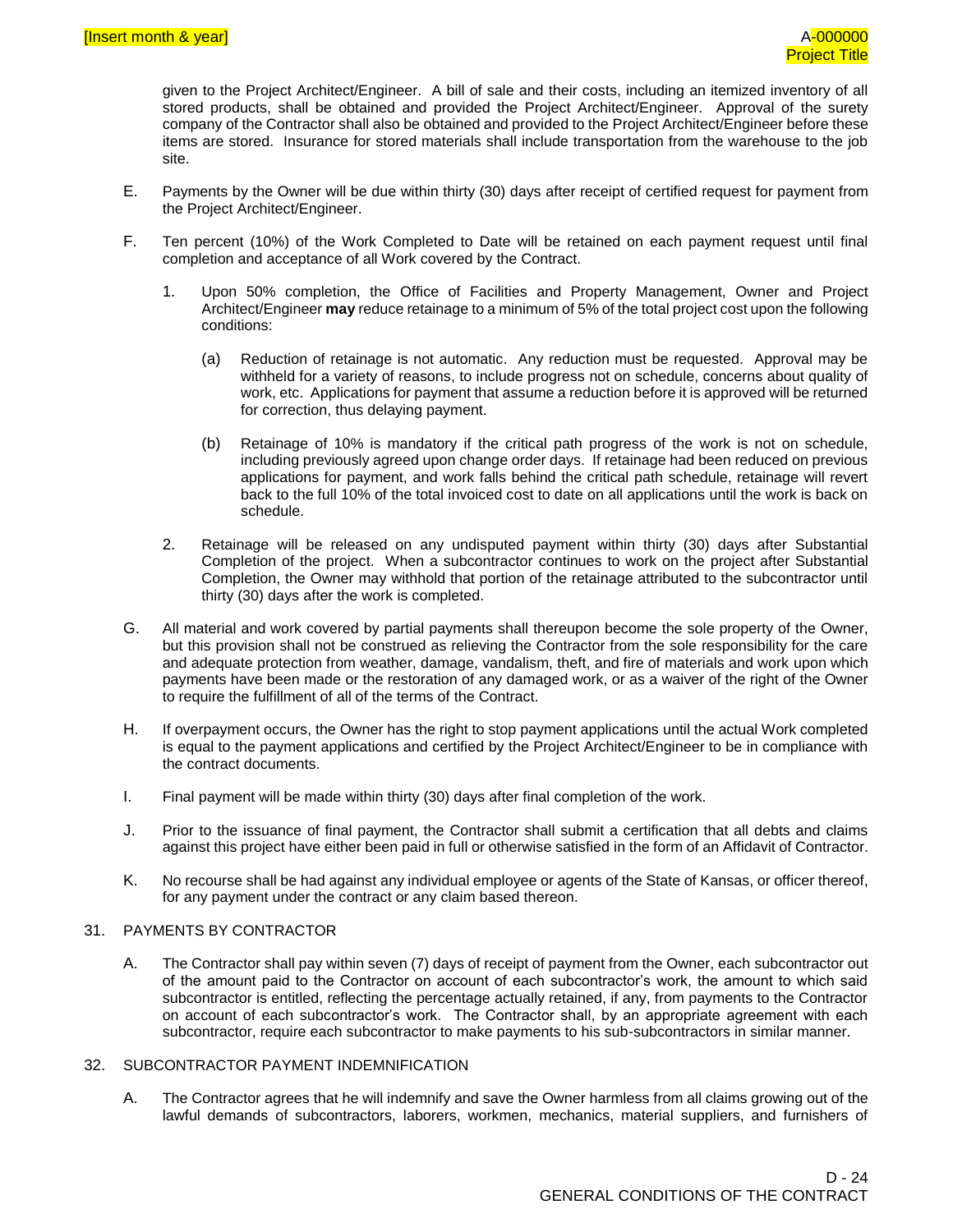given to the Project Architect/Engineer. A bill of sale and their costs, including an itemized inventory of all stored products, shall be obtained and provided the Project Architect/Engineer. Approval of the surety company of the Contractor shall also be obtained and provided to the Project Architect/Engineer before these items are stored. Insurance for stored materials shall include transportation from the warehouse to the job site.

E. Payments by the Owner will be due within thirty (30) days after receipt of certified request for payment from the Project Architect/Engineer.

F. Ten percent (10%) of the Work Completed to Date will be retained on each payment request until final completion and acceptance of all Work covered by the Contract.

   1. Upon 50% completion, the Office of Facilities and Property Management, Owner and Project Architect/Engineer **may** reduce retainage to a minimum of 5% of the total project cost upon the following conditions:

      (a) Reduction of retainage is not automatic. Any reduction must be requested. Approval may be withheld for a variety of reasons, to include progress not on schedule, concerns about quality of work, etc. Applications for payment that assume a reduction before it is approved will be returned for correction, thus delaying payment.

      (b) Retainage of 10% is mandatory if the critical path progress of the work is not on schedule, including previously agreed upon change order days. If retainage had been reduced on previous applications for payment, and work falls behind the critical path schedule, retainage will revert back to the full 10% of the total invoiced cost to date on all applications until the work is back on schedule.

   2. Retainage will be released on any undisputed payment within thirty (30) days after Substantial Completion of the project. When a subcontractor continues to work on the project after Substantial Completion, the Owner may withhold that portion of the retainage attributed to the subcontractor until thirty (30) days after the work is completed.

G. All material and work covered by partial payments shall thereupon become the sole property of the Owner, but this provision shall not be construed as relieving the Contractor from the sole responsibility for the care and adequate protection from weather, damage, vandalism, theft, and fire of materials and work upon which payments have been made or the restoration of any damaged work, or as a waiver of the right of the Owner to require the fulfillment of all of the terms of the Contract.

H. If overpayment occurs, the Owner has the right to stop payment applications until the actual Work completed is equal to the payment applications and certified by the Project Architect/Engineer to be in compliance with the contract documents.

I. Final payment will be made within thirty (30) days after final completion of the work.

J. Prior to the issuance of final payment, the Contractor shall submit a certification that all debts and claims against this project have either been paid in full or otherwise satisfied in the form of an Affidavit of Contractor.

K. No recourse shall be had against any individual employee or agents of the State of Kansas, or officer thereof, for any payment under the contract or any claim based thereon.

## 31. PAYMENTS BY CONTRACTOR

A. The Contractor shall pay within seven (7) days of receipt of payment from the Owner, each subcontractor out of the amount paid to the Contractor on account of each subcontractor's work, the amount to which said subcontractor is entitled, reflecting the percentage actually retained, if any, from payments to the Contractor on account of each subcontractor's work. The Contractor shall, by an appropriate agreement with each subcontractor, require each subcontractor to make payments to his sub-subcontractors in similar manner.

## 32. SUBCONTRACTOR PAYMENT INDEMNIFICATION

A. The Contractor agrees that he will indemnify and save the Owner harmless from all claims growing out of the lawful demands of subcontractors, laborers, workmen, mechanics, material suppliers, and furnishers of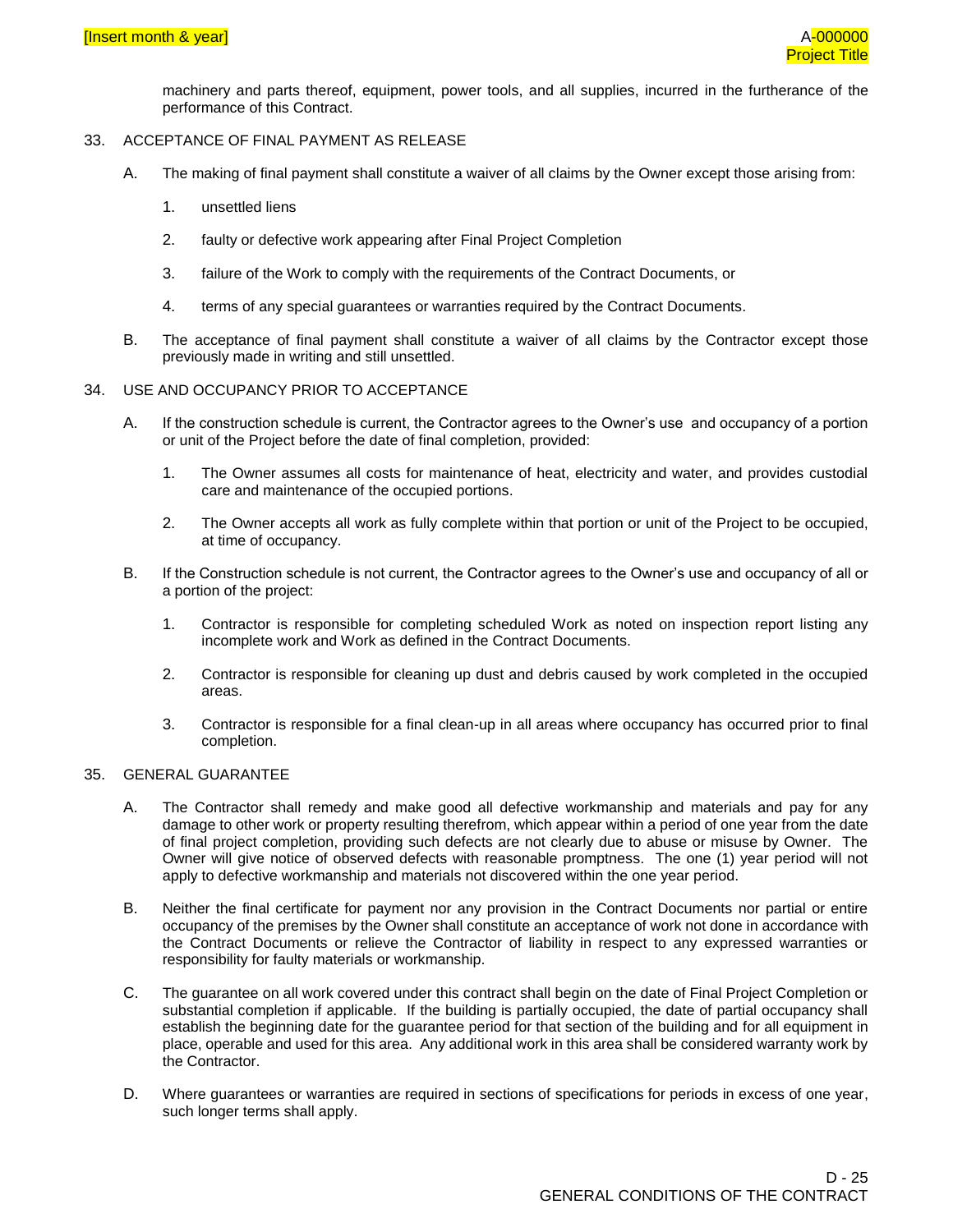machinery and parts thereof, equipment, power tools, and all supplies, incurred in the furtherance of the performance of this Contract.

33. ACCEPTANCE OF FINAL PAYMENT AS RELEASE

   A. The making of final payment shall constitute a waiver of all claims by the Owner except those arising from:

      1. unsettled liens

      2. faulty or defective work appearing after Final Project Completion

      3. failure of the Work to comply with the requirements of the Contract Documents, or

      4. terms of any special guarantees or warranties required by the Contract Documents.

   B. The acceptance of final payment shall constitute a waiver of all claims by the Contractor except those previously made in writing and still unsettled.

34. USE AND OCCUPANCY PRIOR TO ACCEPTANCE

   A. If the construction schedule is current, the Contractor agrees to the Owner's use and occupancy of a portion or unit of the Project before the date of final completion, provided:

      1. The Owner assumes all costs for maintenance of heat, electricity and water, and provides custodial care and maintenance of the occupied portions.

      2. The Owner accepts all work as fully complete within that portion or unit of the Project to be occupied, at time of occupancy.

   B. If the Construction schedule is not current, the Contractor agrees to the Owner's use and occupancy of all or a portion of the project:

      1. Contractor is responsible for completing scheduled Work as noted on inspection report listing any incomplete work and Work as defined in the Contract Documents.

      2. Contractor is responsible for cleaning up dust and debris caused by work completed in the occupied areas.

      3. Contractor is responsible for a final clean-up in all areas where occupancy has occurred prior to final completion.

35. GENERAL GUARANTEE

   A. The Contractor shall remedy and make good all defective workmanship and materials and pay for any damage to other work or property resulting therefrom, which appear within a period of one year from the date of final project completion, providing such defects are not clearly due to abuse or misuse by Owner. The Owner will give notice of observed defects with reasonable promptness. The one (1) year period will not apply to defective workmanship and materials not discovered within the one year period.

   B. Neither the final certificate for payment nor any provision in the Contract Documents nor partial or entire occupancy of the premises by the Owner shall constitute an acceptance of work not done in accordance with the Contract Documents or relieve the Contractor of liability in respect to any expressed warranties or responsibility for faulty materials or workmanship.

   C. The guarantee on all work covered under this contract shall begin on the date of Final Project Completion or substantial completion if applicable. If the building is partially occupied, the date of partial occupancy shall establish the beginning date for the guarantee period for that section of the building and for all equipment in place, operable and used for this area. Any additional work in this area shall be considered warranty work by the Contractor.

   D. Where guarantees or warranties are required in sections of specifications for periods in excess of one year, such longer terms shall apply.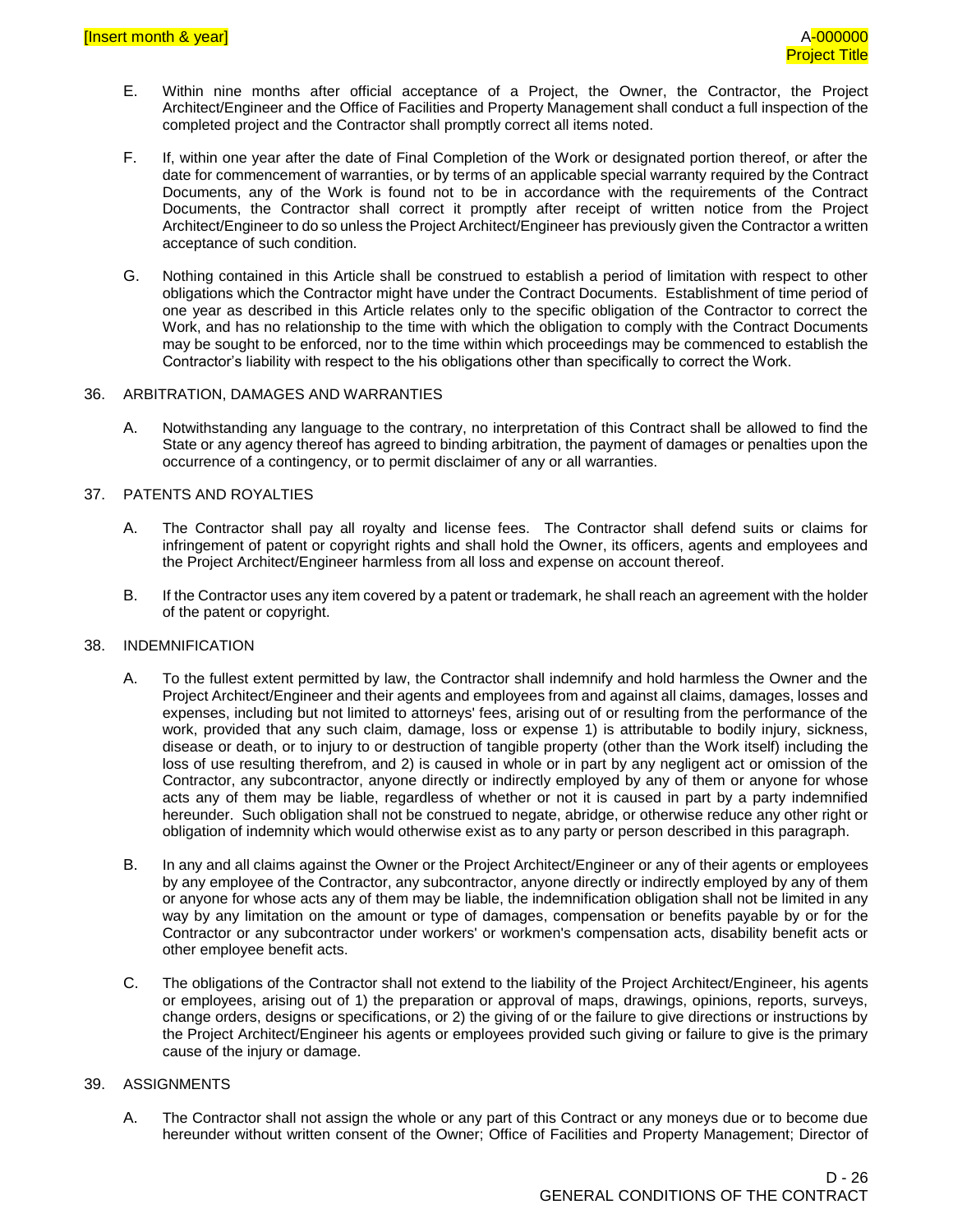E. Within nine months after official acceptance of a Project, the Owner, the Contractor, the Project Architect/Engineer and the Office of Facilities and Property Management shall conduct a full inspection of the completed project and the Contractor shall promptly correct all items noted.

F. If, within one year after the date of Final Completion of the Work or designated portion thereof, or after the date for commencement of warranties, or by terms of an applicable special warranty required by the Contract Documents, any of the Work is found not to be in accordance with the requirements of the Contract Documents, the Contractor shall correct it promptly after receipt of written notice from the Project Architect/Engineer to do so unless the Project Architect/Engineer has previously given the Contractor a written acceptance of such condition.

G. Nothing contained in this Article shall be construed to establish a period of limitation with respect to other obligations which the Contractor might have under the Contract Documents. Establishment of time period of one year as described in this Article relates only to the specific obligation of the Contractor to correct the Work, and has no relationship to the time with which the obligation to comply with the Contract Documents may be sought to be enforced, nor to the time within which proceedings may be commenced to establish the Contractor's liability with respect to the his obligations other than specifically to correct the Work.

## 36. ARBITRATION, DAMAGES AND WARRANTIES

A. Notwithstanding any language to the contrary, no interpretation of this Contract shall be allowed to find the State or any agency thereof has agreed to binding arbitration, the payment of damages or penalties upon the occurrence of a contingency, or to permit disclaimer of any or all warranties.

## 37. PATENTS AND ROYALTIES

A. The Contractor shall pay all royalty and license fees. The Contractor shall defend suits or claims for infringement of patent or copyright rights and shall hold the Owner, its officers, agents and employees and the Project Architect/Engineer harmless from all loss and expense on account thereof.

B. If the Contractor uses any item covered by a patent or trademark, he shall reach an agreement with the holder of the patent or copyright.

## 38. INDEMNIFICATION

A. To the fullest extent permitted by law, the Contractor shall indemnify and hold harmless the Owner and the Project Architect/Engineer and their agents and employees from and against all claims, damages, losses and expenses, including but not limited to attorneys' fees, arising out of or resulting from the performance of the work, provided that any such claim, damage, loss or expense 1) is attributable to bodily injury, sickness, disease or death, or to injury to or destruction of tangible property (other than the Work itself) including the loss of use resulting therefrom, and 2) is caused in whole or in part by any negligent act or omission of the Contractor, any subcontractor, anyone directly or indirectly employed by any of them or anyone for whose acts any of them may be liable, regardless of whether or not it is caused in part by a party indemnified hereunder. Such obligation shall not be construed to negate, abridge, or otherwise reduce any other right or obligation of indemnity which would otherwise exist as to any party or person described in this paragraph.

B. In any and all claims against the Owner or the Project Architect/Engineer or any of their agents or employees by any employee of the Contractor, any subcontractor, anyone directly or indirectly employed by any of them or anyone for whose acts any of them may be liable, the indemnification obligation shall not be limited in any way by any limitation on the amount or type of damages, compensation or benefits payable by or for the Contractor or any subcontractor under workers' or workmen's compensation acts, disability benefit acts or other employee benefit acts.

C. The obligations of the Contractor shall not extend to the liability of the Project Architect/Engineer, his agents or employees, arising out of 1) the preparation or approval of maps, drawings, opinions, reports, surveys, change orders, designs or specifications, or 2) the giving of or the failure to give directions or instructions by the Project Architect/Engineer his agents or employees provided such giving or failure to give is the primary cause of the injury or damage.

## 39. ASSIGNMENTS

A. The Contractor shall not assign the whole or any part of this Contract or any moneys due or to become due hereunder without written consent of the Owner; Office of Facilities and Property Management; Director of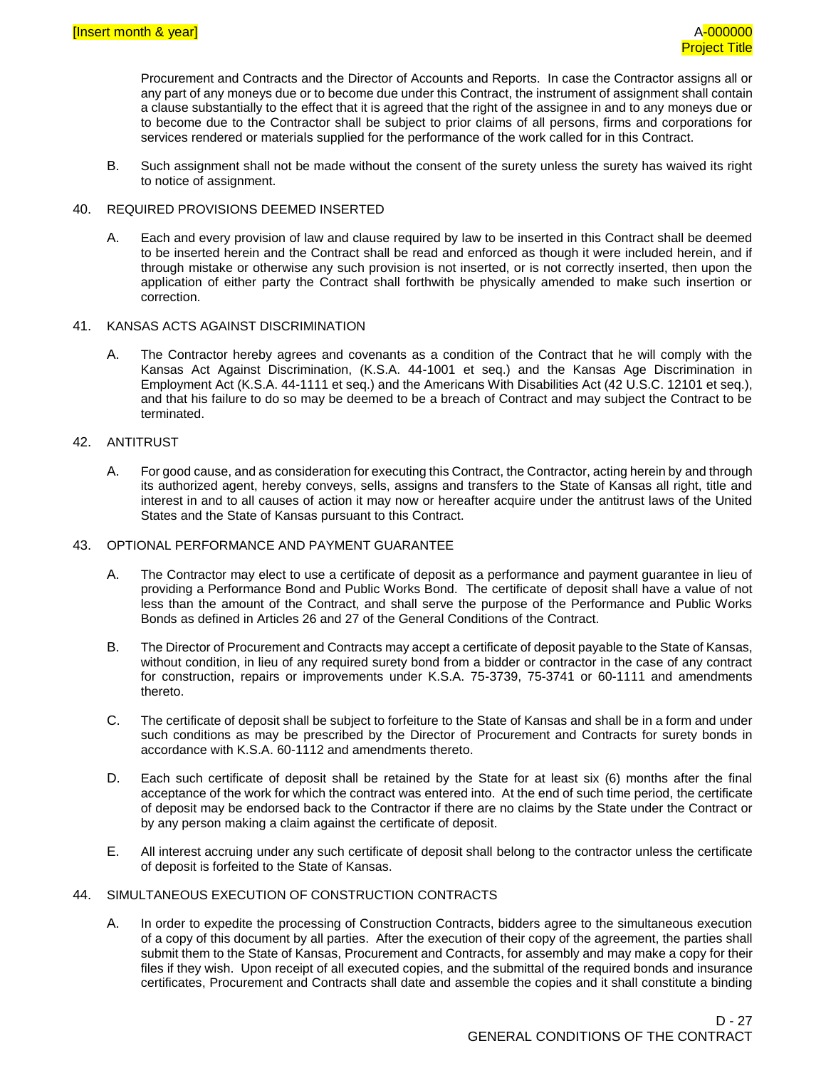Procurement and Contracts and the Director of Accounts and Reports. In case the Contractor assigns all or any part of any moneys due or to become due under this Contract, the instrument of assignment shall contain a clause substantially to the effect that it is agreed that the right of the assignee in and to any moneys due or to become due to the Contractor shall be subject to prior claims of all persons, firms and corporations for services rendered or materials supplied for the performance of the work called for in this Contract.

B. Such assignment shall not be made without the consent of the surety unless the surety has waived its right to notice of assignment.

40. REQUIRED PROVISIONS DEEMED INSERTED

A. Each and every provision of law and clause required by law to be inserted in this Contract shall be deemed to be inserted herein and the Contract shall be read and enforced as though it were included herein, and if through mistake or otherwise any such provision is not inserted, or is not correctly inserted, then upon the application of either party the Contract shall forthwith be physically amended to make such insertion or correction.

41. KANSAS ACTS AGAINST DISCRIMINATION

A. The Contractor hereby agrees and covenants as a condition of the Contract that he will comply with the Kansas Act Against Discrimination, (K.S.A. 44-1001 et seq.) and the Kansas Age Discrimination in Employment Act (K.S.A. 44-1111 et seq.) and the Americans With Disabilities Act (42 U.S.C. 12101 et seq.), and that his failure to do so may be deemed to be a breach of Contract and may subject the Contract to be terminated.

42. ANTITRUST

A. For good cause, and as consideration for executing this Contract, the Contractor, acting herein by and through its authorized agent, hereby conveys, sells, assigns and transfers to the State of Kansas all right, title and interest in and to all causes of action it may now or hereafter acquire under the antitrust laws of the United States and the State of Kansas pursuant to this Contract.

43. OPTIONAL PERFORMANCE AND PAYMENT GUARANTEE

A. The Contractor may elect to use a certificate of deposit as a performance and payment guarantee in lieu of providing a Performance Bond and Public Works Bond. The certificate of deposit shall have a value of not less than the amount of the Contract, and shall serve the purpose of the Performance and Public Works Bonds as defined in Articles 26 and 27 of the General Conditions of the Contract.

B. The Director of Procurement and Contracts may accept a certificate of deposit payable to the State of Kansas, without condition, in lieu of any required surety bond from a bidder or contractor in the case of any contract for construction, repairs or improvements under K.S.A. 75-3739, 75-3741 or 60-1111 and amendments thereto.

C. The certificate of deposit shall be subject to forfeiture to the State of Kansas and shall be in a form and under such conditions as may be prescribed by the Director of Procurement and Contracts for surety bonds in accordance with K.S.A. 60-1112 and amendments thereto.

D. Each such certificate of deposit shall be retained by the State for at least six (6) months after the final acceptance of the work for which the contract was entered into. At the end of such time period, the certificate of deposit may be endorsed back to the Contractor if there are no claims by the State under the Contract or by any person making a claim against the certificate of deposit.

E. All interest accruing under any such certificate of deposit shall belong to the contractor unless the certificate of deposit is forfeited to the State of Kansas.

44. SIMULTANEOUS EXECUTION OF CONSTRUCTION CONTRACTS

A. In order to expedite the processing of Construction Contracts, bidders agree to the simultaneous execution of a copy of this document by all parties. After the execution of their copy of the agreement, the parties shall submit them to the State of Kansas, Procurement and Contracts, for assembly and may make a copy for their files if they wish. Upon receipt of all executed copies, and the submittal of the required bonds and insurance certificates, Procurement and Contracts shall date and assemble the copies and it shall constitute a binding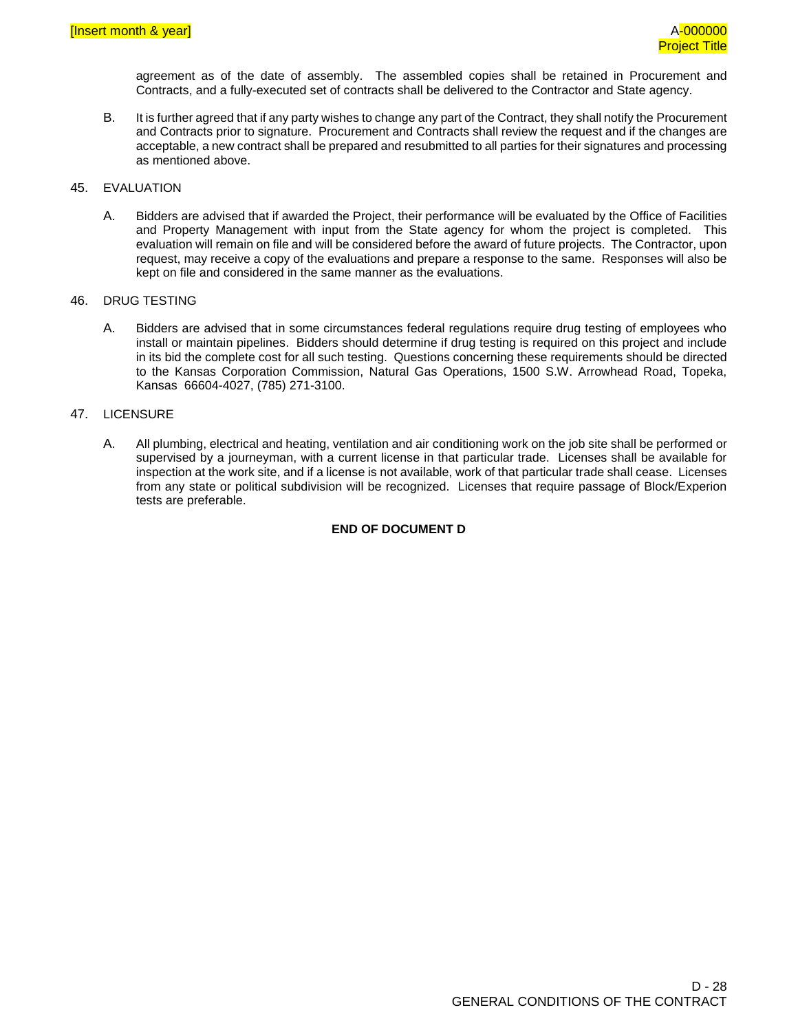agreement as of the date of assembly. The assembled copies shall be retained in Procurement and Contracts, and a fully-executed set of contracts shall be delivered to the Contractor and State agency.

B. It is further agreed that if any party wishes to change any part of the Contract, they shall notify the Procurement and Contracts prior to signature. Procurement and Contracts shall review the request and if the changes are acceptable, a new contract shall be prepared and resubmitted to all parties for their signatures and processing as mentioned above.

45. EVALUATION

A. Bidders are advised that if awarded the Project, their performance will be evaluated by the Office of Facilities and Property Management with input from the State agency for whom the project is completed. This evaluation will remain on file and will be considered before the award of future projects. The Contractor, upon request, may receive a copy of the evaluations and prepare a response to the same. Responses will also be kept on file and considered in the same manner as the evaluations.

46. DRUG TESTING

A. Bidders are advised that in some circumstances federal regulations require drug testing of employees who install or maintain pipelines. Bidders should determine if drug testing is required on this project and include in its bid the complete cost for all such testing. Questions concerning these requirements should be directed to the Kansas Corporation Commission, Natural Gas Operations, 1500 S.W. Arrowhead Road, Topeka, Kansas 66604-4027, (785) 271-3100.

47. LICENSURE

A. All plumbing, electrical and heating, ventilation and air conditioning work on the job site shall be performed or supervised by a journeyman, with a current license in that particular trade. Licenses shall be available for inspection at the work site, and if a license is not available, work of that particular trade shall cease. Licenses from any state or political subdivision will be recognized. Licenses that require passage of Block/Experion tests are preferable.

**END OF DOCUMENT D**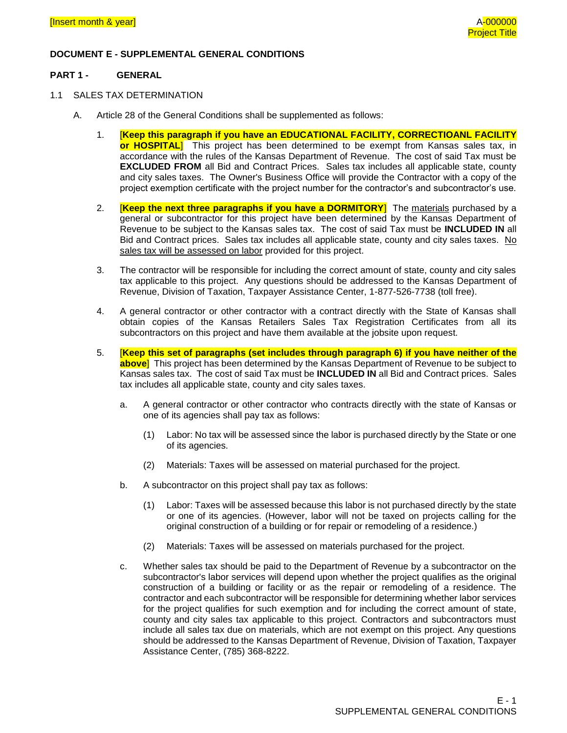## DOCUMENT E - SUPPLEMENTAL GENERAL CONDITIONS

### PART 1 - GENERAL

1.1 SALES TAX DETERMINATION

A. Article 28 of the General Conditions shall be supplemented as follows:

1. [**Keep this paragraph if you have an EDUCATIONAL FACILITY, CORRECTIOANL FACILITY or HOSPITAL**] This project has been determined to be exempt from Kansas sales tax, in accordance with the rules of the Kansas Department of Revenue. The cost of said Tax must be **EXCLUDED FROM** all Bid and Contract Prices. Sales tax includes all applicable state, county and city sales taxes. The Owner's Business Office will provide the Contractor with a copy of the project exemption certificate with the project number for the contractor's and subcontractor's use.

2. [**Keep the next three paragraphs if you have a DORMITORY**] The materials purchased by a general or subcontractor for this project have been determined by the Kansas Department of Revenue to be subject to the Kansas sales tax. The cost of said Tax must be **INCLUDED IN** all Bid and Contract prices. Sales tax includes all applicable state, county and city sales taxes. No sales tax will be assessed on labor provided for this project.

3. The contractor will be responsible for including the correct amount of state, county and city sales tax applicable to this project. Any questions should be addressed to the Kansas Department of Revenue, Division of Taxation, Taxpayer Assistance Center, 1-877-526-7738 (toll free).

4. A general contractor or other contractor with a contract directly with the State of Kansas shall obtain copies of the Kansas Retailers Sales Tax Registration Certificates from all its subcontractors on this project and have them available at the jobsite upon request.

5. [**Keep this set of paragraphs (set includes through paragraph 6) if you have neither of the above**] This project has been determined by the Kansas Department of Revenue to be subject to Kansas sales tax. The cost of said Tax must be **INCLUDED IN** all Bid and Contract prices. Sales tax includes all applicable state, county and city sales taxes.

   a. A general contractor or other contractor who contracts directly with the state of Kansas or one of its agencies shall pay tax as follows:

      (1) Labor: No tax will be assessed since the labor is purchased directly by the State or one of its agencies.

      (2) Materials: Taxes will be assessed on material purchased for the project.

   b. A subcontractor on this project shall pay tax as follows:

      (1) Labor: Taxes will be assessed because this labor is not purchased directly by the state or one of its agencies. (However, labor will not be taxed on projects calling for the original construction of a building or for repair or remodeling of a residence.)

      (2) Materials: Taxes will be assessed on materials purchased for the project.

   c. Whether sales tax should be paid to the Department of Revenue by a subcontractor on the subcontractor's labor services will depend upon whether the project qualifies as the original construction of a building or facility or as the repair or remodeling of a residence. The contractor and each subcontractor will be responsible for determining whether labor services for the project qualifies for such exemption and for including the correct amount of state, county and city sales tax applicable to this project. Contractors and subcontractors must include all sales tax due on materials, which are not exempt on this project. Any questions should be addressed to the Kansas Department of Revenue, Division of Taxation, Taxpayer Assistance Center, (785) 368-8222.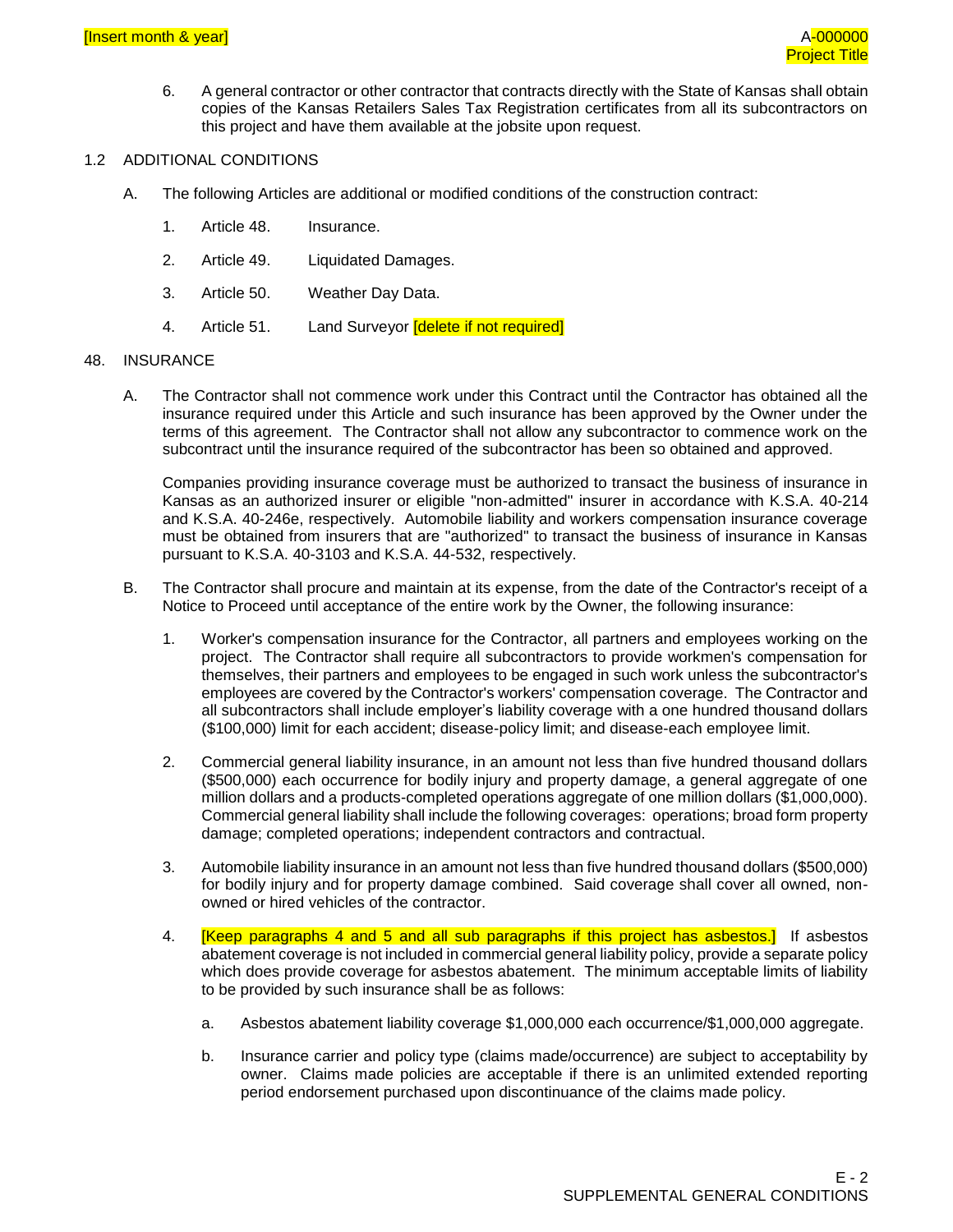6. A general contractor or other contractor that contracts directly with the State of Kansas shall obtain copies of the Kansas Retailers Sales Tax Registration certificates from all its subcontractors on this project and have them available at the jobsite upon request.

1.2 ADDITIONAL CONDITIONS

A. The following Articles are additional or modified conditions of the construction contract:

1. Article 48. Insurance.

2. Article 49. Liquidated Damages.

3. Article 50. Weather Day Data.

4. Article 51. Land Surveyor [delete if not required]

48. INSURANCE

A. The Contractor shall not commence work under this Contract until the Contractor has obtained all the insurance required under this Article and such insurance has been approved by the Owner under the terms of this agreement. The Contractor shall not allow any subcontractor to commence work on the subcontract until the insurance required of the subcontractor has been so obtained and approved.

Companies providing insurance coverage must be authorized to transact the business of insurance in Kansas as an authorized insurer or eligible "non-admitted" insurer in accordance with K.S.A. 40-214 and K.S.A. 40-246e, respectively. Automobile liability and workers compensation insurance coverage must be obtained from insurers that are "authorized" to transact the business of insurance in Kansas pursuant to K.S.A. 40-3103 and K.S.A. 44-532, respectively.

B. The Contractor shall procure and maintain at its expense, from the date of the Contractor's receipt of a Notice to Proceed until acceptance of the entire work by the Owner, the following insurance:

1. Worker's compensation insurance for the Contractor, all partners and employees working on the project. The Contractor shall require all subcontractors to provide workmen's compensation for themselves, their partners and employees to be engaged in such work unless the subcontractor's employees are covered by the Contractor's workers' compensation coverage. The Contractor and all subcontractors shall include employer's liability coverage with a one hundred thousand dollars ($100,000) limit for each accident; disease-policy limit; and disease-each employee limit.

2. Commercial general liability insurance, in an amount not less than five hundred thousand dollars ($500,000) each occurrence for bodily injury and property damage, a general aggregate of one million dollars and a products-completed operations aggregate of one million dollars ($1,000,000). Commercial general liability shall include the following coverages: operations; broad form property damage; completed operations; independent contractors and contractual.

3. Automobile liability insurance in an amount not less than five hundred thousand dollars ($500,000) for bodily injury and for property damage combined. Said coverage shall cover all owned, non-owned or hired vehicles of the contractor.

4. [Keep paragraphs 4 and 5 and all sub paragraphs if this project has asbestos.] If asbestos abatement coverage is not included in commercial general liability policy, provide a separate policy which does provide coverage for asbestos abatement. The minimum acceptable limits of liability to be provided by such insurance shall be as follows:

   a. Asbestos abatement liability coverage $1,000,000 each occurrence/$1,000,000 aggregate.

   b. Insurance carrier and policy type (claims made/occurrence) are subject to acceptability by owner. Claims made policies are acceptable if there is an unlimited extended reporting period endorsement purchased upon discontinuance of the claims made policy.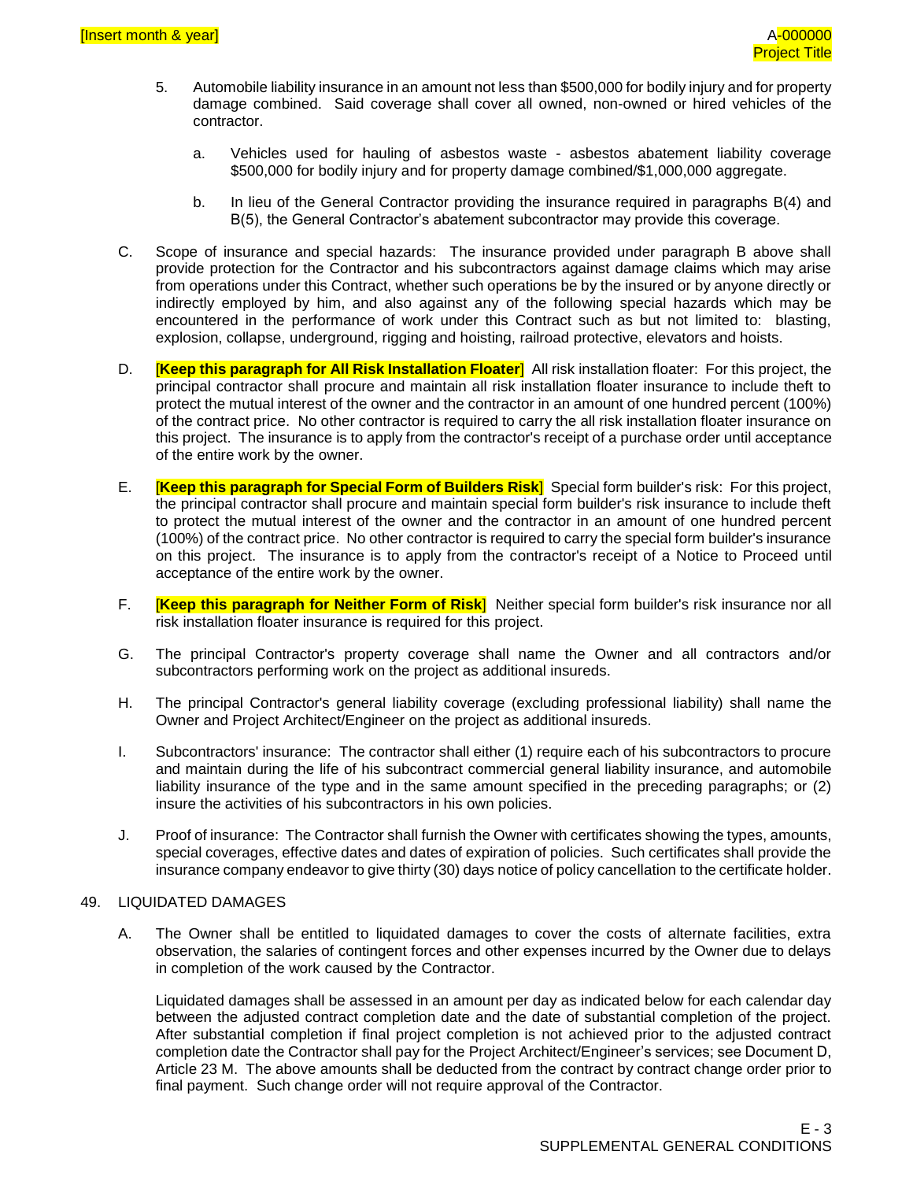5. Automobile liability insurance in an amount not less than $500,000 for bodily injury and for property damage combined. Said coverage shall cover all owned, non-owned or hired vehicles of the contractor.

   a. Vehicles used for hauling of asbestos waste - asbestos abatement liability coverage $500,000 for bodily injury and for property damage combined/$1,000,000 aggregate.

   b. In lieu of the General Contractor providing the insurance required in paragraphs B(4) and B(5), the General Contractor's abatement subcontractor may provide this coverage.

C. Scope of insurance and special hazards: The insurance provided under paragraph B above shall provide protection for the Contractor and his subcontractors against damage claims which may arise from operations under this Contract, whether such operations be by the insured or by anyone directly or indirectly employed by him, and also against any of the following special hazards which may be encountered in the performance of work under this Contract such as but not limited to: blasting, explosion, collapse, underground, rigging and hoisting, railroad protective, elevators and hoists.

D. [**Keep this paragraph for All Risk Installation Floater**] All risk installation floater: For this project, the principal contractor shall procure and maintain all risk installation floater insurance to include theft to protect the mutual interest of the owner and the contractor in an amount of one hundred percent (100%) of the contract price. No other contractor is required to carry the all risk installation floater insurance on this project. The insurance is to apply from the contractor's receipt of a purchase order until acceptance of the entire work by the owner.

E. [**Keep this paragraph for Special Form of Builders Risk**] Special form builder's risk: For this project, the principal contractor shall procure and maintain special form builder's risk insurance to include theft to protect the mutual interest of the owner and the contractor in an amount of one hundred percent (100%) of the contract price. No other contractor is required to carry the special form builder's insurance on this project. The insurance is to apply from the contractor's receipt of a Notice to Proceed until acceptance of the entire work by the owner.

F. [**Keep this paragraph for Neither Form of Risk**] Neither special form builder's risk insurance nor all risk installation floater insurance is required for this project.

G. The principal Contractor's property coverage shall name the Owner and all contractors and/or subcontractors performing work on the project as additional insureds.

H. The principal Contractor's general liability coverage (excluding professional liability) shall name the Owner and Project Architect/Engineer on the project as additional insureds.

I. Subcontractors' insurance: The contractor shall either (1) require each of his subcontractors to procure and maintain during the life of his subcontract commercial general liability insurance, and automobile liability insurance of the type and in the same amount specified in the preceding paragraphs; or (2) insure the activities of his subcontractors in his own policies.

J. Proof of insurance: The Contractor shall furnish the Owner with certificates showing the types, amounts, special coverages, effective dates and dates of expiration of policies. Such certificates shall provide the insurance company endeavor to give thirty (30) days notice of policy cancellation to the certificate holder.

49. LIQUIDATED DAMAGES

A. The Owner shall be entitled to liquidated damages to cover the costs of alternate facilities, extra observation, the salaries of contingent forces and other expenses incurred by the Owner due to delays in completion of the work caused by the Contractor.

   Liquidated damages shall be assessed in an amount per day as indicated below for each calendar day between the adjusted contract completion date and the date of substantial completion of the project. After substantial completion if final project completion is not achieved prior to the adjusted contract completion date the Contractor shall pay for the Project Architect/Engineer's services; see Document D, Article 23 M. The above amounts shall be deducted from the contract by contract change order prior to final payment. Such change order will not require approval of the Contractor.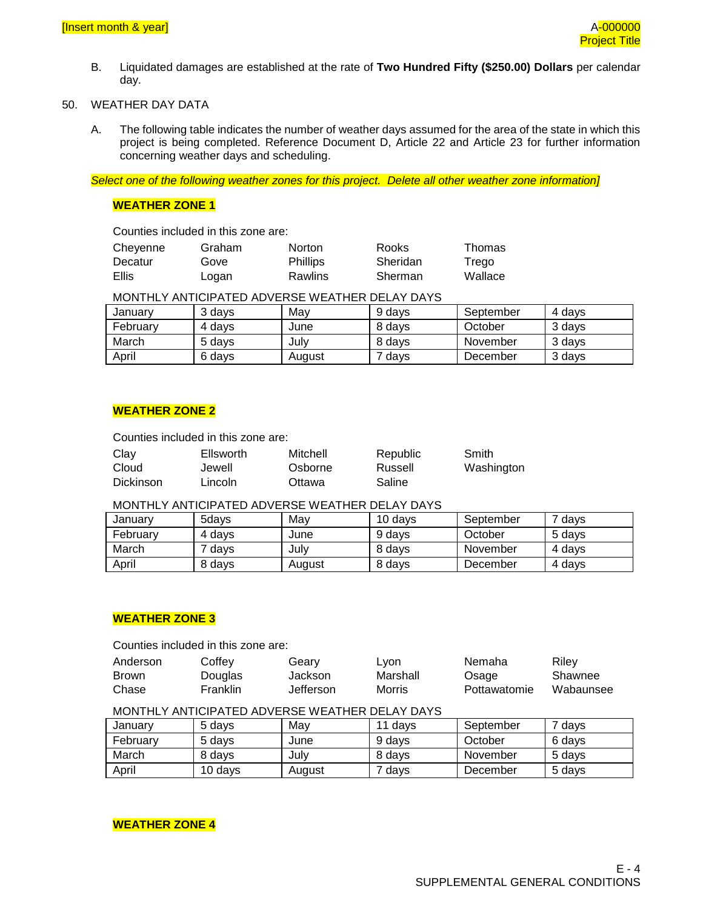B. Liquidated damages are established at the rate of **Two Hundred Fifty ($250.00) Dollars** per calendar day.

50. WEATHER DAY DATA

A. The following table indicates the number of weather days assumed for the area of the state in which this project is being completed. Reference Document D, Article 22 and Article 23 for further information concerning weather days and scheduling.

*Select one of the following weather zones for this project. Delete all other weather zone information]*

**WEATHER ZONE 1**

Counties included in this zone are:

| | | | | |
|---|---|---|---|---|
| Cheyenne | Graham | Norton | Rooks | Thomas |
| Decatur | Gove | Phillips | Sheridan | Trego |
| Ellis | Logan | Rawlins | Sherman | Wallace |

MONTHLY ANTICIPATED ADVERSE WEATHER DELAY DAYS

| | | | | | |
|---|---|---|---|---|---|
| January | 3 days | May | 9 days | September | 4 days |
| February | 4 days | June | 8 days | October | 3 days |
| March | 5 days | July | 8 days | November | 3 days |
| April | 6 days | August | 7 days | December | 3 days |

**WEATHER ZONE 2**

Counties included in this zone are:

| | | | | |
|---|---|---|---|---|
| Clay | Ellsworth | Mitchell | Republic | Smith |
| Cloud | Jewell | Osborne | Russell | Washington |
| Dickinson | Lincoln | Ottawa | Saline | |

MONTHLY ANTICIPATED ADVERSE WEATHER DELAY DAYS

| | | | | | |
|---|---|---|---|---|---|
| January | 5days | May | 10 days | September | 7 days |
| February | 4 days | June | 9 days | October | 5 days |
| March | 7 days | July | 8 days | November | 4 days |
| April | 8 days | August | 8 days | December | 4 days |

**WEATHER ZONE 3**

Counties included in this zone are:

| | | | | | |
|---|---|---|---|---|---|
| Anderson | Coffey | Geary | Lyon | Nemaha | Riley |
| Brown | Douglas | Jackson | Marshall | Osage | Shawnee |
| Chase | Franklin | Jefferson | Morris | Pottawatomie | Wabaunsee |

MONTHLY ANTICIPATED ADVERSE WEATHER DELAY DAYS

| | | | | | |
|---|---|---|---|---|---|
| January | 5 days | May | 11 days | September | 7 days |
| February | 5 days | June | 9 days | October | 6 days |
| March | 8 days | July | 8 days | November | 5 days |
| April | 10 days | August | 7 days | December | 5 days |

**WEATHER ZONE 4**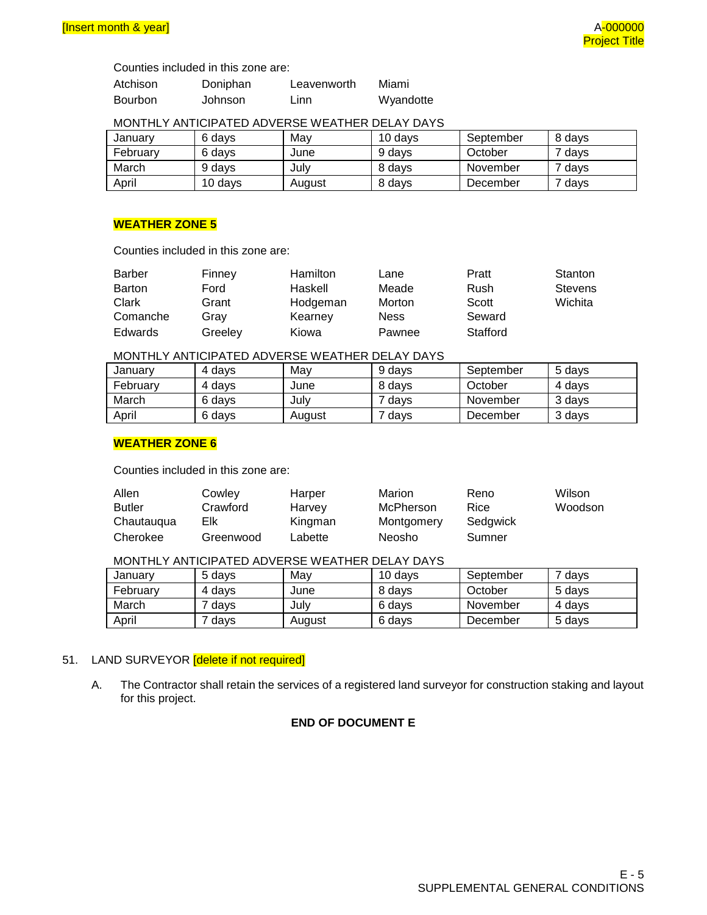Counties included in this zone are:

| | | | |
|---|---|---|---|
| Atchison | Doniphan | Leavenworth | Miami |
| Bourbon | Johnson | Linn | Wyandotte |

MONTHLY ANTICIPATED ADVERSE WEATHER DELAY DAYS

| | | | | | |
|---|---|---|---|---|---|
| January | 6 days | May | 10 days | September | 8 days |
| February | 6 days | June | 9 days | October | 7 days |
| March | 9 days | July | 8 days | November | 7 days |
| April | 10 days | August | 8 days | December | 7 days |

**WEATHER ZONE 5**

Counties included in this zone are:

| | | | | | |
|---|---|---|---|---|---|
| Barber | Finney | Hamilton | Lane | Pratt | Stanton |
| Barton | Ford | Haskell | Meade | Rush | Stevens |
| Clark | Grant | Hodgeman | Morton | Scott | Wichita |
| Comanche | Gray | Kearney | Ness | Seward | |
| Edwards | Greeley | Kiowa | Pawnee | Stafford | |

MONTHLY ANTICIPATED ADVERSE WEATHER DELAY DAYS

| | | | | | |
|---|---|---|---|---|---|
| January | 4 days | May | 9 days | September | 5 days |
| February | 4 days | June | 8 days | October | 4 days |
| March | 6 days | July | 7 days | November | 3 days |
| April | 6 days | August | 7 days | December | 3 days |

**WEATHER ZONE 6**

Counties included in this zone are:

| | | | | | |
|---|---|---|---|---|---|
| Allen | Cowley | Harper | Marion | Reno | Wilson |
| Butler | Crawford | Harvey | McPherson | Rice | Woodson |
| Chautauqua | Elk | Kingman | Montgomery | Sedgwick | |
| Cherokee | Greenwood | Labette | Neosho | Sumner | |

MONTHLY ANTICIPATED ADVERSE WEATHER DELAY DAYS

| | | | | | |
|---|---|---|---|---|---|
| January | 5 days | May | 10 days | September | 7 days |
| February | 4 days | June | 8 days | October | 5 days |
| March | 7 days | July | 6 days | November | 4 days |
| April | 7 days | August | 6 days | December | 5 days |

51. LAND SURVEYOR [delete if not required]

A. The Contractor shall retain the services of a registered land surveyor for construction staking and layout for this project.

**END OF DOCUMENT E**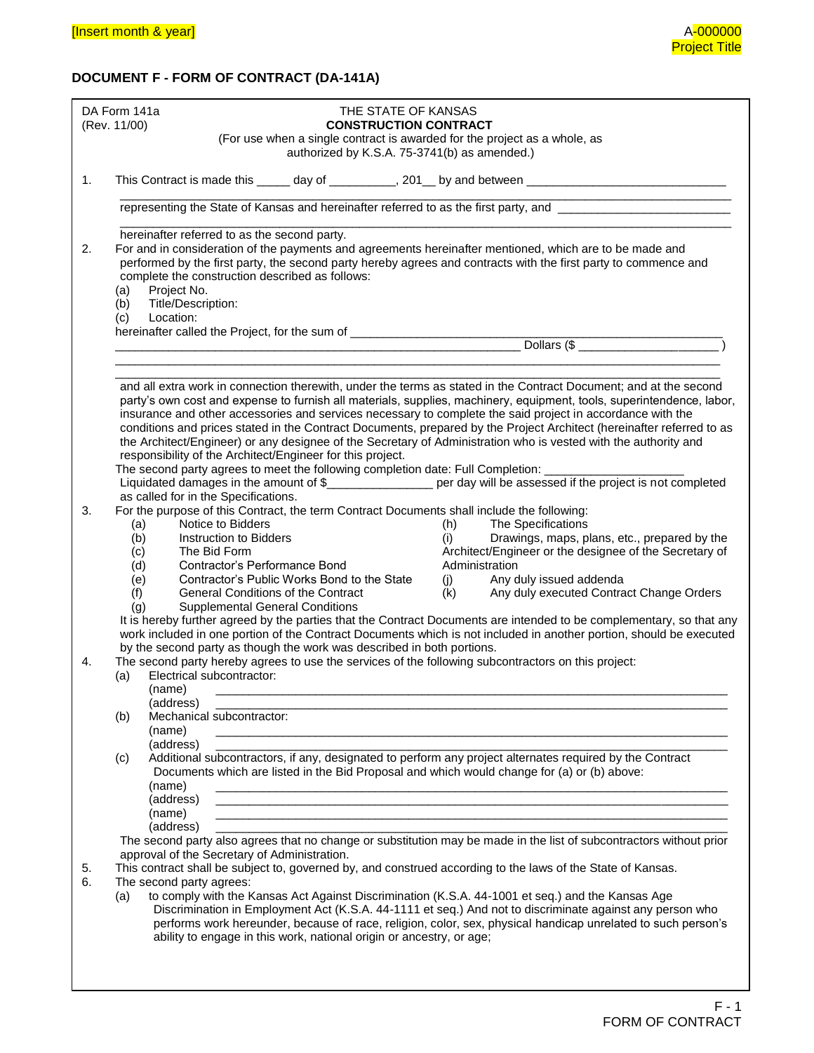[Insert month & year]

A-000000
Project Title

## DOCUMENT F - FORM OF CONTRACT (DA-141A)

DA Form 141a
(Rev. 11/00)

THE STATE OF KANSAS
**CONSTRUCTION CONTRACT**
(For use when a single contract is awarded for the project as a whole, as authorized by K.S.A. 75-3741(b) as amended.)

1. This Contract is made this _____ day of __________, 201__ by and between ______________________________
_____________________________________________________________________________
representing the State of Kansas and hereinafter referred to as the first party, and __________________________
_____________________________________________________________________________
hereinafter referred to as the second party.

2. For and in consideration of the payments and agreements hereinafter mentioned, which are to be made and performed by the first party, the second party hereby agrees and contracts with the first party to commence and complete the construction described as follows:
   - (a) Project No.
   - (b) Title/Description:
   - (c) Location:

   hereinafter called the Project, for the sum of ___________________________________________________________
   _____________________________________________________________ Dollars ($ _____________________ )
   _____________________________________________________________________________
   _____________________________________________________________________________
   and all extra work in connection therewith, under the terms as stated in the Contract Document; and at the second party's own cost and expense to furnish all materials, supplies, machinery, equipment, tools, superintendence, labor, insurance and other accessories and services necessary to complete the said project in accordance with the conditions and prices stated in the Contract Documents, prepared by the Project Architect (hereinafter referred to as the Architect/Engineer) or any designee of the Secretary of Administration who is vested with the authority and responsibility of the Architect/Engineer for this project.
   The second party agrees to meet the following completion date: Full Completion: ____________________
   Liquidated damages in the amount of $________________ per day will be assessed if the project is not completed as called for in the Specifications.

3. For the purpose of this Contract, the term Contract Documents shall include the following:
   - (a) Notice to Bidders
   - (b) Instruction to Bidders
   - (c) The Bid Form
   - (d) Contractor's Performance Bond
   - (e) Contractor's Public Works Bond to the State
   - (f) General Conditions of the Contract
   - (g) Supplemental General Conditions
   - (h) The Specifications
   - (i) Drawings, maps, plans, etc., prepared by the Architect/Engineer or the designee of the Secretary of Administration
   - (j) Any duly issued addenda
   - (k) Any duly executed Contract Change Orders

   It is hereby further agreed by the parties that the Contract Documents are intended to be complementary, so that any work included in one portion of the Contract Documents which is not included in another portion, should be executed by the second party as though the work was described in both portions.

4. The second party hereby agrees to use the services of the following subcontractors on this project:
   - (a) Electrical subcontractor:
     (name) _______________________________________________________________
     (address) _______________________________________________________________
   - (b) Mechanical subcontractor:
     (name) _______________________________________________________________
     (address) _______________________________________________________________
   - (c) Additional subcontractors, if any, designated to perform any project alternates required by the Contract Documents which are listed in the Bid Proposal and which would change for (a) or (b) above:
     (name) _______________________________________________________________
     (address) _______________________________________________________________
     (name) _______________________________________________________________
     (address) _______________________________________________________________

   The second party also agrees that no change or substitution may be made in the list of subcontractors without prior approval of the Secretary of Administration.

5. This contract shall be subject to, governed by, and construed according to the laws of the State of Kansas.

6. The second party agrees:
   - (a) to comply with the Kansas Act Against Discrimination (K.S.A. 44-1001 et seq.) and the Kansas Age Discrimination in Employment Act (K.S.A. 44-1111 et seq.) And not to discriminate against any person who performs work hereunder, because of race, religion, color, sex, physical handicap unrelated to such person's ability to engage in this work, national origin or ancestry, or age;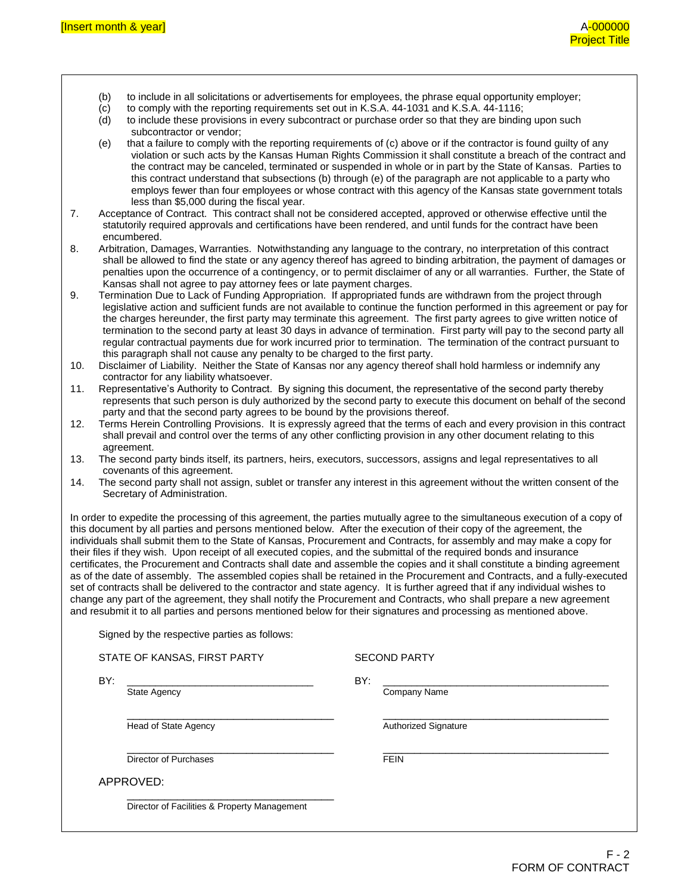(b) to include in all solicitations or advertisements for employees, the phrase equal opportunity employer;

(c) to comply with the reporting requirements set out in K.S.A. 44-1031 and K.S.A. 44-1116;

(d) to include these provisions in every subcontract or purchase order so that they are binding upon such subcontractor or vendor;

(e) that a failure to comply with the reporting requirements of (c) above or if the contractor is found guilty of any violation or such acts by the Kansas Human Rights Commission it shall constitute a breach of the contract and the contract may be canceled, terminated or suspended in whole or in part by the State of Kansas. Parties to this contract understand that subsections (b) through (e) of the paragraph are not applicable to a party who employs fewer than four employees or whose contract with this agency of the Kansas state government totals less than $5,000 during the fiscal year.

7. Acceptance of Contract. This contract shall not be considered accepted, approved or otherwise effective until the statutorily required approvals and certifications have been rendered, and until funds for the contract have been encumbered.

8. Arbitration, Damages, Warranties. Notwithstanding any language to the contrary, no interpretation of this contract shall be allowed to find the state or any agency thereof has agreed to binding arbitration, the payment of damages or penalties upon the occurrence of a contingency, or to permit disclaimer of any or all warranties. Further, the State of Kansas shall not agree to pay attorney fees or late payment charges.

9. Termination Due to Lack of Funding Appropriation. If appropriated funds are withdrawn from the project through legislative action and sufficient funds are not available to continue the function performed in this agreement or pay for the charges hereunder, the first party may terminate this agreement. The first party agrees to give written notice of termination to the second party at least 30 days in advance of termination. First party will pay to the second party all regular contractual payments due for work incurred prior to termination. The termination of the contract pursuant to this paragraph shall not cause any penalty to be charged to the first party.

10. Disclaimer of Liability. Neither the State of Kansas nor any agency thereof shall hold harmless or indemnify any contractor for any liability whatsoever.

11. Representative's Authority to Contract. By signing this document, the representative of the second party thereby represents that such person is duly authorized by the second party to execute this document on behalf of the second party and that the second party agrees to be bound by the provisions thereof.

12. Terms Herein Controlling Provisions. It is expressly agreed that the terms of each and every provision in this contract shall prevail and control over the terms of any other conflicting provision in any other document relating to this agreement.

13. The second party binds itself, its partners, heirs, executors, successors, assigns and legal representatives to all covenants of this agreement.

14. The second party shall not assign, sublet or transfer any interest in this agreement without the written consent of the Secretary of Administration.

In order to expedite the processing of this agreement, the parties mutually agree to the simultaneous execution of a copy of this document by all parties and persons mentioned below. After the execution of their copy of the agreement, the individuals shall submit them to the State of Kansas, Procurement and Contracts, for assembly and may make a copy for their files if they wish. Upon receipt of all executed copies, and the submittal of the required bonds and insurance certificates, the Procurement and Contracts shall date and assemble the copies and it shall constitute a binding agreement as of the date of assembly. The assembled copies shall be retained in the Procurement and Contracts, and a fully-executed set of contracts shall be delivered to the contractor and state agency. It is further agreed that if any individual wishes to change any part of the agreement, they shall notify the Procurement and Contracts, who shall prepare a new agreement and resubmit it to all parties and persons mentioned below for their signatures and processing as mentioned above.

Signed by the respective parties as follows:

| STATE OF KANSAS, FIRST PARTY | SECOND PARTY |
|---|---|
| BY: ______________________ State Agency | BY: ______________________ Company Name |
| ______________________ Head of State Agency | ______________________ Authorized Signature |
| ______________________ Director of Purchases | ______________________ FEIN |

APPROVED:

______________________
Director of Facilities & Property Management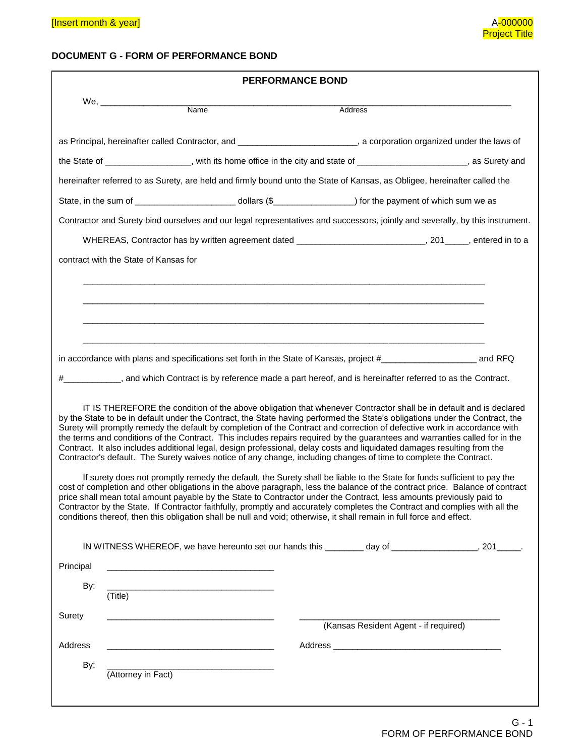[Insert month & year]

A-000000
Project Title

## DOCUMENT G - FORM OF PERFORMANCE BOND

### PERFORMANCE BOND

We, ______________________________________________________________________________
Name Address

as Principal, hereinafter called Contractor, and ________________________, a corporation organized under the laws of the State of _________________, with its home office in the city and state of ______________________, as Surety and hereinafter referred to as Surety, are held and firmly bound unto the State of Kansas, as Obligee, hereinafter called the State, in the sum of ____________________ dollars ($________________) for the payment of which sum we as Contractor and Surety bind ourselves and our legal representatives and successors, jointly and severally, by this instrument.

WHEREAS, Contractor has by written agreement dated __________________________, 201_____, entered in to a contract with the State of Kansas for

_______________________________________________________________________________

_______________________________________________________________________________

_______________________________________________________________________________

_______________________________________________________________________________

in accordance with plans and specifications set forth in the State of Kansas, project #___________________ and RFQ #____________, and which Contract is by reference made a part hereof, and is hereinafter referred to as the Contract.

IT IS THEREFORE the condition of the above obligation that whenever Contractor shall be in default and is declared by the State to be in default under the Contract, the State having performed the State's obligations under the Contract, the Surety will promptly remedy the default by completion of the Contract and correction of defective work in accordance with the terms and conditions of the Contract. This includes repairs required by the guarantees and warranties called for in the Contract. It also includes additional legal, design professional, delay costs and liquidated damages resulting from the Contractor's default. The Surety waives notice of any change, including changes of time to complete the Contract.

If surety does not promptly remedy the default, the Surety shall be liable to the State for funds sufficient to pay the cost of completion and other obligations in the above paragraph, less the balance of the contract price. Balance of contract price shall mean total amount payable by the State to Contractor under the Contract, less amounts previously paid to Contractor by the State. If Contractor faithfully, promptly and accurately completes the Contract and complies with all the conditions thereof, then this obligation shall be null and void; otherwise, it shall remain in full force and effect.

IN WITNESS WHEREOF, we have hereunto set our hands this ________ day of _________________, 201_____.

Principal ________________________________

By: ________________________________
(Title)

Surety ________________________________ ________________________________________
(Kansas Resident Agent - if required)

Address ________________________________ Address ________________________________

By: ________________________________
(Attorney in Fact)

G - 1
FORM OF PERFORMANCE BOND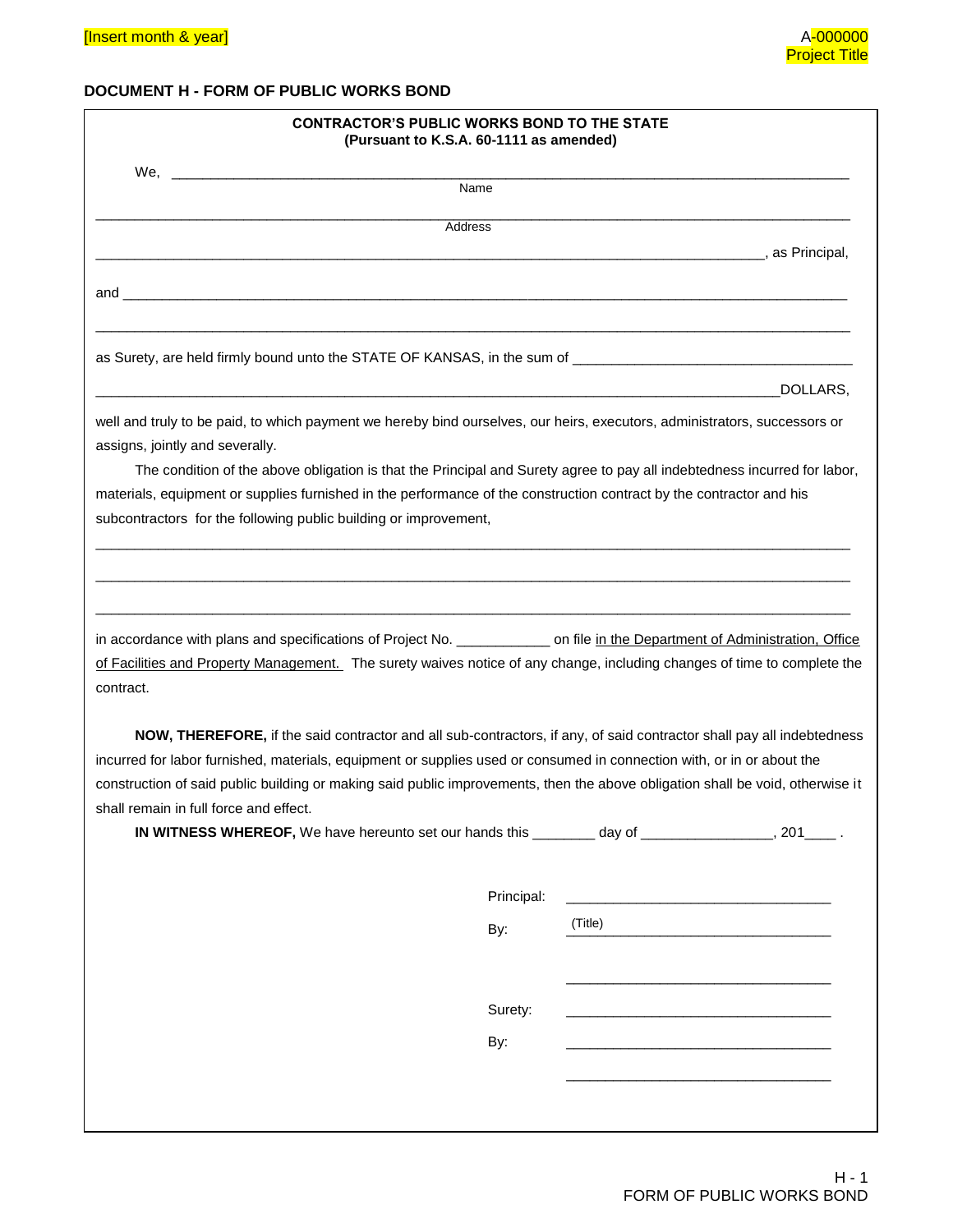## DOCUMENT H - FORM OF PUBLIC WORKS BOND

**CONTRACTOR'S PUBLIC WORKS BOND TO THE STATE**
**(Pursuant to K.S.A. 60-1111 as amended)**

We, ______________________________________________________________________________
Name

______________________________________________________________________________
Address

______________________________________________________________________________, as Principal,

and ______________________________________________________________________________

______________________________________________________________________________

as Surety, are held firmly bound unto the STATE OF KANSAS, in the sum of ______________________________

______________________________________________________________________________DOLLARS,

well and truly to be paid, to which payment we hereby bind ourselves, our heirs, executors, administrators, successors or assigns, jointly and severally.

The condition of the above obligation is that the Principal and Surety agree to pay all indebtedness incurred for labor, materials, equipment or supplies furnished in the performance of the construction contract by the contractor and his subcontractors for the following public building or improvement,

______________________________________________________________________________

______________________________________________________________________________

______________________________________________________________________________

in accordance with plans and specifications of Project No. ____________ on file in the Department of Administration, Office of Facilities and Property Management. The surety waives notice of any change, including changes of time to complete the contract.

**NOW, THEREFORE,** if the said contractor and all sub-contractors, if any, of said contractor shall pay all indebtedness incurred for labor furnished, materials, equipment or supplies used or consumed in connection with, or in or about the construction of said public building or making said public improvements, then the above obligation shall be void, otherwise it shall remain in full force and effect.

**IN WITNESS WHEREOF,** We have hereunto set our hands this ________ day of ________________, 201____ .

Principal: ________________________________

By: (Title) ________________________________

________________________________

Surety: ________________________________

By: ________________________________

________________________________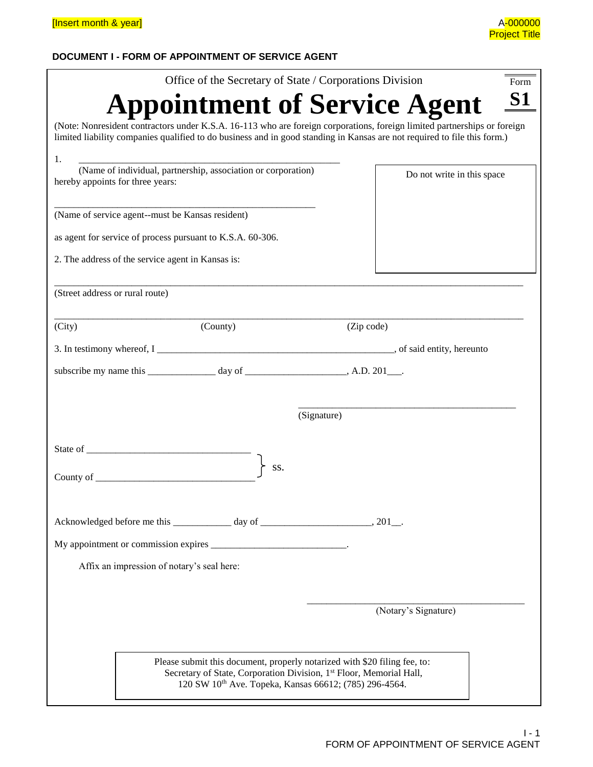[Insert month & year]

A-000000
Project Title

## DOCUMENT I - FORM OF APPOINTMENT OF SERVICE AGENT

Office of the Secretary of State / Corporations Division

Form **S1**

# Appointment of Service Agent

(Note: Nonresident contractors under K.S.A. 16-113 who are foreign corporations, foreign limited partnerships or foreign limited liability companies qualified to do business and in good standing in Kansas are not required to file this form.)

1. ______________________________________________________
(Name of individual, partnership, association or corporation)
hereby appoints for three years:

Do not write in this space

______________________________________________________
(Name of service agent--must be Kansas resident)

as agent for service of process pursuant to K.S.A. 60-306.

2. The address of the service agent in Kansas is:

______________________________________________________________________________
(Street address or rural route)

______________________________________________________________________________
(City) (County) (Zip code)

3. In testimony whereof, I __________________________________________________, of said entity, hereunto subscribe my name this ______________ day of ____________________, A.D. 201___.

______________________________________________
(Signature)

State of __________________________________
County of ________________________________
} ss.

Acknowledged before me this ____________ day of ______________________, 201__.

My appointment or commission expires ___________________________.

Affix an impression of notary's seal here:

______________________________________________
(Notary's Signature)

Please submit this document, properly notarized with $20 filing fee, to:
Secretary of State, Corporation Division, 1st Floor, Memorial Hall,
120 SW 10th Ave. Topeka, Kansas 66612; (785) 296-4564.

FORM OF APPOINTMENT OF SERVICE AGENT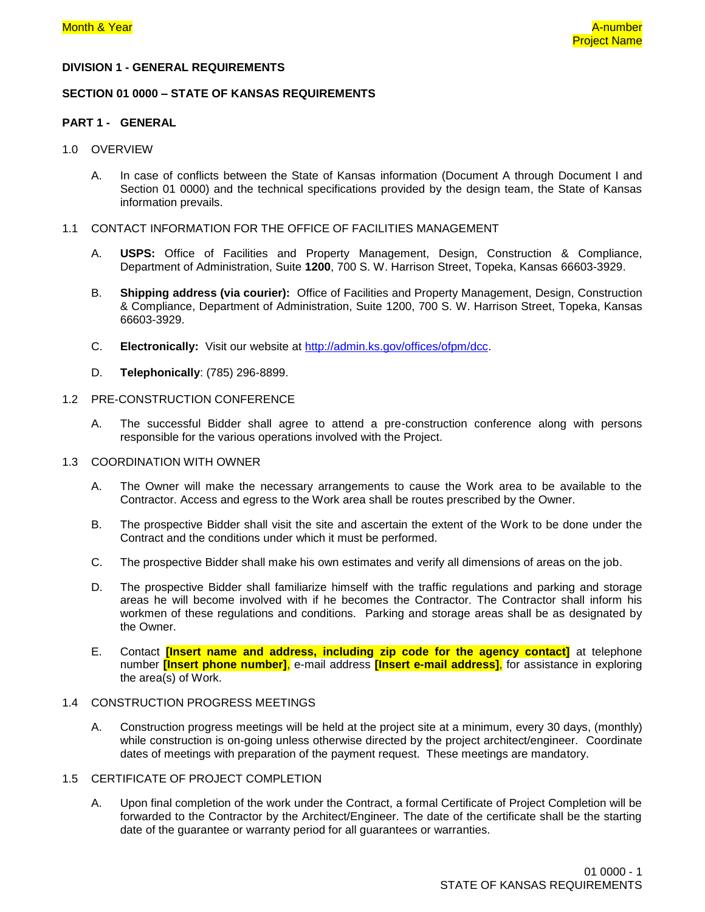**DIVISION 1 - GENERAL REQUIREMENTS**

**SECTION 01 0000 – STATE OF KANSAS REQUIREMENTS**

**PART 1 - GENERAL**

1.0 OVERVIEW

A. In case of conflicts between the State of Kansas information (Document A through Document I and Section 01 0000) and the technical specifications provided by the design team, the State of Kansas information prevails.

1.1 CONTACT INFORMATION FOR THE OFFICE OF FACILITIES MANAGEMENT

A. **USPS:** Office of Facilities and Property Management, Design, Construction & Compliance, Department of Administration, Suite **1200**, 700 S. W. Harrison Street, Topeka, Kansas 66603-3929.

B. **Shipping address (via courier):** Office of Facilities and Property Management, Design, Construction & Compliance, Department of Administration, Suite 1200, 700 S. W. Harrison Street, Topeka, Kansas 66603-3929.

C. **Electronically:** Visit our website at http://admin.ks.gov/offices/ofpm/dcc.

D. **Telephonically**: (785) 296-8899.

1.2 PRE-CONSTRUCTION CONFERENCE

A. The successful Bidder shall agree to attend a pre-construction conference along with persons responsible for the various operations involved with the Project.

1.3 COORDINATION WITH OWNER

A. The Owner will make the necessary arrangements to cause the Work area to be available to the Contractor. Access and egress to the Work area shall be routes prescribed by the Owner.

B. The prospective Bidder shall visit the site and ascertain the extent of the Work to be done under the Contract and the conditions under which it must be performed.

C. The prospective Bidder shall make his own estimates and verify all dimensions of areas on the job.

D. The prospective Bidder shall familiarize himself with the traffic regulations and parking and storage areas he will become involved with if he becomes the Contractor. The Contractor shall inform his workmen of these regulations and conditions. Parking and storage areas shall be as designated by the Owner.

E. Contact **[Insert name and address, including zip code for the agency contact]** at telephone number **[Insert phone number]**, e-mail address **[Insert e-mail address]**, for assistance in exploring the area(s) of Work.

1.4 CONSTRUCTION PROGRESS MEETINGS

A. Construction progress meetings will be held at the project site at a minimum, every 30 days, (monthly) while construction is on-going unless otherwise directed by the project architect/engineer. Coordinate dates of meetings with preparation of the payment request. These meetings are mandatory.

1.5 CERTIFICATE OF PROJECT COMPLETION

A. Upon final completion of the work under the Contract, a formal Certificate of Project Completion will be forwarded to the Contractor by the Architect/Engineer. The date of the certificate shall be the starting date of the guarantee or warranty period for all guarantees or warranties.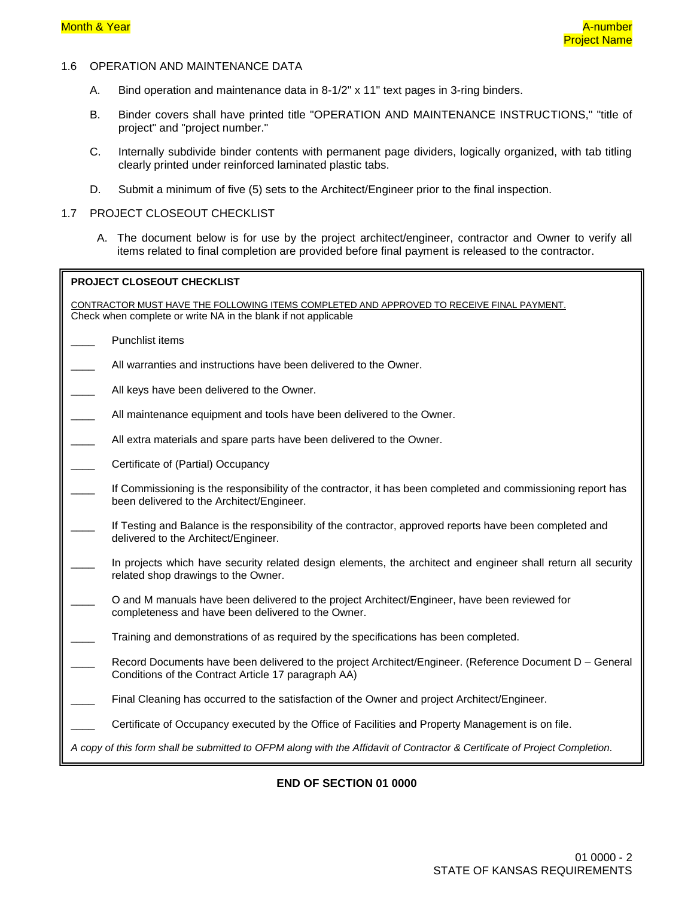## 1.6 OPERATION AND MAINTENANCE DATA

A. Bind operation and maintenance data in 8-1/2" x 11" text pages in 3-ring binders.

B. Binder covers shall have printed title "OPERATION AND MAINTENANCE INSTRUCTIONS," "title of project" and "project number."

C. Internally subdivide binder contents with permanent page dividers, logically organized, with tab titling clearly printed under reinforced laminated plastic tabs.

D. Submit a minimum of five (5) sets to the Architect/Engineer prior to the final inspection.

## 1.7 PROJECT CLOSEOUT CHECKLIST

A. The document below is for use by the project architect/engineer, contractor and Owner to verify all items related to final completion are provided before final payment is released to the contractor.

**PROJECT CLOSEOUT CHECKLIST**

CONTRACTOR MUST HAVE THE FOLLOWING ITEMS COMPLETED AND APPROVED TO RECEIVE FINAL PAYMENT.
Check when complete or write NA in the blank if not applicable

____ Punchlist items

____ All warranties and instructions have been delivered to the Owner.

____ All keys have been delivered to the Owner.

____ All maintenance equipment and tools have been delivered to the Owner.

____ All extra materials and spare parts have been delivered to the Owner.

____ Certificate of (Partial) Occupancy

____ If Commissioning is the responsibility of the contractor, it has been completed and commissioning report has been delivered to the Architect/Engineer.

____ If Testing and Balance is the responsibility of the contractor, approved reports have been completed and delivered to the Architect/Engineer.

____ In projects which have security related design elements, the architect and engineer shall return all security related shop drawings to the Owner.

____ O and M manuals have been delivered to the project Architect/Engineer, have been reviewed for completeness and have been delivered to the Owner.

____ Training and demonstrations of as required by the specifications has been completed.

____ Record Documents have been delivered to the project Architect/Engineer. (Reference Document D – General Conditions of the Contract Article 17 paragraph AA)

____ Final Cleaning has occurred to the satisfaction of the Owner and project Architect/Engineer.

____ Certificate of Occupancy executed by the Office of Facilities and Property Management is on file.

*A copy of this form shall be submitted to OFPM along with the Affidavit of Contractor & Certificate of Project Completion.*

**END OF SECTION 01 0000**